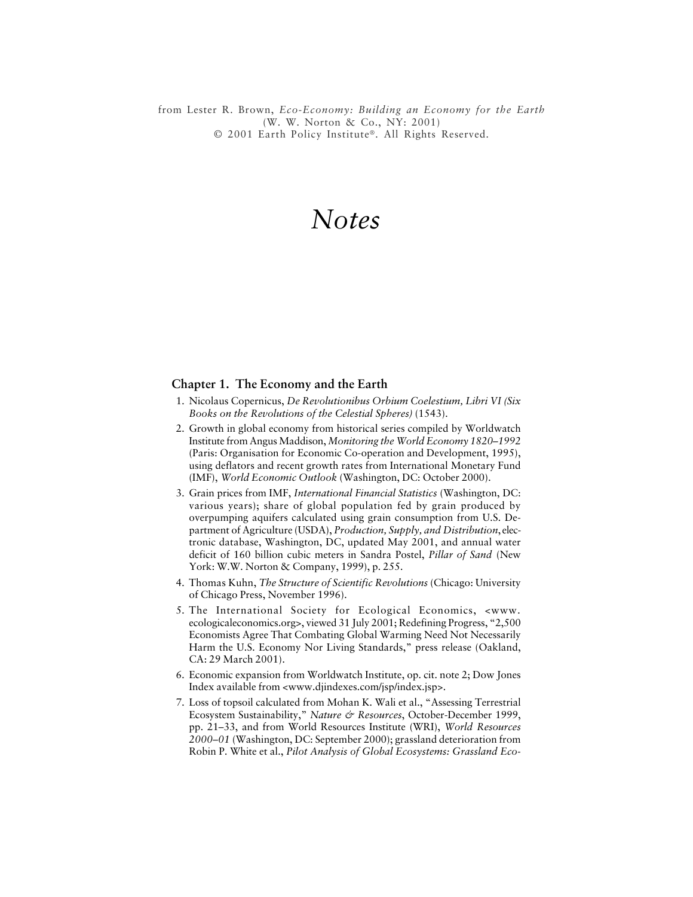from Lester R. Brown, *Eco-Economy: Building an Economy for the Earth* (W. W. Norton & Co., NY: 2001)
© 2001 Earth Policy Institute®. All Rights Reserved.

# *Notes*

## Chapter 1. The Economy and the Earth

1. Nicolaus Copernicus, *De Revolutionibus Orbium Coelestium, Libri VI (Six Books on the Revolutions of the Celestial Spheres)* (1543).
2. Growth in global economy from historical series compiled by Worldwatch Institute from Angus Maddison, *Monitoring the World Economy 1820–1992* (Paris: Organisation for Economic Co-operation and Development, 1995), using deflators and recent growth rates from International Monetary Fund (IMF), *World Economic Outlook* (Washington, DC: October 2000).
3. Grain prices from IMF, *International Financial Statistics* (Washington, DC: various years); share of global population fed by grain produced by overpumping aquifers calculated using grain consumption from U.S. Department of Agriculture (USDA), *Production, Supply, and Distribution*, electronic database, Washington, DC, updated May 2001, and annual water deficit of 160 billion cubic meters in Sandra Postel, *Pillar of Sand* (New York: W.W. Norton & Company, 1999), p. 255.
4. Thomas Kuhn, *The Structure of Scientific Revolutions* (Chicago: University of Chicago Press, November 1996).
5. The International Society for Ecological Economics, <www.ecologicaleconomics.org>, viewed 31 July 2001; Redefining Progress, "2,500 Economists Agree That Combating Global Warming Need Not Necessarily Harm the U.S. Economy Nor Living Standards," press release (Oakland, CA: 29 March 2001).
6. Economic expansion from Worldwatch Institute, op. cit. note 2; Dow Jones Index available from <www.djindexes.com/jsp/index.jsp>.
7. Loss of topsoil calculated from Mohan K. Wali et al., "Assessing Terrestrial Ecosystem Sustainability," *Nature & Resources*, October-December 1999, pp. 21–33, and from World Resources Institute (WRI), *World Resources 2000–01* (Washington, DC: September 2000); grassland deterioration from Robin P. White et al., *Pilot Analysis of Global Ecosystems: Grassland Eco-*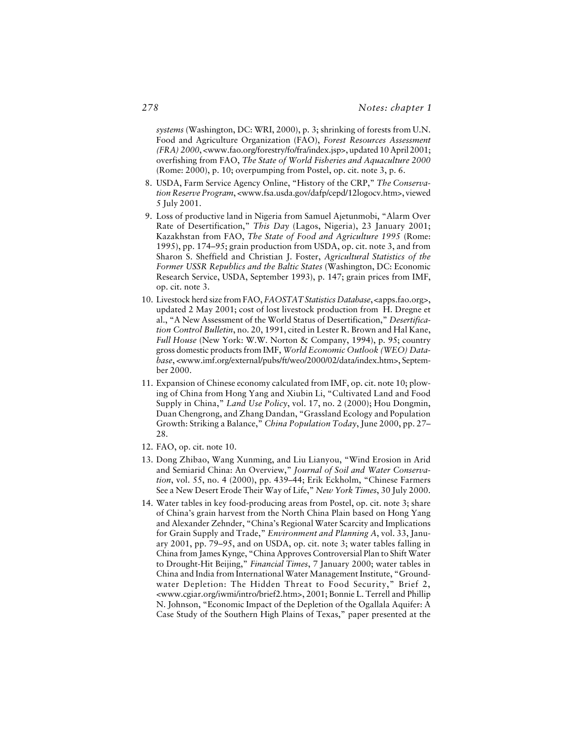*systems* (Washington, DC: WRI, 2000), p. 3; shrinking of forests from U.N. Food and Agriculture Organization (FAO), *Forest Resources Assessment (FRA) 2000*, <www.fao.org/forestry/fo/fra/index.jsp>, updated 10 April 2001; overfishing from FAO, *The State of World Fisheries and Aquaculture 2000* (Rome: 2000), p. 10; overpumping from Postel, op. cit. note 3, p. 6.

8. USDA, Farm Service Agency Online, "History of the CRP," *The Conservation Reserve Program*, <www.fsa.usda.gov/dafp/cepd/12logocv.htm>, viewed 5 July 2001.

9. Loss of productive land in Nigeria from Samuel Ajetunmobi, "Alarm Over Rate of Desertification," *This Day* (Lagos, Nigeria), 23 January 2001; Kazakhstan from FAO, *The State of Food and Agriculture 1995* (Rome: 1995), pp. 174–95; grain production from USDA, op. cit. note 3, and from Sharon S. Sheffield and Christian J. Foster, *Agricultural Statistics of the Former USSR Republics and the Baltic States* (Washington, DC: Economic Research Service, USDA, September 1993), p. 147; grain prices from IMF, op. cit. note 3.

10. Livestock herd size from FAO, *FAOSTAT Statistics Database*, <apps.fao.org>, updated 2 May 2001; cost of lost livestock production from H. Dregne et al., "A New Assessment of the World Status of Desertification," *Desertification Control Bulletin*, no. 20, 1991, cited in Lester R. Brown and Hal Kane, *Full House* (New York: W.W. Norton & Company, 1994), p. 95; country gross domestic products from IMF, *World Economic Outlook (WEO) Database*, <www.imf.org/external/pubs/ft/weo/2000/02/data/index.htm>, September 2000.

11. Expansion of Chinese economy calculated from IMF, op. cit. note 10; plowing of China from Hong Yang and Xiubin Li, "Cultivated Land and Food Supply in China," *Land Use Policy*, vol. 17, no. 2 (2000); Hou Dongmin, Duan Chengrong, and Zhang Dandan, "Grassland Ecology and Population Growth: Striking a Balance," *China Population Today*, June 2000, pp. 27–28.

12. FAO, op. cit. note 10.

13. Dong Zhibao, Wang Xunming, and Liu Lianyou, "Wind Erosion in Arid and Semiarid China: An Overview," *Journal of Soil and Water Conservation*, vol. 55, no. 4 (2000), pp. 439–44; Erik Eckholm, "Chinese Farmers See a New Desert Erode Their Way of Life," *New York Times*, 30 July 2000.

14. Water tables in key food-producing areas from Postel, op. cit. note 3; share of China's grain harvest from the North China Plain based on Hong Yang and Alexander Zehnder, "China's Regional Water Scarcity and Implications for Grain Supply and Trade," *Environment and Planning A*, vol. 33, January 2001, pp. 79–95, and on USDA, op. cit. note 3; water tables falling in China from James Kynge, "China Approves Controversial Plan to Shift Water to Drought-Hit Beijing," *Financial Times*, 7 January 2000; water tables in China and India from International Water Management Institute, "Groundwater Depletion: The Hidden Threat to Food Security," Brief 2, <www.cgiar.org/iwmi/intro/brief2.htm>, 2001; Bonnie L. Terrell and Phillip N. Johnson, "Economic Impact of the Depletion of the Ogallala Aquifer: A Case Study of the Southern High Plains of Texas," paper presented at the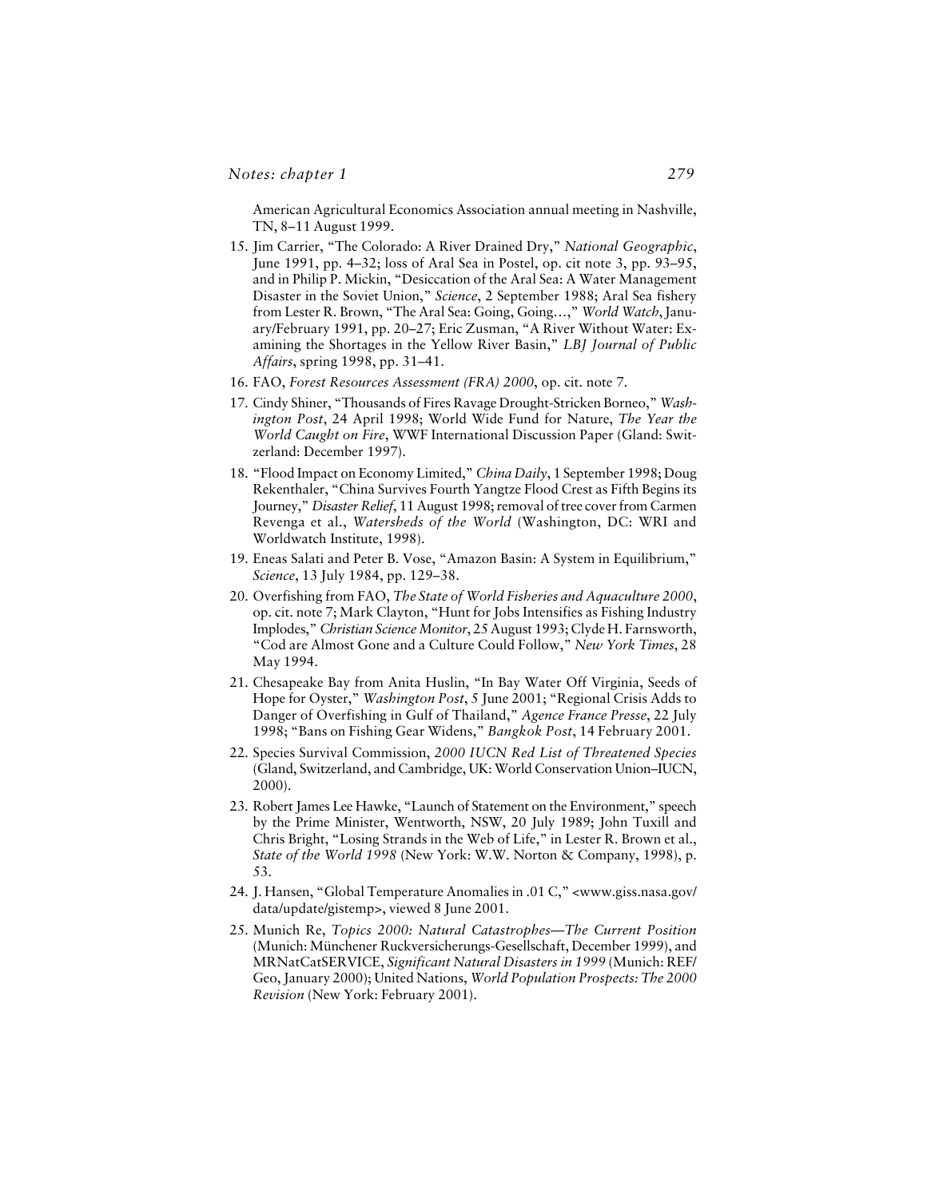American Agricultural Economics Association annual meeting in Nashville, TN, 8–11 August 1999.

15. Jim Carrier, "The Colorado: A River Drained Dry," *National Geographic*, June 1991, pp. 4–32; loss of Aral Sea in Postel, op. cit note 3, pp. 93–95, and in Philip P. Mickin, "Desiccation of the Aral Sea: A Water Management Disaster in the Soviet Union," *Science*, 2 September 1988; Aral Sea fishery from Lester R. Brown, "The Aral Sea: Going, Going…," *World Watch*, January/February 1991, pp. 20–27; Eric Zusman, "A River Without Water: Examining the Shortages in the Yellow River Basin," *LBJ Journal of Public Affairs*, spring 1998, pp. 31–41.
16. FAO, *Forest Resources Assessment (FRA) 2000*, op. cit. note 7.
17. Cindy Shiner, "Thousands of Fires Ravage Drought-Stricken Borneo," *Washington Post*, 24 April 1998; World Wide Fund for Nature, *The Year the World Caught on Fire*, WWF International Discussion Paper (Gland: Switzerland: December 1997).
18. "Flood Impact on Economy Limited," *China Daily*, 1 September 1998; Doug Rekenthaler, "China Survives Fourth Yangtze Flood Crest as Fifth Begins its Journey," *Disaster Relief*, 11 August 1998; removal of tree cover from Carmen Revenga et al., *Watersheds of the World* (Washington, DC: WRI and Worldwatch Institute, 1998).
19. Eneas Salati and Peter B. Vose, "Amazon Basin: A System in Equilibrium," *Science*, 13 July 1984, pp. 129–38.
20. Overfishing from FAO, *The State of World Fisheries and Aquaculture 2000*, op. cit. note 7; Mark Clayton, "Hunt for Jobs Intensifies as Fishing Industry Implodes," *Christian Science Monitor*, 25 August 1993; Clyde H. Farnsworth, "Cod are Almost Gone and a Culture Could Follow," *New York Times*, 28 May 1994.
21. Chesapeake Bay from Anita Huslin, "In Bay Water Off Virginia, Seeds of Hope for Oyster," *Washington Post*, 5 June 2001; "Regional Crisis Adds to Danger of Overfishing in Gulf of Thailand," *Agence France Presse*, 22 July 1998; "Bans on Fishing Gear Widens," *Bangkok Post*, 14 February 2001.
22. Species Survival Commission, *2000 IUCN Red List of Threatened Species* (Gland, Switzerland, and Cambridge, UK: World Conservation Union–IUCN, 2000).
23. Robert James Lee Hawke, "Launch of Statement on the Environment," speech by the Prime Minister, Wentworth, NSW, 20 July 1989; John Tuxill and Chris Bright, "Losing Strands in the Web of Life," in Lester R. Brown et al., *State of the World 1998* (New York: W.W. Norton & Company, 1998), p. 53.
24. J. Hansen, "Global Temperature Anomalies in .01 C," <www.giss.nasa.gov/data/update/gistemp>, viewed 8 June 2001.
25. Munich Re, *Topics 2000: Natural Catastrophes—The Current Position* (Munich: Münchener Ruckversicherungs-Gesellschaft, December 1999), and MRNatCatSERVICE, *Significant Natural Disasters in 1999* (Munich: REF/Geo, January 2000); United Nations, *World Population Prospects: The 2000 Revision* (New York: February 2001).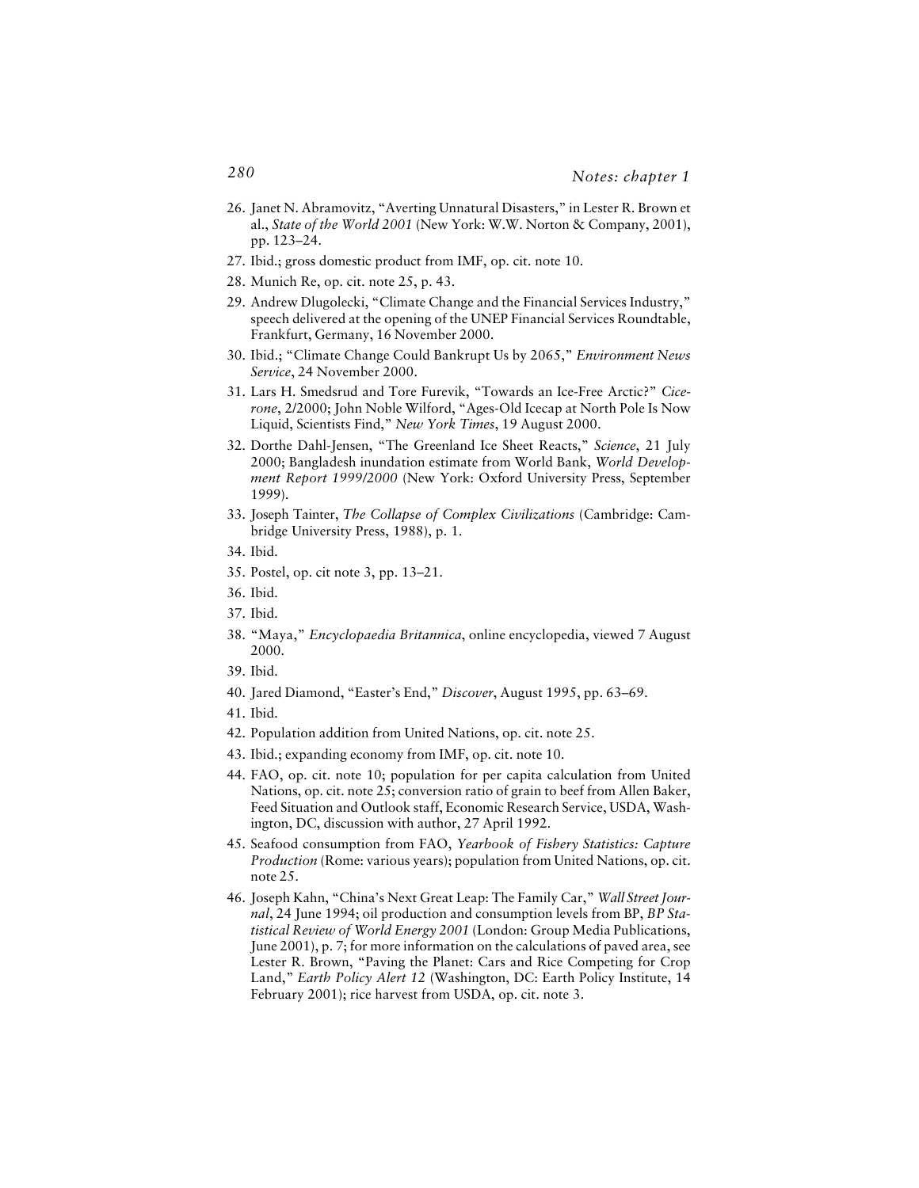26. Janet N. Abramovitz, "Averting Unnatural Disasters," in Lester R. Brown et al., *State of the World 2001* (New York: W.W. Norton & Company, 2001), pp. 123–24.
27. Ibid.; gross domestic product from IMF, op. cit. note 10.
28. Munich Re, op. cit. note 25, p. 43.
29. Andrew Dlugolecki, "Climate Change and the Financial Services Industry," speech delivered at the opening of the UNEP Financial Services Roundtable, Frankfurt, Germany, 16 November 2000.
30. Ibid.; "Climate Change Could Bankrupt Us by 2065," *Environment News Service*, 24 November 2000.
31. Lars H. Smedsrud and Tore Furevik, "Towards an Ice-Free Arctic?" *Cicerone*, 2/2000; John Noble Wilford, "Ages-Old Icecap at North Pole Is Now Liquid, Scientists Find," *New York Times*, 19 August 2000.
32. Dorthe Dahl-Jensen, "The Greenland Ice Sheet Reacts," *Science*, 21 July 2000; Bangladesh inundation estimate from World Bank, *World Development Report 1999/2000* (New York: Oxford University Press, September 1999).
33. Joseph Tainter, *The Collapse of Complex Civilizations* (Cambridge: Cambridge University Press, 1988), p. 1.
34. Ibid.
35. Postel, op. cit note 3, pp. 13–21.
36. Ibid.
37. Ibid.
38. "Maya," *Encyclopaedia Britannica*, online encyclopedia, viewed 7 August 2000.
39. Ibid.
40. Jared Diamond, "Easter's End," *Discover*, August 1995, pp. 63–69.
41. Ibid.
42. Population addition from United Nations, op. cit. note 25.
43. Ibid.; expanding economy from IMF, op. cit. note 10.
44. FAO, op. cit. note 10; population for per capita calculation from United Nations, op. cit. note 25; conversion ratio of grain to beef from Allen Baker, Feed Situation and Outlook staff, Economic Research Service, USDA, Washington, DC, discussion with author, 27 April 1992.
45. Seafood consumption from FAO, *Yearbook of Fishery Statistics: Capture Production* (Rome: various years); population from United Nations, op. cit. note 25.
46. Joseph Kahn, "China's Next Great Leap: The Family Car," *Wall Street Journal*, 24 June 1994; oil production and consumption levels from BP, *BP Statistical Review of World Energy 2001* (London: Group Media Publications, June 2001), p. 7; for more information on the calculations of paved area, see Lester R. Brown, "Paving the Planet: Cars and Rice Competing for Crop Land," *Earth Policy Alert 12* (Washington, DC: Earth Policy Institute, 14 February 2001); rice harvest from USDA, op. cit. note 3.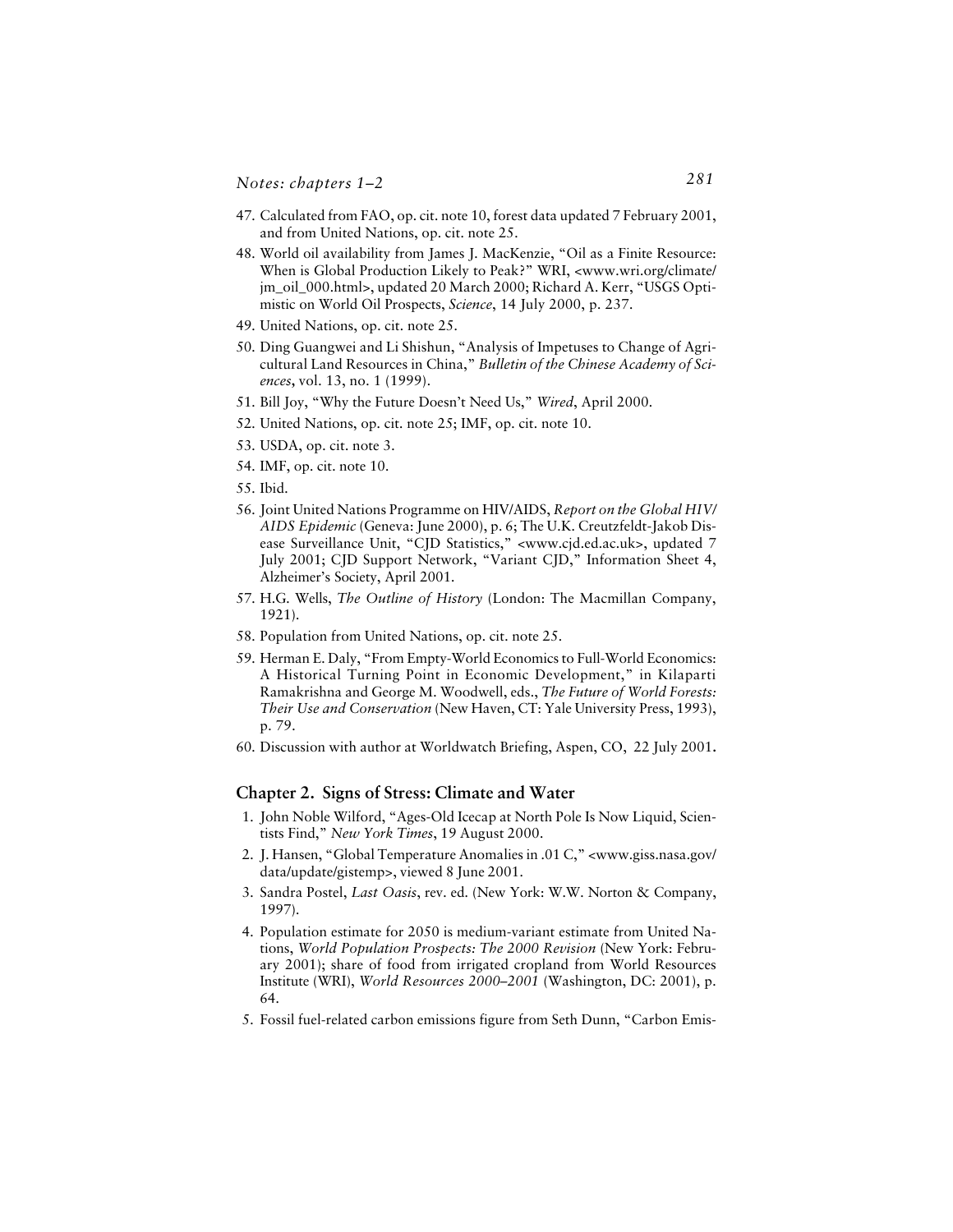47. Calculated from FAO, op. cit. note 10, forest data updated 7 February 2001, and from United Nations, op. cit. note 25.
48. World oil availability from James J. MacKenzie, "Oil as a Finite Resource: When is Global Production Likely to Peak?" WRI, <www.wri.org/climate/jm_oil_000.html>, updated 20 March 2000; Richard A. Kerr, "USGS Optimistic on World Oil Prospects, *Science*, 14 July 2000, p. 237.
49. United Nations, op. cit. note 25.
50. Ding Guangwei and Li Shishun, "Analysis of Impetuses to Change of Agricultural Land Resources in China," *Bulletin of the Chinese Academy of Sciences*, vol. 13, no. 1 (1999).
51. Bill Joy, "Why the Future Doesn't Need Us," *Wired*, April 2000.
52. United Nations, op. cit. note 25; IMF, op. cit. note 10.
53. USDA, op. cit. note 3.
54. IMF, op. cit. note 10.
55. Ibid.
56. Joint United Nations Programme on HIV/AIDS, *Report on the Global HIV/AIDS Epidemic* (Geneva: June 2000), p. 6; The U.K. Creutzfeldt-Jakob Disease Surveillance Unit, "CJD Statistics," <www.cjd.ed.ac.uk>, updated 7 July 2001; CJD Support Network, "Variant CJD," Information Sheet 4, Alzheimer's Society, April 2001.
57. H.G. Wells, *The Outline of History* (London: The Macmillan Company, 1921).
58. Population from United Nations, op. cit. note 25.
59. Herman E. Daly, "From Empty-World Economics to Full-World Economics: A Historical Turning Point in Economic Development," in Kilaparti Ramakrishna and George M. Woodwell, eds., *The Future of World Forests: Their Use and Conservation* (New Haven, CT: Yale University Press, 1993), p. 79.
60. Discussion with author at Worldwatch Briefing, Aspen, CO, 22 July 2001.

## Chapter 2. Signs of Stress: Climate and Water

1. John Noble Wilford, "Ages-Old Icecap at North Pole Is Now Liquid, Scientists Find," *New York Times*, 19 August 2000.
2. J. Hansen, "Global Temperature Anomalies in .01 C," <www.giss.nasa.gov/data/update/gistemp>, viewed 8 June 2001.
3. Sandra Postel, *Last Oasis*, rev. ed. (New York: W.W. Norton & Company, 1997).
4. Population estimate for 2050 is medium-variant estimate from United Nations, *World Population Prospects: The 2000 Revision* (New York: February 2001); share of food from irrigated cropland from World Resources Institute (WRI), *World Resources 2000–2001* (Washington, DC: 2001), p. 64.
5. Fossil fuel-related carbon emissions figure from Seth Dunn, "Carbon Emis-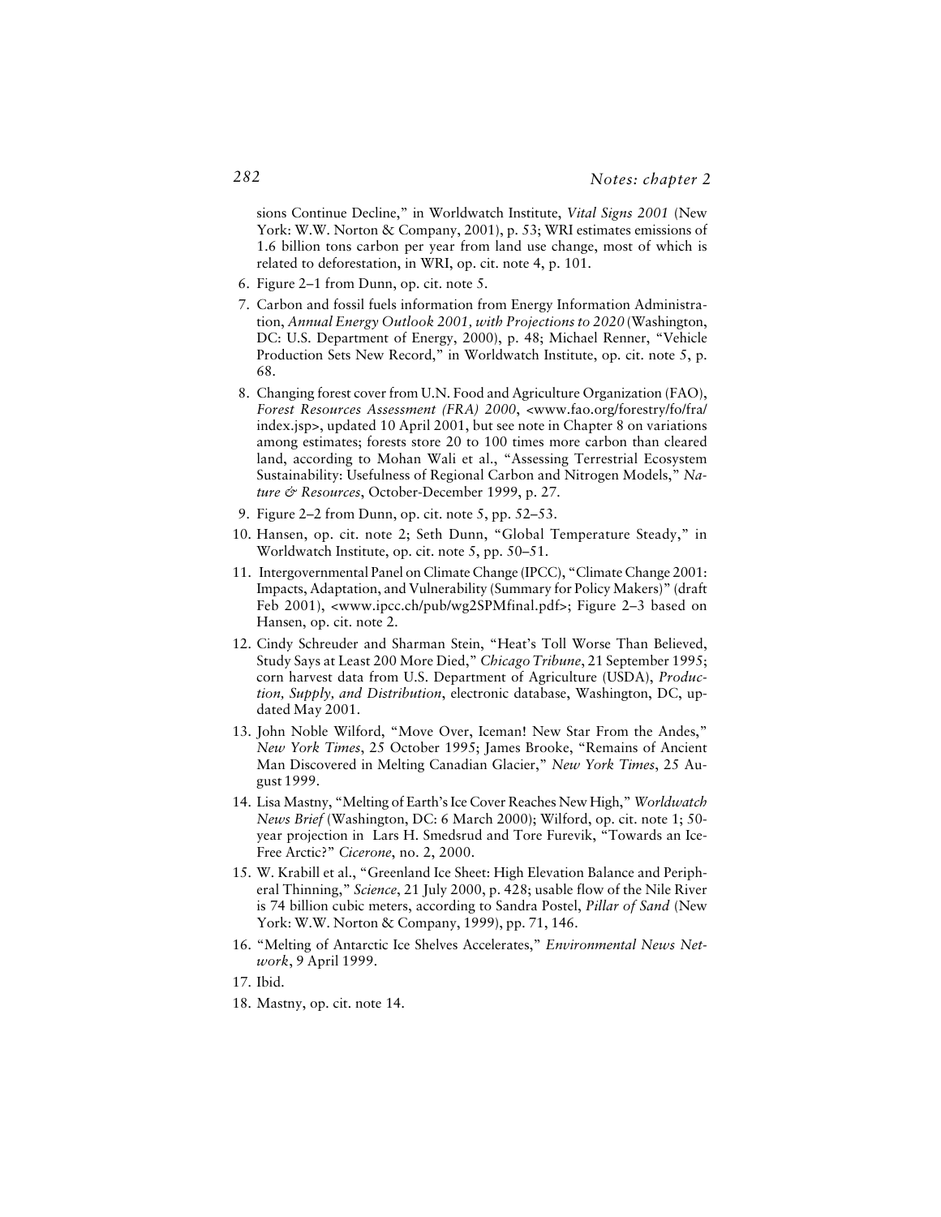sions Continue Decline," in Worldwatch Institute, *Vital Signs 2001* (New York: W.W. Norton & Company, 2001), p. 53; WRI estimates emissions of 1.6 billion tons carbon per year from land use change, most of which is related to deforestation, in WRI, op. cit. note 4, p. 101.

6. Figure 2–1 from Dunn, op. cit. note 5.
7. Carbon and fossil fuels information from Energy Information Administration, *Annual Energy Outlook 2001, with Projections to 2020* (Washington, DC: U.S. Department of Energy, 2000), p. 48; Michael Renner, "Vehicle Production Sets New Record," in Worldwatch Institute, op. cit. note 5, p. 68.
8. Changing forest cover from U.N. Food and Agriculture Organization (FAO), *Forest Resources Assessment (FRA) 2000*, <www.fao.org/forestry/fo/fra/index.jsp>, updated 10 April 2001, but see note in Chapter 8 on variations among estimates; forests store 20 to 100 times more carbon than cleared land, according to Mohan Wali et al., "Assessing Terrestrial Ecosystem Sustainability: Usefulness of Regional Carbon and Nitrogen Models," *Nature & Resources*, October-December 1999, p. 27.
9. Figure 2–2 from Dunn, op. cit. note 5, pp. 52–53.
10. Hansen, op. cit. note 2; Seth Dunn, "Global Temperature Steady," in Worldwatch Institute, op. cit. note 5, pp. 50–51.
11. Intergovernmental Panel on Climate Change (IPCC), "Climate Change 2001: Impacts, Adaptation, and Vulnerability (Summary for Policy Makers)" (draft Feb 2001), <www.ipcc.ch/pub/wg2SPMfinal.pdf>; Figure 2–3 based on Hansen, op. cit. note 2.
12. Cindy Schreuder and Sharman Stein, "Heat's Toll Worse Than Believed, Study Says at Least 200 More Died," *Chicago Tribune*, 21 September 1995; corn harvest data from U.S. Department of Agriculture (USDA), *Production, Supply, and Distribution*, electronic database, Washington, DC, updated May 2001.
13. John Noble Wilford, "Move Over, Iceman! New Star From the Andes," *New York Times*, 25 October 1995; James Brooke, "Remains of Ancient Man Discovered in Melting Canadian Glacier," *New York Times*, 25 August 1999.
14. Lisa Mastny, "Melting of Earth's Ice Cover Reaches New High," *Worldwatch News Brief* (Washington, DC: 6 March 2000); Wilford, op. cit. note 1; 50-year projection in Lars H. Smedsrud and Tore Furevik, "Towards an Ice-Free Arctic?" *Cicerone*, no. 2, 2000.
15. W. Krabill et al., "Greenland Ice Sheet: High Elevation Balance and Peripheral Thinning," *Science*, 21 July 2000, p. 428; usable flow of the Nile River is 74 billion cubic meters, according to Sandra Postel, *Pillar of Sand* (New York: W.W. Norton & Company, 1999), pp. 71, 146.
16. "Melting of Antarctic Ice Shelves Accelerates," *Environmental News Network*, 9 April 1999.
17. Ibid.
18. Mastny, op. cit. note 14.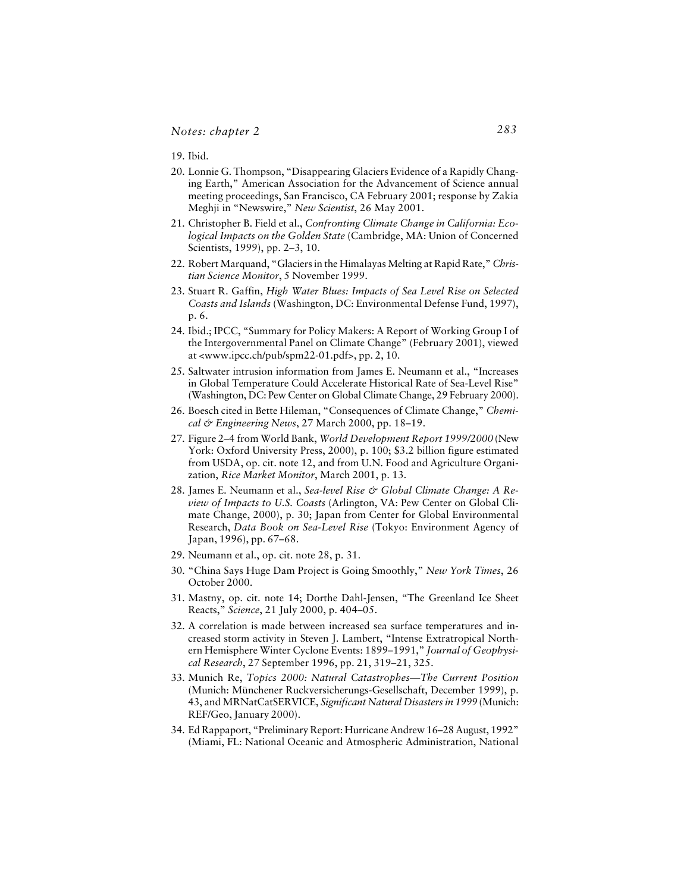19. Ibid.

20. Lonnie G. Thompson, "Disappearing Glaciers Evidence of a Rapidly Changing Earth," American Association for the Advancement of Science annual meeting proceedings, San Francisco, CA February 2001; response by Zakia Meghji in "Newswire," *New Scientist*, 26 May 2001.

21. Christopher B. Field et al., *Confronting Climate Change in California: Ecological Impacts on the Golden State* (Cambridge, MA: Union of Concerned Scientists, 1999), pp. 2–3, 10.

22. Robert Marquand, "Glaciers in the Himalayas Melting at Rapid Rate," *Christian Science Monitor*, 5 November 1999.

23. Stuart R. Gaffin, *High Water Blues: Impacts of Sea Level Rise on Selected Coasts and Islands* (Washington, DC: Environmental Defense Fund, 1997), p. 6.

24. Ibid.; IPCC, "Summary for Policy Makers: A Report of Working Group I of the Intergovernmental Panel on Climate Change" (February 2001), viewed at <www.ipcc.ch/pub/spm22-01.pdf>, pp. 2, 10.

25. Saltwater intrusion information from James E. Neumann et al., "Increases in Global Temperature Could Accelerate Historical Rate of Sea-Level Rise" (Washington, DC: Pew Center on Global Climate Change, 29 February 2000).

26. Boesch cited in Bette Hileman, "Consequences of Climate Change," *Chemical & Engineering News*, 27 March 2000, pp. 18–19.

27. Figure 2–4 from World Bank, *World Development Report 1999/2000* (New York: Oxford University Press, 2000), p. 100; $3.2 billion figure estimated from USDA, op. cit. note 12, and from U.N. Food and Agriculture Organization, *Rice Market Monitor*, March 2001, p. 13.

28. James E. Neumann et al., *Sea-level Rise & Global Climate Change: A Review of Impacts to U.S. Coasts* (Arlington, VA: Pew Center on Global Climate Change, 2000), p. 30; Japan from Center for Global Environmental Research, *Data Book on Sea-Level Rise* (Tokyo: Environment Agency of Japan, 1996), pp. 67–68.

29. Neumann et al., op. cit. note 28, p. 31.

30. "China Says Huge Dam Project is Going Smoothly," *New York Times*, 26 October 2000.

31. Mastny, op. cit. note 14; Dorthe Dahl-Jensen, "The Greenland Ice Sheet Reacts," *Science*, 21 July 2000, p. 404–05.

32. A correlation is made between increased sea surface temperatures and increased storm activity in Steven J. Lambert, "Intense Extratropical Northern Hemisphere Winter Cyclone Events: 1899–1991," *Journal of Geophysical Research*, 27 September 1996, pp. 21, 319–21, 325.

33. Munich Re, *Topics 2000: Natural Catastrophes—The Current Position* (Munich: Münchener Ruckversicherungs-Gesellschaft, December 1999), p. 43, and MRNatCatSERVICE, *Significant Natural Disasters in 1999* (Munich: REF/Geo, January 2000).

34. Ed Rappaport, "Preliminary Report: Hurricane Andrew 16–28 August, 1992" (Miami, FL: National Oceanic and Atmospheric Administration, National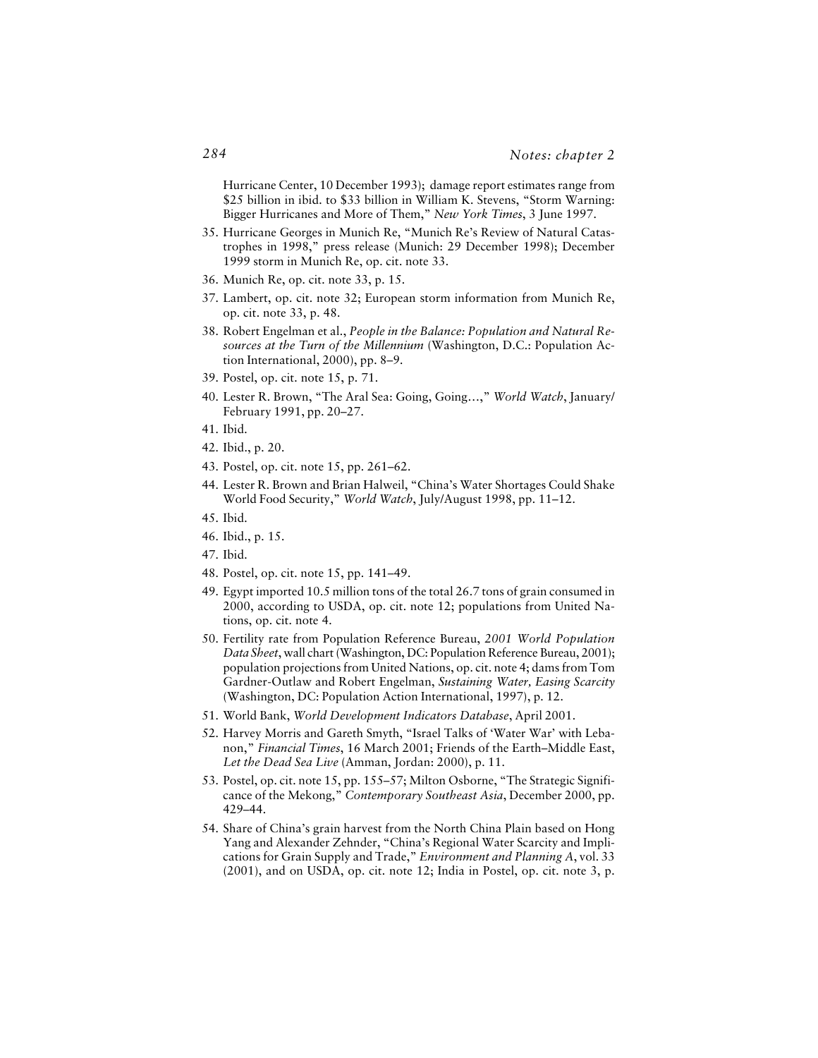Hurricane Center, 10 December 1993); damage report estimates range from $25 billion in ibid. to $33 billion in William K. Stevens, "Storm Warning: Bigger Hurricanes and More of Them," *New York Times*, 3 June 1997.

35. Hurricane Georges in Munich Re, "Munich Re's Review of Natural Catastrophes in 1998," press release (Munich: 29 December 1998); December 1999 storm in Munich Re, op. cit. note 33.
36. Munich Re, op. cit. note 33, p. 15.
37. Lambert, op. cit. note 32; European storm information from Munich Re, op. cit. note 33, p. 48.
38. Robert Engelman et al., *People in the Balance: Population and Natural Resources at the Turn of the Millennium* (Washington, D.C.: Population Action International, 2000), pp. 8–9.
39. Postel, op. cit. note 15, p. 71.
40. Lester R. Brown, "The Aral Sea: Going, Going…," *World Watch*, January/February 1991, pp. 20–27.
41. Ibid.
42. Ibid., p. 20.
43. Postel, op. cit. note 15, pp. 261–62.
44. Lester R. Brown and Brian Halweil, "China's Water Shortages Could Shake World Food Security," *World Watch*, July/August 1998, pp. 11–12.
45. Ibid.
46. Ibid., p. 15.
47. Ibid.
48. Postel, op. cit. note 15, pp. 141–49.
49. Egypt imported 10.5 million tons of the total 26.7 tons of grain consumed in 2000, according to USDA, op. cit. note 12; populations from United Nations, op. cit. note 4.
50. Fertility rate from Population Reference Bureau, *2001 World Population Data Sheet*, wall chart (Washington, DC: Population Reference Bureau, 2001); population projections from United Nations, op. cit. note 4; dams from Tom Gardner-Outlaw and Robert Engelman, *Sustaining Water, Easing Scarcity* (Washington, DC: Population Action International, 1997), p. 12.
51. World Bank, *World Development Indicators Database*, April 2001.
52. Harvey Morris and Gareth Smyth, "Israel Talks of 'Water War' with Lebanon," *Financial Times*, 16 March 2001; Friends of the Earth–Middle East, *Let the Dead Sea Live* (Amman, Jordan: 2000), p. 11.
53. Postel, op. cit. note 15, pp. 155–57; Milton Osborne, "The Strategic Significance of the Mekong," *Contemporary Southeast Asia*, December 2000, pp. 429–44.
54. Share of China's grain harvest from the North China Plain based on Hong Yang and Alexander Zehnder, "China's Regional Water Scarcity and Implications for Grain Supply and Trade," *Environment and Planning A*, vol. 33 (2001), and on USDA, op. cit. note 12; India in Postel, op. cit. note 3, p.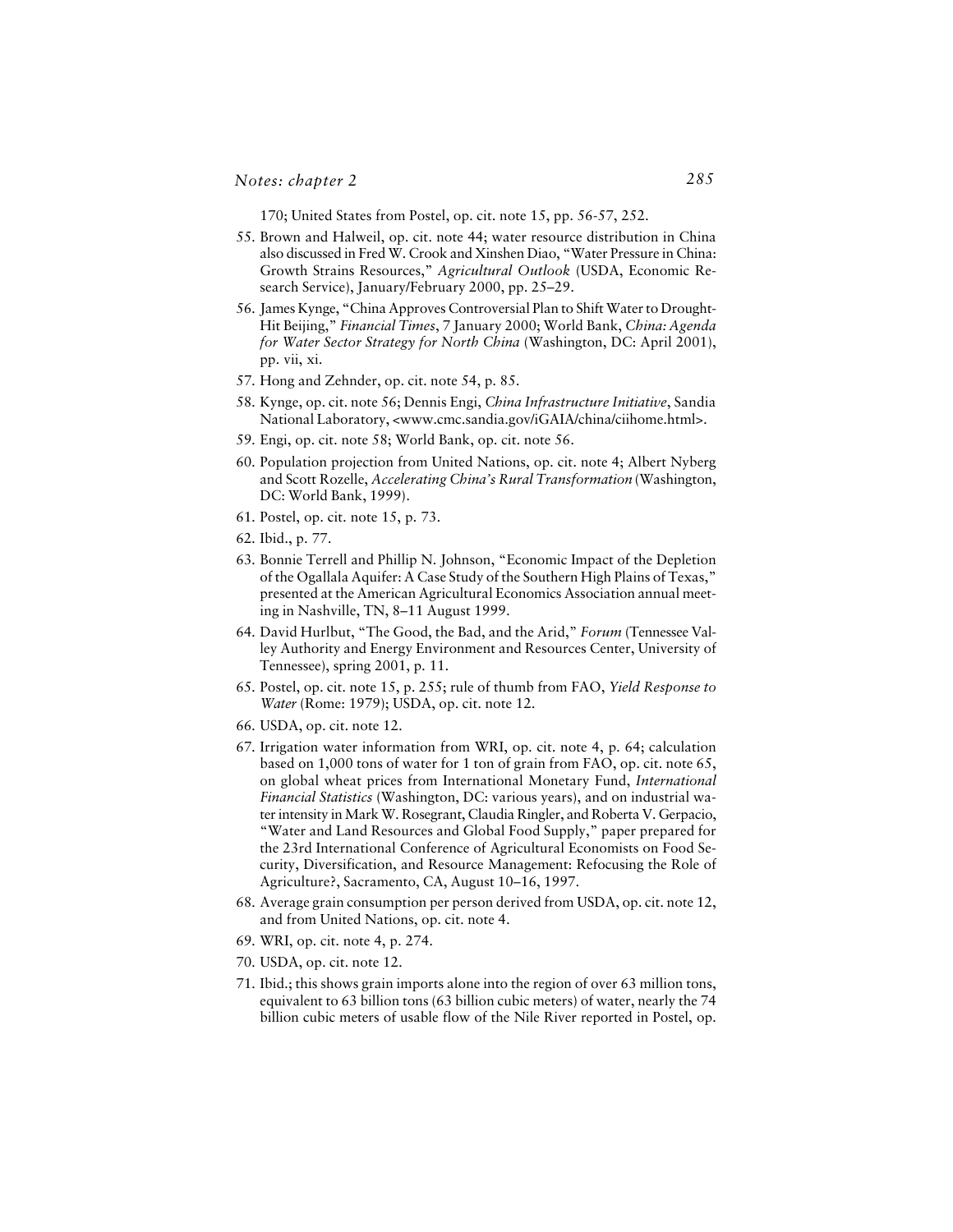170; United States from Postel, op. cit. note 15, pp. 56-57, 252.

55. Brown and Halweil, op. cit. note 44; water resource distribution in China also discussed in Fred W. Crook and Xinshen Diao, "Water Pressure in China: Growth Strains Resources," *Agricultural Outlook* (USDA, Economic Research Service), January/February 2000, pp. 25–29.

56. James Kynge, "China Approves Controversial Plan to Shift Water to Drought-Hit Beijing," *Financial Times*, 7 January 2000; World Bank, *China: Agenda for Water Sector Strategy for North China* (Washington, DC: April 2001), pp. vii, xi.

57. Hong and Zehnder, op. cit. note 54, p. 85.

58. Kynge, op. cit. note 56; Dennis Engi, *China Infrastructure Initiative*, Sandia National Laboratory, <www.cmc.sandia.gov/iGAIA/china/ciihome.html>.

59. Engi, op. cit. note 58; World Bank, op. cit. note 56.

60. Population projection from United Nations, op. cit. note 4; Albert Nyberg and Scott Rozelle, *Accelerating China's Rural Transformation* (Washington, DC: World Bank, 1999).

61. Postel, op. cit. note 15, p. 73.

62. Ibid., p. 77.

63. Bonnie Terrell and Phillip N. Johnson, "Economic Impact of the Depletion of the Ogallala Aquifer: A Case Study of the Southern High Plains of Texas," presented at the American Agricultural Economics Association annual meeting in Nashville, TN, 8–11 August 1999.

64. David Hurlbut, "The Good, the Bad, and the Arid," *Forum* (Tennessee Valley Authority and Energy Environment and Resources Center, University of Tennessee), spring 2001, p. 11.

65. Postel, op. cit. note 15, p. 255; rule of thumb from FAO, *Yield Response to Water* (Rome: 1979); USDA, op. cit. note 12.

66. USDA, op. cit. note 12.

67. Irrigation water information from WRI, op. cit. note 4, p. 64; calculation based on 1,000 tons of water for 1 ton of grain from FAO, op. cit. note 65, on global wheat prices from International Monetary Fund, *International Financial Statistics* (Washington, DC: various years), and on industrial water intensity in Mark W. Rosegrant, Claudia Ringler, and Roberta V. Gerpacio, "Water and Land Resources and Global Food Supply," paper prepared for the 23rd International Conference of Agricultural Economists on Food Security, Diversification, and Resource Management: Refocusing the Role of Agriculture?, Sacramento, CA, August 10–16, 1997.

68. Average grain consumption per person derived from USDA, op. cit. note 12, and from United Nations, op. cit. note 4.

69. WRI, op. cit. note 4, p. 274.

70. USDA, op. cit. note 12.

71. Ibid.; this shows grain imports alone into the region of over 63 million tons, equivalent to 63 billion tons (63 billion cubic meters) of water, nearly the 74 billion cubic meters of usable flow of the Nile River reported in Postel, op.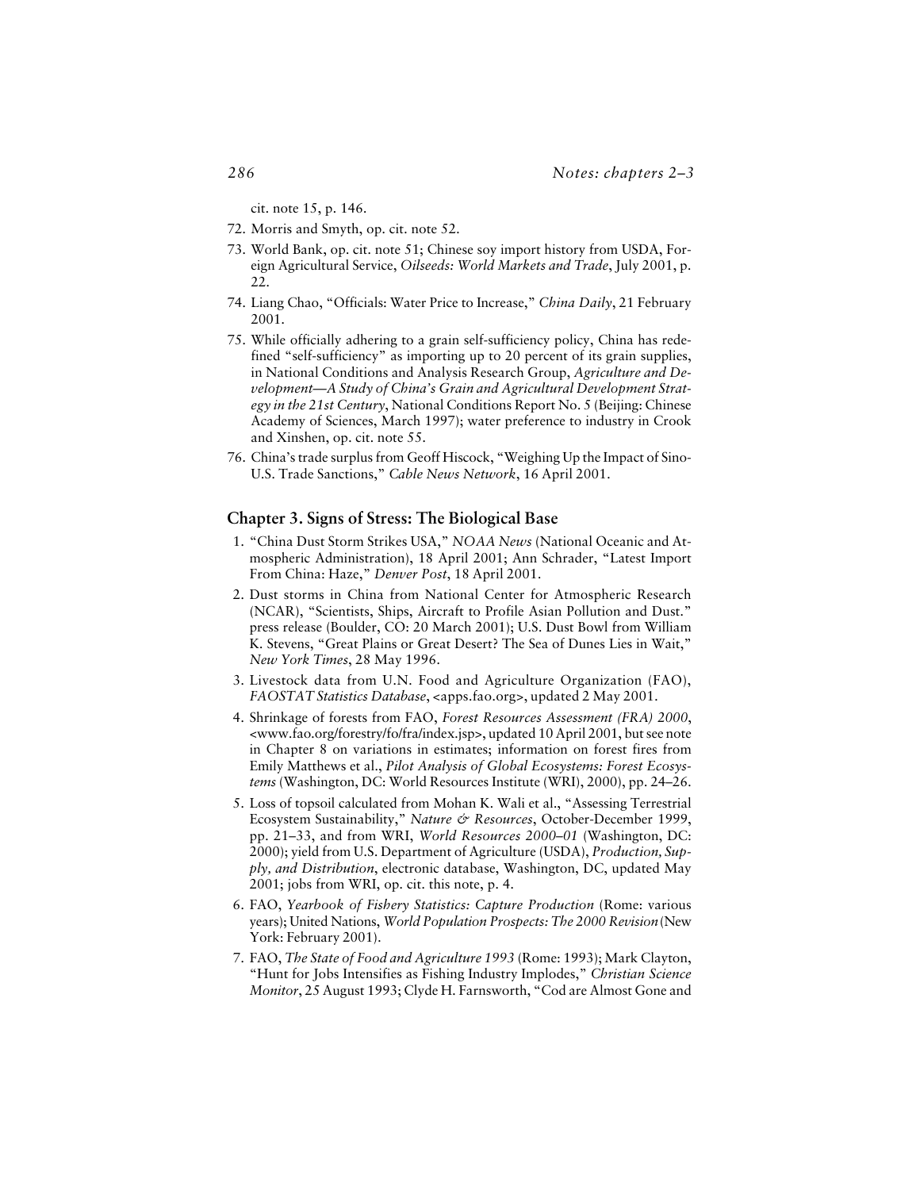cit. note 15, p. 146.

72. Morris and Smyth, op. cit. note 52.
73. World Bank, op. cit. note 51; Chinese soy import history from USDA, Foreign Agricultural Service, *Oilseeds: World Markets and Trade*, July 2001, p. 22.
74. Liang Chao, "Officials: Water Price to Increase," *China Daily*, 21 February 2001.
75. While officially adhering to a grain self-sufficiency policy, China has redefined "self-sufficiency" as importing up to 20 percent of its grain supplies, in National Conditions and Analysis Research Group, *Agriculture and Development—A Study of China's Grain and Agricultural Development Strategy in the 21st Century*, National Conditions Report No. 5 (Beijing: Chinese Academy of Sciences, March 1997); water preference to industry in Crook and Xinshen, op. cit. note 55.
76. China's trade surplus from Geoff Hiscock, "Weighing Up the Impact of Sino-U.S. Trade Sanctions," *Cable News Network*, 16 April 2001.

## Chapter 3. Signs of Stress: The Biological Base

1. "China Dust Storm Strikes USA," *NOAA News* (National Oceanic and Atmospheric Administration), 18 April 2001; Ann Schrader, "Latest Import From China: Haze," *Denver Post*, 18 April 2001.
2. Dust storms in China from National Center for Atmospheric Research (NCAR), "Scientists, Ships, Aircraft to Profile Asian Pollution and Dust." press release (Boulder, CO: 20 March 2001); U.S. Dust Bowl from William K. Stevens, "Great Plains or Great Desert? The Sea of Dunes Lies in Wait," *New York Times*, 28 May 1996.
3. Livestock data from U.N. Food and Agriculture Organization (FAO), *FAOSTAT Statistics Database*, <apps.fao.org>, updated 2 May 2001.
4. Shrinkage of forests from FAO, *Forest Resources Assessment (FRA) 2000*, <www.fao.org/forestry/fo/fra/index.jsp>, updated 10 April 2001, but see note in Chapter 8 on variations in estimates; information on forest fires from Emily Matthews et al., *Pilot Analysis of Global Ecosystems: Forest Ecosystems* (Washington, DC: World Resources Institute (WRI), 2000), pp. 24–26.
5. Loss of topsoil calculated from Mohan K. Wali et al., "Assessing Terrestrial Ecosystem Sustainability," *Nature & Resources*, October-December 1999, pp. 21–33, and from WRI, *World Resources 2000–01* (Washington, DC: 2000); yield from U.S. Department of Agriculture (USDA), *Production, Supply, and Distribution*, electronic database, Washington, DC, updated May 2001; jobs from WRI, op. cit. this note, p. 4.
6. FAO, *Yearbook of Fishery Statistics: Capture Production* (Rome: various years); United Nations, *World Population Prospects: The 2000 Revision* (New York: February 2001).
7. FAO, *The State of Food and Agriculture 1993* (Rome: 1993); Mark Clayton, "Hunt for Jobs Intensifies as Fishing Industry Implodes," *Christian Science Monitor*, 25 August 1993; Clyde H. Farnsworth, "Cod are Almost Gone and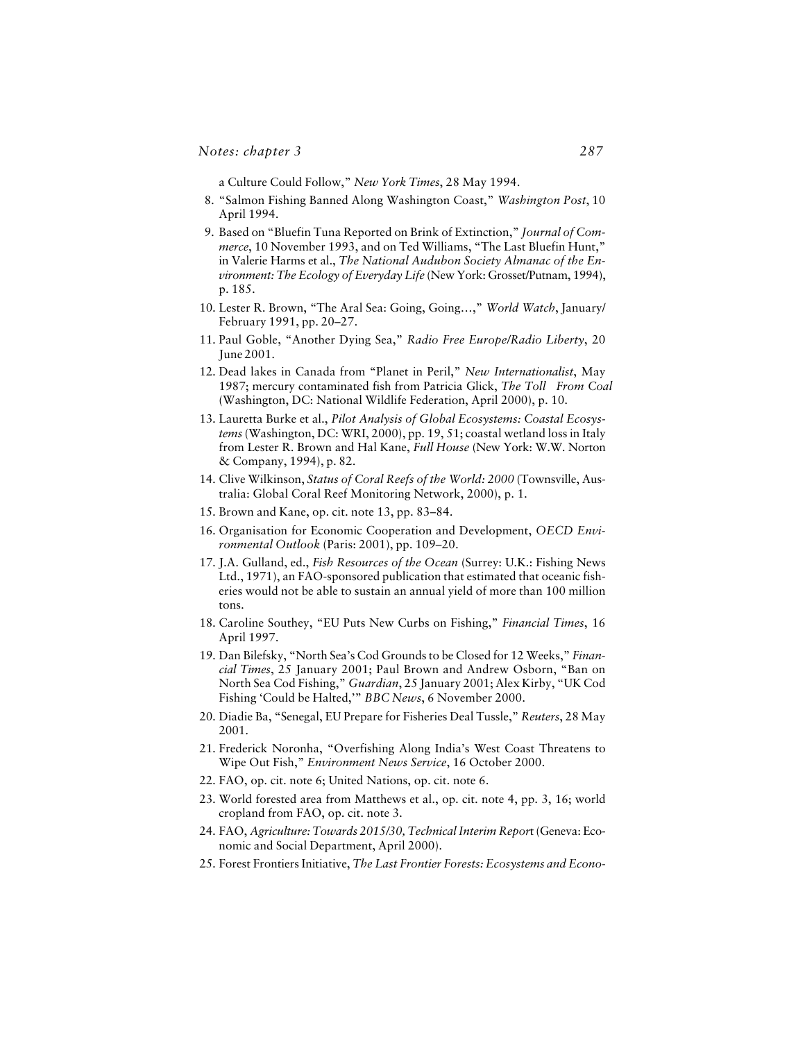a Culture Could Follow," *New York Times*, 28 May 1994.

8. "Salmon Fishing Banned Along Washington Coast," *Washington Post*, 10 April 1994.
9. Based on "Bluefin Tuna Reported on Brink of Extinction," *Journal of Commerce*, 10 November 1993, and on Ted Williams, "The Last Bluefin Hunt," in Valerie Harms et al., *The National Audubon Society Almanac of the Environment: The Ecology of Everyday Life* (New York: Grosset/Putnam, 1994), p. 185.
10. Lester R. Brown, "The Aral Sea: Going, Going…," *World Watch*, January/February 1991, pp. 20–27.
11. Paul Goble, "Another Dying Sea," *Radio Free Europe/Radio Liberty*, 20 June 2001.
12. Dead lakes in Canada from "Planet in Peril," *New Internationalist*, May 1987; mercury contaminated fish from Patricia Glick, *The Toll From Coal* (Washington, DC: National Wildlife Federation, April 2000), p. 10.
13. Lauretta Burke et al., *Pilot Analysis of Global Ecosystems: Coastal Ecosystems* (Washington, DC: WRI, 2000), pp. 19, 51; coastal wetland loss in Italy from Lester R. Brown and Hal Kane, *Full House* (New York: W.W. Norton & Company, 1994), p. 82.
14. Clive Wilkinson, *Status of Coral Reefs of the World: 2000* (Townsville, Australia: Global Coral Reef Monitoring Network, 2000), p. 1.
15. Brown and Kane, op. cit. note 13, pp. 83–84.
16. Organisation for Economic Cooperation and Development, *OECD Environmental Outlook* (Paris: 2001), pp. 109–20.
17. J.A. Gulland, ed., *Fish Resources of the Ocean* (Surrey: U.K.: Fishing News Ltd., 1971), an FAO-sponsored publication that estimated that oceanic fisheries would not be able to sustain an annual yield of more than 100 million tons.
18. Caroline Southey, "EU Puts New Curbs on Fishing," *Financial Times*, 16 April 1997.
19. Dan Bilefsky, "North Sea's Cod Grounds to be Closed for 12 Weeks," *Financial Times*, 25 January 2001; Paul Brown and Andrew Osborn, "Ban on North Sea Cod Fishing," *Guardian*, 25 January 2001; Alex Kirby, "UK Cod Fishing 'Could be Halted,'" *BBC News*, 6 November 2000.
20. Diadie Ba, "Senegal, EU Prepare for Fisheries Deal Tussle," *Reuters*, 28 May 2001.
21. Frederick Noronha, "Overfishing Along India's West Coast Threatens to Wipe Out Fish," *Environment News Service*, 16 October 2000.
22. FAO, op. cit. note 6; United Nations, op. cit. note 6.
23. World forested area from Matthews et al., op. cit. note 4, pp. 3, 16; world cropland from FAO, op. cit. note 3.
24. FAO, *Agriculture: Towards 2015/30, Technical Interim Report* (Geneva: Economic and Social Department, April 2000).
25. Forest Frontiers Initiative, *The Last Frontier Forests: Ecosystems and Econo-*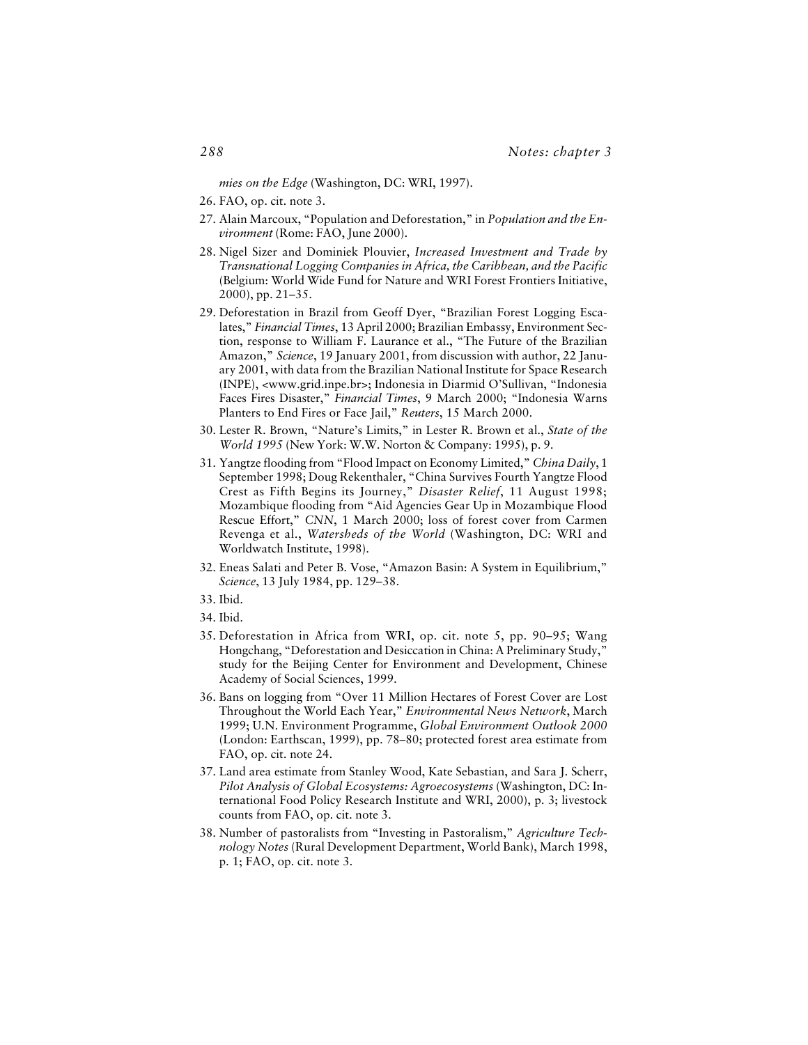*mies on the Edge* (Washington, DC: WRI, 1997).

26. FAO, op. cit. note 3.
27. Alain Marcoux, "Population and Deforestation," in *Population and the Environment* (Rome: FAO, June 2000).
28. Nigel Sizer and Dominiek Plouvier, *Increased Investment and Trade by Transnational Logging Companies in Africa, the Caribbean, and the Pacific* (Belgium: World Wide Fund for Nature and WRI Forest Frontiers Initiative, 2000), pp. 21–35.
29. Deforestation in Brazil from Geoff Dyer, "Brazilian Forest Logging Escalates," *Financial Times*, 13 April 2000; Brazilian Embassy, Environment Section, response to William F. Laurance et al., "The Future of the Brazilian Amazon," *Science*, 19 January 2001, from discussion with author, 22 January 2001, with data from the Brazilian National Institute for Space Research (INPE), <www.grid.inpe.br>; Indonesia in Diarmid O'Sullivan, "Indonesia Faces Fires Disaster," *Financial Times*, 9 March 2000; "Indonesia Warns Planters to End Fires or Face Jail," *Reuters*, 15 March 2000.
30. Lester R. Brown, "Nature's Limits," in Lester R. Brown et al., *State of the World 1995* (New York: W.W. Norton & Company: 1995), p. 9.
31. Yangtze flooding from "Flood Impact on Economy Limited," *China Daily*, 1 September 1998; Doug Rekenthaler, "China Survives Fourth Yangtze Flood Crest as Fifth Begins its Journey," *Disaster Relief*, 11 August 1998; Mozambique flooding from "Aid Agencies Gear Up in Mozambique Flood Rescue Effort," *CNN*, 1 March 2000; loss of forest cover from Carmen Revenga et al., *Watersheds of the World* (Washington, DC: WRI and Worldwatch Institute, 1998).
32. Eneas Salati and Peter B. Vose, "Amazon Basin: A System in Equilibrium," *Science*, 13 July 1984, pp. 129–38.
33. Ibid.
34. Ibid.
35. Deforestation in Africa from WRI, op. cit. note 5, pp. 90–95; Wang Hongchang, "Deforestation and Desiccation in China: A Preliminary Study," study for the Beijing Center for Environment and Development, Chinese Academy of Social Sciences, 1999.
36. Bans on logging from "Over 11 Million Hectares of Forest Cover are Lost Throughout the World Each Year," *Environmental News Network*, March 1999; U.N. Environment Programme, *Global Environment Outlook 2000* (London: Earthscan, 1999), pp. 78–80; protected forest area estimate from FAO, op. cit. note 24.
37. Land area estimate from Stanley Wood, Kate Sebastian, and Sara J. Scherr, *Pilot Analysis of Global Ecosystems: Agroecosystems* (Washington, DC: International Food Policy Research Institute and WRI, 2000), p. 3; livestock counts from FAO, op. cit. note 3.
38. Number of pastoralists from "Investing in Pastoralism," *Agriculture Technology Notes* (Rural Development Department, World Bank), March 1998, p. 1; FAO, op. cit. note 3.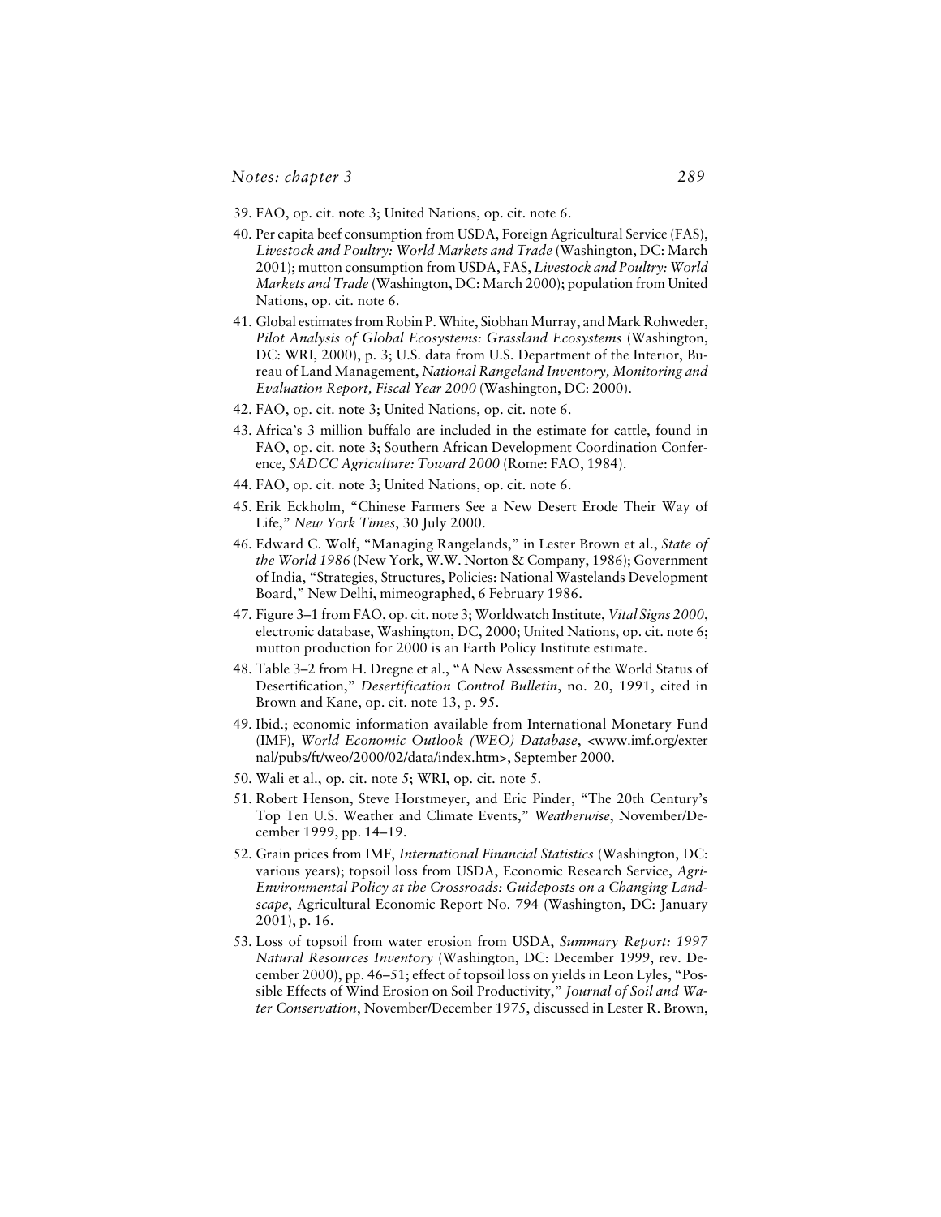39. FAO, op. cit. note 3; United Nations, op. cit. note 6.

40. Per capita beef consumption from USDA, Foreign Agricultural Service (FAS), *Livestock and Poultry: World Markets and Trade* (Washington, DC: March 2001); mutton consumption from USDA, FAS, *Livestock and Poultry: World Markets and Trade* (Washington, DC: March 2000); population from United Nations, op. cit. note 6.

41. Global estimates from Robin P. White, Siobhan Murray, and Mark Rohweder, *Pilot Analysis of Global Ecosystems: Grassland Ecosystems* (Washington, DC: WRI, 2000), p. 3; U.S. data from U.S. Department of the Interior, Bureau of Land Management, *National Rangeland Inventory, Monitoring and Evaluation Report, Fiscal Year 2000* (Washington, DC: 2000).

42. FAO, op. cit. note 3; United Nations, op. cit. note 6.

43. Africa's 3 million buffalo are included in the estimate for cattle, found in FAO, op. cit. note 3; Southern African Development Coordination Conference, *SADCC Agriculture: Toward 2000* (Rome: FAO, 1984).

44. FAO, op. cit. note 3; United Nations, op. cit. note 6.

45. Erik Eckholm, "Chinese Farmers See a New Desert Erode Their Way of Life," *New York Times*, 30 July 2000.

46. Edward C. Wolf, "Managing Rangelands," in Lester Brown et al., *State of the World 1986* (New York, W.W. Norton & Company, 1986); Government of India, "Strategies, Structures, Policies: National Wastelands Development Board," New Delhi, mimeographed, 6 February 1986.

47. Figure 3–1 from FAO, op. cit. note 3; Worldwatch Institute, *Vital Signs 2000*, electronic database, Washington, DC, 2000; United Nations, op. cit. note 6; mutton production for 2000 is an Earth Policy Institute estimate.

48. Table 3–2 from H. Dregne et al., "A New Assessment of the World Status of Desertification," *Desertification Control Bulletin*, no. 20, 1991, cited in Brown and Kane, op. cit. note 13, p. 95.

49. Ibid.; economic information available from International Monetary Fund (IMF), *World Economic Outlook (WEO) Database*, <www.imf.org/external/pubs/ft/weo/2000/02/data/index.htm>, September 2000.

50. Wali et al., op. cit. note 5; WRI, op. cit. note 5.

51. Robert Henson, Steve Horstmeyer, and Eric Pinder, "The 20th Century's Top Ten U.S. Weather and Climate Events," *Weatherwise*, November/December 1999, pp. 14–19.

52. Grain prices from IMF, *International Financial Statistics* (Washington, DC: various years); topsoil loss from USDA, Economic Research Service, *Agri-Environmental Policy at the Crossroads: Guideposts on a Changing Landscape*, Agricultural Economic Report No. 794 (Washington, DC: January 2001), p. 16.

53. Loss of topsoil from water erosion from USDA, *Summary Report: 1997 Natural Resources Inventory* (Washington, DC: December 1999, rev. December 2000), pp. 46–51; effect of topsoil loss on yields in Leon Lyles, "Possible Effects of Wind Erosion on Soil Productivity," *Journal of Soil and Water Conservation*, November/December 1975, discussed in Lester R. Brown,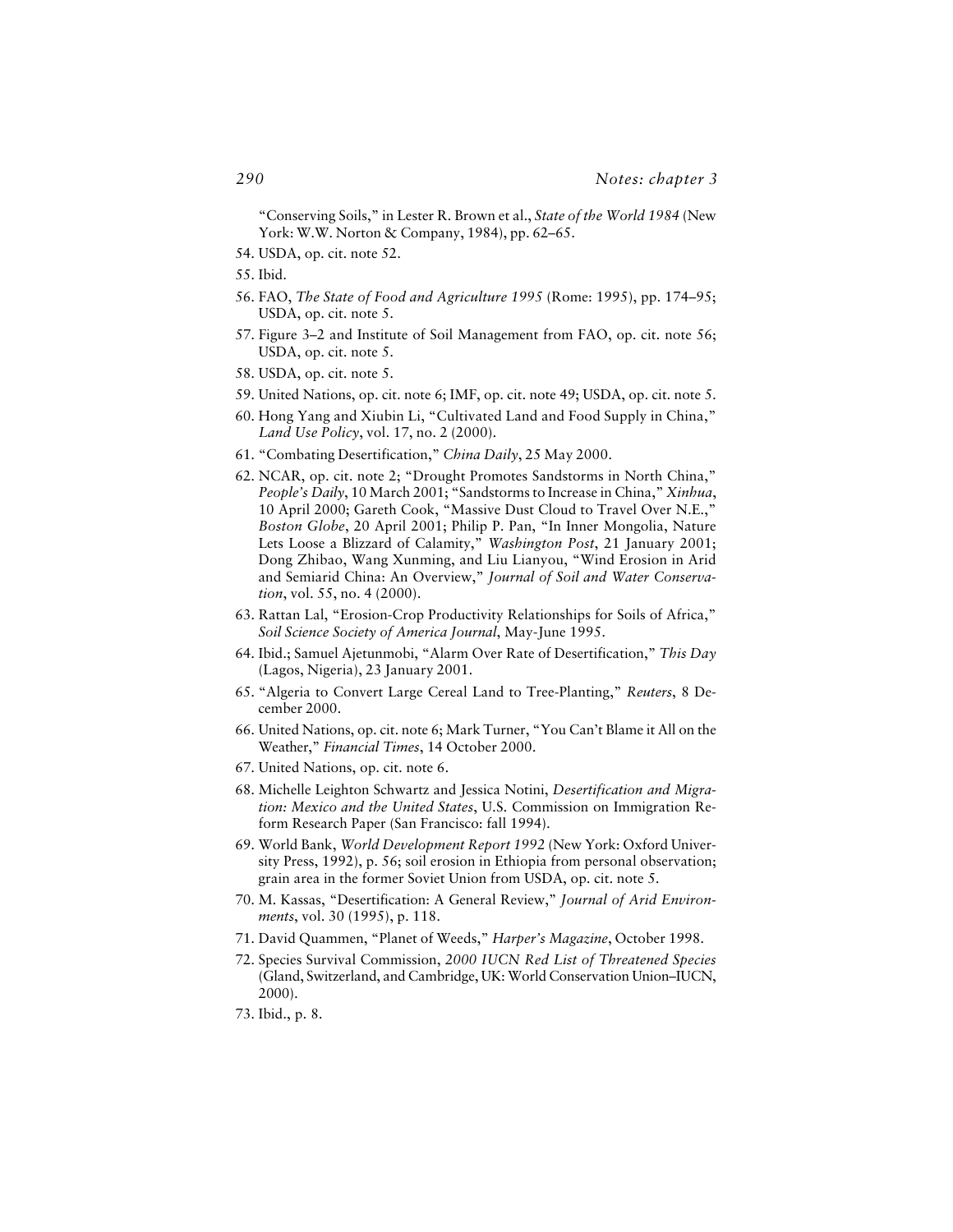"Conserving Soils," in Lester R. Brown et al., *State of the World 1984* (New York: W.W. Norton & Company, 1984), pp. 62–65.

54. USDA, op. cit. note 52.
55. Ibid.
56. FAO, *The State of Food and Agriculture 1995* (Rome: 1995), pp. 174–95; USDA, op. cit. note 5.
57. Figure 3–2 and Institute of Soil Management from FAO, op. cit. note 56; USDA, op. cit. note 5.
58. USDA, op. cit. note 5.
59. United Nations, op. cit. note 6; IMF, op. cit. note 49; USDA, op. cit. note 5.
60. Hong Yang and Xiubin Li, "Cultivated Land and Food Supply in China," *Land Use Policy*, vol. 17, no. 2 (2000).
61. "Combating Desertification," *China Daily*, 25 May 2000.
62. NCAR, op. cit. note 2; "Drought Promotes Sandstorms in North China," *People's Daily*, 10 March 2001; "Sandstorms to Increase in China," *Xinhua*, 10 April 2000; Gareth Cook, "Massive Dust Cloud to Travel Over N.E.," *Boston Globe*, 20 April 2001; Philip P. Pan, "In Inner Mongolia, Nature Lets Loose a Blizzard of Calamity," *Washington Post*, 21 January 2001; Dong Zhibao, Wang Xunming, and Liu Lianyou, "Wind Erosion in Arid and Semiarid China: An Overview," *Journal of Soil and Water Conservation*, vol. 55, no. 4 (2000).
63. Rattan Lal, "Erosion-Crop Productivity Relationships for Soils of Africa," *Soil Science Society of America Journal*, May-June 1995.
64. Ibid.; Samuel Ajetunmobi, "Alarm Over Rate of Desertification," *This Day* (Lagos, Nigeria), 23 January 2001.
65. "Algeria to Convert Large Cereal Land to Tree-Planting," *Reuters*, 8 December 2000.
66. United Nations, op. cit. note 6; Mark Turner, "You Can't Blame it All on the Weather," *Financial Times*, 14 October 2000.
67. United Nations, op. cit. note 6.
68. Michelle Leighton Schwartz and Jessica Notini, *Desertification and Migration: Mexico and the United States*, U.S. Commission on Immigration Reform Research Paper (San Francisco: fall 1994).
69. World Bank, *World Development Report 1992* (New York: Oxford University Press, 1992), p. 56; soil erosion in Ethiopia from personal observation; grain area in the former Soviet Union from USDA, op. cit. note 5.
70. M. Kassas, "Desertification: A General Review," *Journal of Arid Environments*, vol. 30 (1995), p. 118.
71. David Quammen, "Planet of Weeds," *Harper's Magazine*, October 1998.
72. Species Survival Commission, *2000 IUCN Red List of Threatened Species* (Gland, Switzerland, and Cambridge, UK: World Conservation Union–IUCN, 2000).
73. Ibid., p. 8.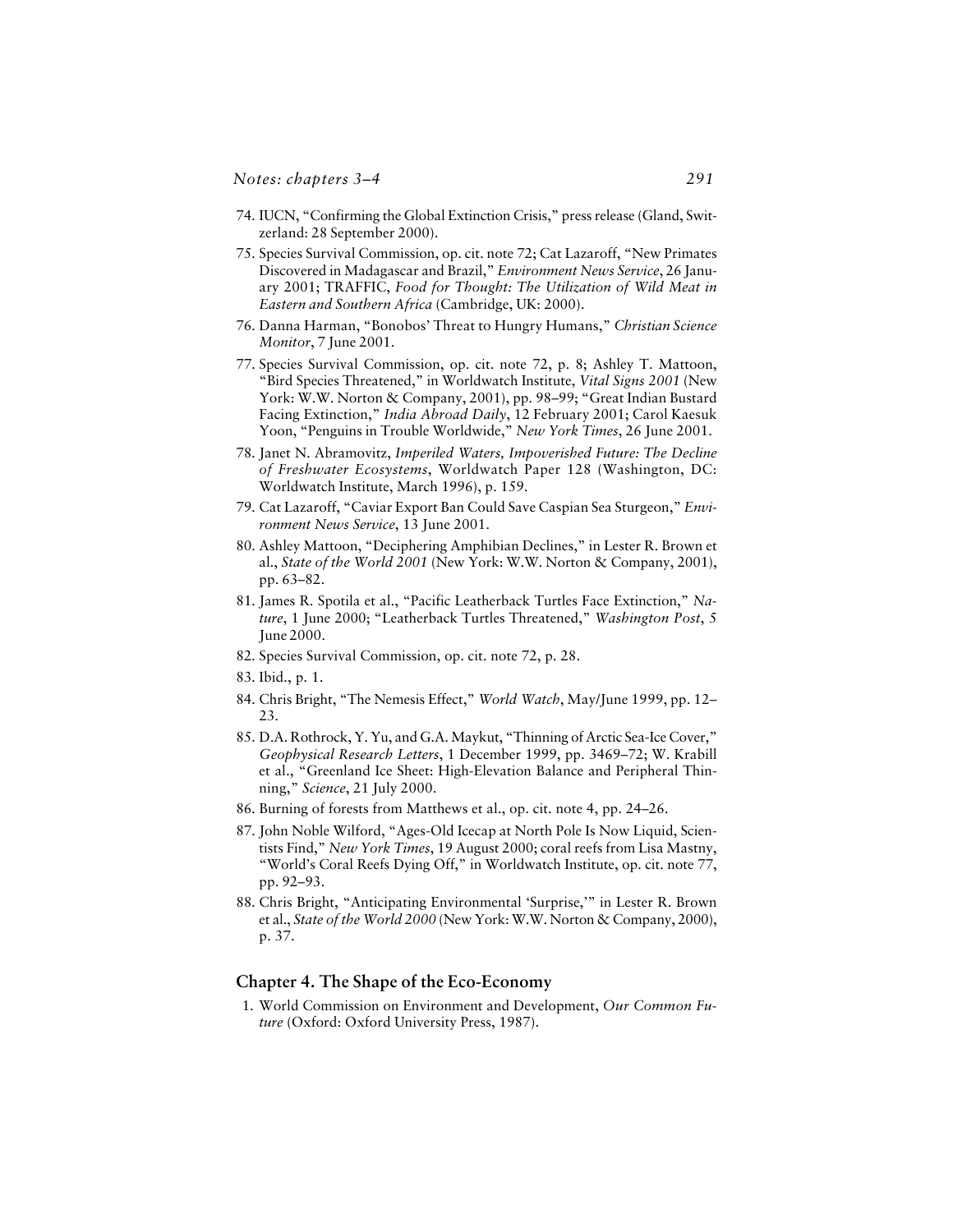74. IUCN, "Confirming the Global Extinction Crisis," press release (Gland, Switzerland: 28 September 2000).
75. Species Survival Commission, op. cit. note 72; Cat Lazaroff, "New Primates Discovered in Madagascar and Brazil," *Environment News Service*, 26 January 2001; TRAFFIC, *Food for Thought: The Utilization of Wild Meat in Eastern and Southern Africa* (Cambridge, UK: 2000).
76. Danna Harman, "Bonobos' Threat to Hungry Humans," *Christian Science Monitor*, 7 June 2001.
77. Species Survival Commission, op. cit. note 72, p. 8; Ashley T. Mattoon, "Bird Species Threatened," in Worldwatch Institute, *Vital Signs 2001* (New York: W.W. Norton & Company, 2001), pp. 98–99; "Great Indian Bustard Facing Extinction," *India Abroad Daily*, 12 February 2001; Carol Kaesuk Yoon, "Penguins in Trouble Worldwide," *New York Times*, 26 June 2001.
78. Janet N. Abramovitz, *Imperiled Waters, Impoverished Future: The Decline of Freshwater Ecosystems*, Worldwatch Paper 128 (Washington, DC: Worldwatch Institute, March 1996), p. 159.
79. Cat Lazaroff, "Caviar Export Ban Could Save Caspian Sea Sturgeon," *Environment News Service*, 13 June 2001.
80. Ashley Mattoon, "Deciphering Amphibian Declines," in Lester R. Brown et al., *State of the World 2001* (New York: W.W. Norton & Company, 2001), pp. 63–82.
81. James R. Spotila et al., "Pacific Leatherback Turtles Face Extinction," *Nature*, 1 June 2000; "Leatherback Turtles Threatened," *Washington Post*, 5 June 2000.
82. Species Survival Commission, op. cit. note 72, p. 28.
83. Ibid., p. 1.
84. Chris Bright, "The Nemesis Effect," *World Watch*, May/June 1999, pp. 12–23.
85. D.A. Rothrock, Y. Yu, and G.A. Maykut, "Thinning of Arctic Sea-Ice Cover," *Geophysical Research Letters*, 1 December 1999, pp. 3469–72; W. Krabill et al., "Greenland Ice Sheet: High-Elevation Balance and Peripheral Thinning," *Science*, 21 July 2000.
86. Burning of forests from Matthews et al., op. cit. note 4, pp. 24–26.
87. John Noble Wilford, "Ages-Old Icecap at North Pole Is Now Liquid, Scientists Find," *New York Times*, 19 August 2000; coral reefs from Lisa Mastny, "World's Coral Reefs Dying Off," in Worldwatch Institute, op. cit. note 77, pp. 92–93.
88. Chris Bright, "Anticipating Environmental 'Surprise,'" in Lester R. Brown et al., *State of the World 2000* (New York: W.W. Norton & Company, 2000), p. 37.

## Chapter 4. The Shape of the Eco-Economy

1. World Commission on Environment and Development, *Our Common Future* (Oxford: Oxford University Press, 1987).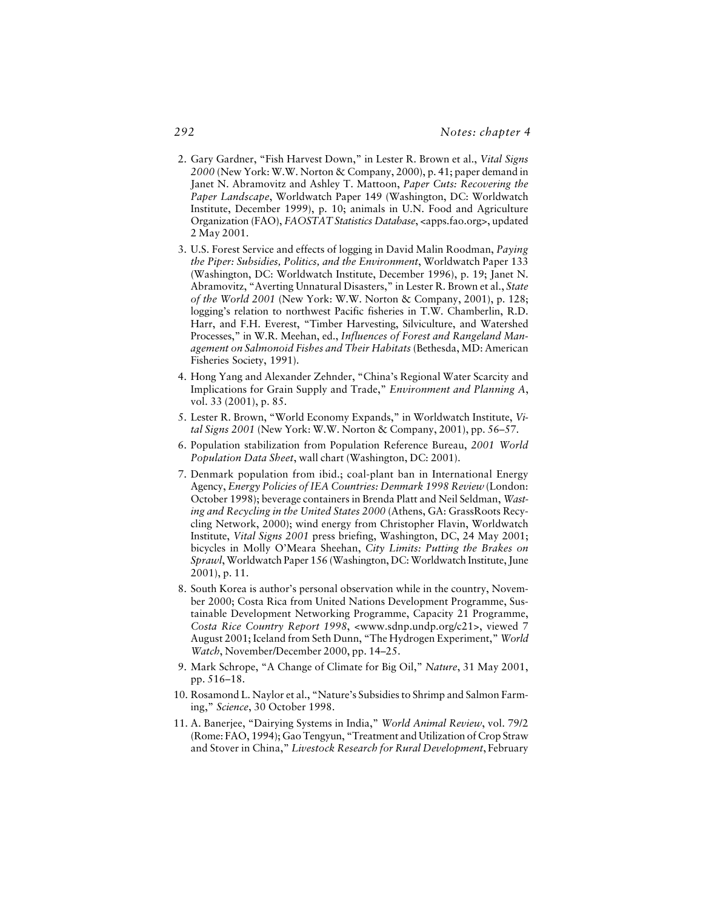2. Gary Gardner, "Fish Harvest Down," in Lester R. Brown et al., *Vital Signs 2000* (New York: W.W. Norton & Company, 2000), p. 41; paper demand in Janet N. Abramovitz and Ashley T. Mattoon, *Paper Cuts: Recovering the Paper Landscape*, Worldwatch Paper 149 (Washington, DC: Worldwatch Institute, December 1999), p. 10; animals in U.N. Food and Agriculture Organization (FAO), *FAOSTAT Statistics Database*, <apps.fao.org>, updated 2 May 2001.

3. U.S. Forest Service and effects of logging in David Malin Roodman, *Paying the Piper: Subsidies, Politics, and the Environment*, Worldwatch Paper 133 (Washington, DC: Worldwatch Institute, December 1996), p. 19; Janet N. Abramovitz, "Averting Unnatural Disasters," in Lester R. Brown et al., *State of the World 2001* (New York: W.W. Norton & Company, 2001), p. 128; logging's relation to northwest Pacific fisheries in T.W. Chamberlin, R.D. Harr, and F.H. Everest, "Timber Harvesting, Silviculture, and Watershed Processes," in W.R. Meehan, ed., *Influences of Forest and Rangeland Management on Salmonoid Fishes and Their Habitats* (Bethesda, MD: American Fisheries Society, 1991).

4. Hong Yang and Alexander Zehnder, "China's Regional Water Scarcity and Implications for Grain Supply and Trade," *Environment and Planning A*, vol. 33 (2001), p. 85.

5. Lester R. Brown, "World Economy Expands," in Worldwatch Institute, *Vital Signs 2001* (New York: W.W. Norton & Company, 2001), pp. 56–57.

6. Population stabilization from Population Reference Bureau, *2001 World Population Data Sheet*, wall chart (Washington, DC: 2001).

7. Denmark population from ibid.; coal-plant ban in International Energy Agency, *Energy Policies of IEA Countries: Denmark 1998 Review* (London: October 1998); beverage containers in Brenda Platt and Neil Seldman, *Wasting and Recycling in the United States 2000* (Athens, GA: GrassRoots Recycling Network, 2000); wind energy from Christopher Flavin, Worldwatch Institute, *Vital Signs 2001* press briefing, Washington, DC, 24 May 2001; bicycles in Molly O'Meara Sheehan, *City Limits: Putting the Brakes on Sprawl*, Worldwatch Paper 156 (Washington, DC: Worldwatch Institute, June 2001), p. 11.

8. South Korea is author's personal observation while in the country, November 2000; Costa Rica from United Nations Development Programme, Sustainable Development Networking Programme, Capacity 21 Programme, *Costa Rice Country Report 1998*, <www.sdnp.undp.org/c21>, viewed 7 August 2001; Iceland from Seth Dunn, "The Hydrogen Experiment," *World Watch*, November/December 2000, pp. 14–25.

9. Mark Schrope, "A Change of Climate for Big Oil," *Nature*, 31 May 2001, pp. 516–18.

10. Rosamond L. Naylor et al., "Nature's Subsidies to Shrimp and Salmon Farming," *Science*, 30 October 1998.

11. A. Banerjee, "Dairying Systems in India," *World Animal Review*, vol. 79/2 (Rome: FAO, 1994); Gao Tengyun, "Treatment and Utilization of Crop Straw and Stover in China," *Livestock Research for Rural Development*, February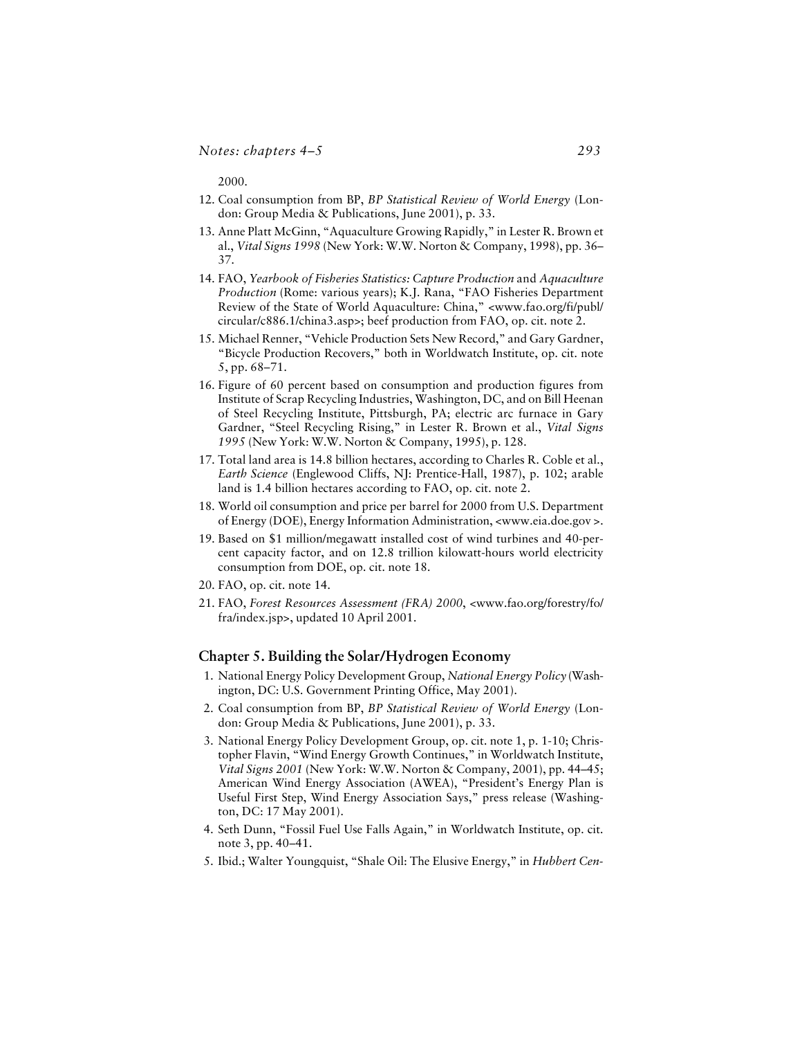2000.

12. Coal consumption from BP, *BP Statistical Review of World Energy* (London: Group Media & Publications, June 2001), p. 33.
13. Anne Platt McGinn, "Aquaculture Growing Rapidly," in Lester R. Brown et al., *Vital Signs 1998* (New York: W.W. Norton & Company, 1998), pp. 36–37.
14. FAO, *Yearbook of Fisheries Statistics: Capture Production* and *Aquaculture Production* (Rome: various years); K.J. Rana, "FAO Fisheries Department Review of the State of World Aquaculture: China," <www.fao.org/fi/publ/circular/c886.1/china3.asp>; beef production from FAO, op. cit. note 2.
15. Michael Renner, "Vehicle Production Sets New Record," and Gary Gardner, "Bicycle Production Recovers," both in Worldwatch Institute, op. cit. note 5, pp. 68–71.
16. Figure of 60 percent based on consumption and production figures from Institute of Scrap Recycling Industries, Washington, DC, and on Bill Heenan of Steel Recycling Institute, Pittsburgh, PA; electric arc furnace in Gary Gardner, "Steel Recycling Rising," in Lester R. Brown et al., *Vital Signs 1995* (New York: W.W. Norton & Company, 1995), p. 128.
17. Total land area is 14.8 billion hectares, according to Charles R. Coble et al., *Earth Science* (Englewood Cliffs, NJ: Prentice-Hall, 1987), p. 102; arable land is 1.4 billion hectares according to FAO, op. cit. note 2.
18. World oil consumption and price per barrel for 2000 from U.S. Department of Energy (DOE), Energy Information Administration, <www.eia.doe.gov >.
19. Based on $1 million/megawatt installed cost of wind turbines and 40-percent capacity factor, and on 12.8 trillion kilowatt-hours world electricity consumption from DOE, op. cit. note 18.
20. FAO, op. cit. note 14.
21. FAO, *Forest Resources Assessment (FRA) 2000*, <www.fao.org/forestry/fo/fra/index.jsp>, updated 10 April 2001.

## Chapter 5. Building the Solar/Hydrogen Economy

1. National Energy Policy Development Group, *National Energy Policy* (Washington, DC: U.S. Government Printing Office, May 2001).
2. Coal consumption from BP, *BP Statistical Review of World Energy* (London: Group Media & Publications, June 2001), p. 33.
3. National Energy Policy Development Group, op. cit. note 1, p. 1-10; Christopher Flavin, "Wind Energy Growth Continues," in Worldwatch Institute, *Vital Signs 2001* (New York: W.W. Norton & Company, 2001), pp. 44–45; American Wind Energy Association (AWEA), "President's Energy Plan is Useful First Step, Wind Energy Association Says," press release (Washington, DC: 17 May 2001).
4. Seth Dunn, "Fossil Fuel Use Falls Again," in Worldwatch Institute, op. cit. note 3, pp. 40–41.
5. Ibid.; Walter Youngquist, "Shale Oil: The Elusive Energy," in *Hubbert Cen-*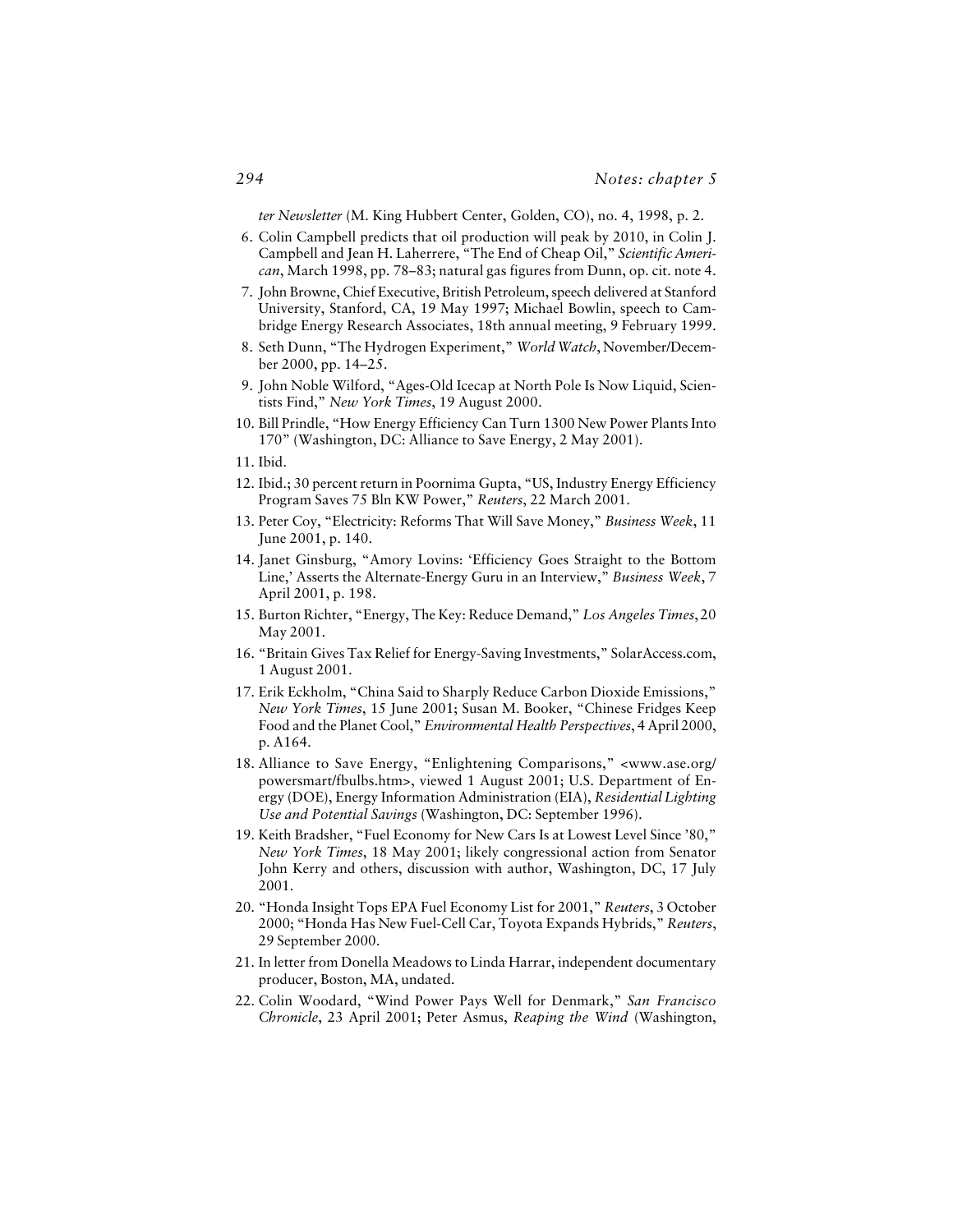*ter Newsletter* (M. King Hubbert Center, Golden, CO), no. 4, 1998, p. 2.

6. Colin Campbell predicts that oil production will peak by 2010, in Colin J. Campbell and Jean H. Laherrere, "The End of Cheap Oil," *Scientific American*, March 1998, pp. 78–83; natural gas figures from Dunn, op. cit. note 4.
7. John Browne, Chief Executive, British Petroleum, speech delivered at Stanford University, Stanford, CA, 19 May 1997; Michael Bowlin, speech to Cambridge Energy Research Associates, 18th annual meeting, 9 February 1999.
8. Seth Dunn, "The Hydrogen Experiment," *World Watch*, November/December 2000, pp. 14–25.
9. John Noble Wilford, "Ages-Old Icecap at North Pole Is Now Liquid, Scientists Find," *New York Times*, 19 August 2000.
10. Bill Prindle, "How Energy Efficiency Can Turn 1300 New Power Plants Into 170" (Washington, DC: Alliance to Save Energy, 2 May 2001).
11. Ibid.
12. Ibid.; 30 percent return in Poornima Gupta, "US, Industry Energy Efficiency Program Saves 75 Bln KW Power," *Reuters*, 22 March 2001.
13. Peter Coy, "Electricity: Reforms That Will Save Money," *Business Week*, 11 June 2001, p. 140.
14. Janet Ginsburg, "Amory Lovins: 'Efficiency Goes Straight to the Bottom Line,' Asserts the Alternate-Energy Guru in an Interview," *Business Week*, 7 April 2001, p. 198.
15. Burton Richter, "Energy, The Key: Reduce Demand," *Los Angeles Times*, 20 May 2001.
16. "Britain Gives Tax Relief for Energy-Saving Investments," SolarAccess.com, 1 August 2001.
17. Erik Eckholm, "China Said to Sharply Reduce Carbon Dioxide Emissions," *New York Times*, 15 June 2001; Susan M. Booker, "Chinese Fridges Keep Food and the Planet Cool," *Environmental Health Perspectives*, 4 April 2000, p. A164.
18. Alliance to Save Energy, "Enlightening Comparisons," <www.ase.org/powersmart/fbulbs.htm>, viewed 1 August 2001; U.S. Department of Energy (DOE), Energy Information Administration (EIA), *Residential Lighting Use and Potential Savings* (Washington, DC: September 1996).
19. Keith Bradsher, "Fuel Economy for New Cars Is at Lowest Level Since '80," *New York Times*, 18 May 2001; likely congressional action from Senator John Kerry and others, discussion with author, Washington, DC, 17 July 2001.
20. "Honda Insight Tops EPA Fuel Economy List for 2001," *Reuters*, 3 October 2000; "Honda Has New Fuel-Cell Car, Toyota Expands Hybrids," *Reuters*, 29 September 2000.
21. In letter from Donella Meadows to Linda Harrar, independent documentary producer, Boston, MA, undated.
22. Colin Woodard, "Wind Power Pays Well for Denmark," *San Francisco Chronicle*, 23 April 2001; Peter Asmus, *Reaping the Wind* (Washington,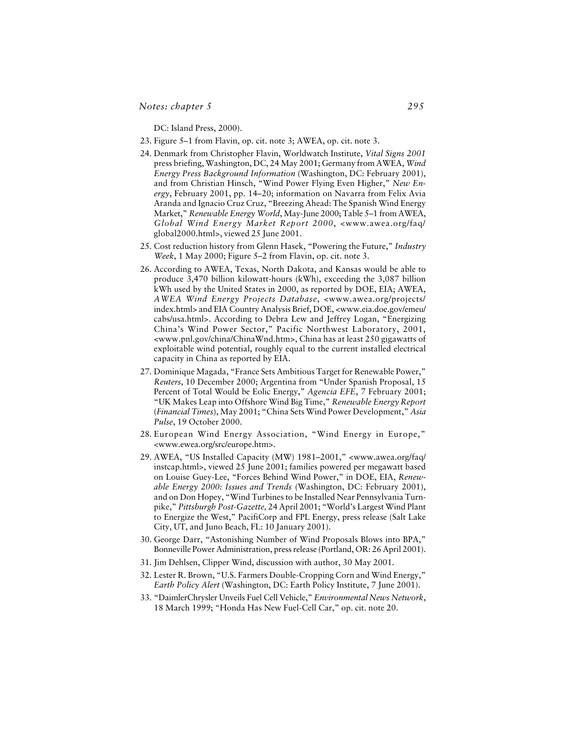DC: Island Press, 2000).

23. Figure 5–1 from Flavin, op. cit. note 3; AWEA, op. cit. note 3.
24. Denmark from Christopher Flavin, Worldwatch Institute, *Vital Signs 2001* press briefing, Washington, DC, 24 May 2001; Germany from AWEA, *Wind Energy Press Background Information* (Washington, DC: February 2001), and from Christian Hinsch, "Wind Power Flying Even Higher," *New Energy*, February 2001, pp. 14–20; information on Navarra from Felix Avia Aranda and Ignacio Cruz Cruz, "Breezing Ahead: The Spanish Wind Energy Market," *Renewable Energy World*, May-June 2000; Table 5–1 from AWEA, *Global Wind Energy Market Report 2000*, <www.awea.org/faq/global2000.html>, viewed 25 June 2001.
25. Cost reduction history from Glenn Hasek, "Powering the Future," *Industry Week*, 1 May 2000; Figure 5–2 from Flavin, op. cit. note 3.
26. According to AWEA, Texas, North Dakota, and Kansas would be able to produce 3,470 billion kilowatt-hours (kWh), exceeding the 3,087 billion kWh used by the United States in 2000, as reported by DOE, EIA; AWEA, *AWEA Wind Energy Projects Database*, <www.awea.org/projects/index.html> and EIA Country Analysis Brief, DOE, <www.eia.doe.gov/emeu/cabs/usa.html>. According to Debra Lew and Jeffrey Logan, "Energizing China's Wind Power Sector," Pacific Northwest Laboratory, 2001, <www.pnl.gov/china/ChinaWnd.htm>, China has at least 250 gigawatts of exploitable wind potential, roughly equal to the current installed electrical capacity in China as reported by EIA.
27. Dominique Magada, "France Sets Ambitious Target for Renewable Power," *Reuters*, 10 December 2000; Argentina from "Under Spanish Proposal, 15 Percent of Total Would be Eolic Energy," *Agencia EFE*, 7 February 2001; "UK Makes Leap into Offshore Wind Big Time," *Renewable Energy Report* (*Financial Times*), May 2001; "China Sets Wind Power Development," *Asia Pulse*, 19 October 2000.
28. European Wind Energy Association, "Wind Energy in Europe," <www.ewea.org/src/europe.htm>.
29. AWEA, "US Installed Capacity (MW) 1981–2001," <www.awea.org/faq/instcap.html>, viewed 25 June 2001; families powered per megawatt based on Louise Guey-Lee, "Forces Behind Wind Power," in DOE, EIA, *Renewable Energy 2000: Issues and Trends* (Washington, DC: February 2001), and on Don Hopey, "Wind Turbines to be Installed Near Pennsylvania Turnpike," *Pittsburgh Post-Gazette,* 24 April 2001; "World's Largest Wind Plant to Energize the West," PacifiCorp and FPL Energy, press release (Salt Lake City, UT, and Juno Beach, FL: 10 January 2001).
30. George Darr, "Astonishing Number of Wind Proposals Blows into BPA," Bonneville Power Administration, press release (Portland, OR: 26 April 2001).
31. Jim Dehlsen, Clipper Wind, discussion with author, 30 May 2001.
32. Lester R. Brown, "U.S. Farmers Double-Cropping Corn and Wind Energy," *Earth Policy Alert* (Washington, DC: Earth Policy Institute, 7 June 2001).
33. "DaimlerChrysler Unveils Fuel Cell Vehicle," *Environmental News Network*, 18 March 1999; "Honda Has New Fuel-Cell Car," op. cit. note 20.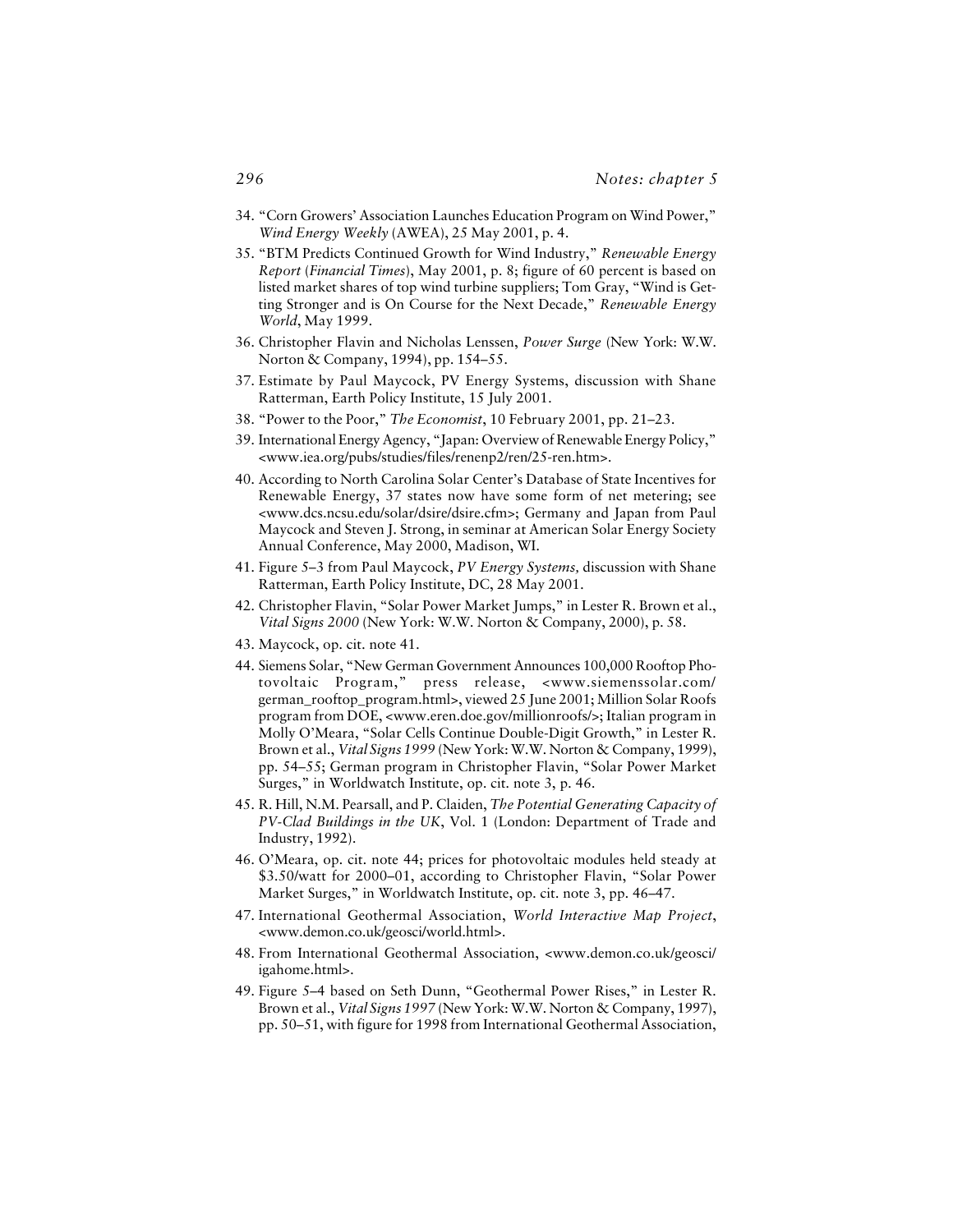34. "Corn Growers' Association Launches Education Program on Wind Power," *Wind Energy Weekly* (AWEA), 25 May 2001, p. 4.
35. "BTM Predicts Continued Growth for Wind Industry," *Renewable Energy Report* (*Financial Times*), May 2001, p. 8; figure of 60 percent is based on listed market shares of top wind turbine suppliers; Tom Gray, "Wind is Getting Stronger and is On Course for the Next Decade," *Renewable Energy World*, May 1999.
36. Christopher Flavin and Nicholas Lenssen, *Power Surge* (New York: W.W. Norton & Company, 1994), pp. 154–55.
37. Estimate by Paul Maycock, PV Energy Systems, discussion with Shane Ratterman, Earth Policy Institute, 15 July 2001.
38. "Power to the Poor," *The Economist*, 10 February 2001, pp. 21–23.
39. International Energy Agency, "Japan: Overview of Renewable Energy Policy," <www.iea.org/pubs/studies/files/renenp2/ren/25-ren.htm>.
40. According to North Carolina Solar Center's Database of State Incentives for Renewable Energy, 37 states now have some form of net metering; see <www.dcs.ncsu.edu/solar/dsire/dsire.cfm>; Germany and Japan from Paul Maycock and Steven J. Strong, in seminar at American Solar Energy Society Annual Conference, May 2000, Madison, WI.
41. Figure 5–3 from Paul Maycock, *PV Energy Systems,* discussion with Shane Ratterman, Earth Policy Institute, DC, 28 May 2001.
42. Christopher Flavin, "Solar Power Market Jumps," in Lester R. Brown et al., *Vital Signs 2000* (New York: W.W. Norton & Company, 2000), p. 58.
43. Maycock, op. cit. note 41.
44. Siemens Solar, "New German Government Announces 100,000 Rooftop Photovoltaic Program," press release, <www.siemenssolar.com/german_rooftop_program.html>, viewed 25 June 2001; Million Solar Roofs program from DOE, <www.eren.doe.gov/millionroofs/>; Italian program in Molly O'Meara, "Solar Cells Continue Double-Digit Growth," in Lester R. Brown et al., *Vital Signs 1999* (New York: W.W. Norton & Company, 1999), pp. 54–55; German program in Christopher Flavin, "Solar Power Market Surges," in Worldwatch Institute, op. cit. note 3, p. 46.
45. R. Hill, N.M. Pearsall, and P. Claiden, *The Potential Generating Capacity of PV-Clad Buildings in the UK*, Vol. 1 (London: Department of Trade and Industry, 1992).
46. O'Meara, op. cit. note 44; prices for photovoltaic modules held steady at \$3.50/watt for 2000–01, according to Christopher Flavin, "Solar Power Market Surges," in Worldwatch Institute, op. cit. note 3, pp. 46–47.
47. International Geothermal Association, *World Interactive Map Project*, <www.demon.co.uk/geosci/world.html>.
48. From International Geothermal Association, <www.demon.co.uk/geosci/igahome.html>.
49. Figure 5–4 based on Seth Dunn, "Geothermal Power Rises," in Lester R. Brown et al., *Vital Signs 1997* (New York: W.W. Norton & Company, 1997), pp. 50–51, with figure for 1998 from International Geothermal Association,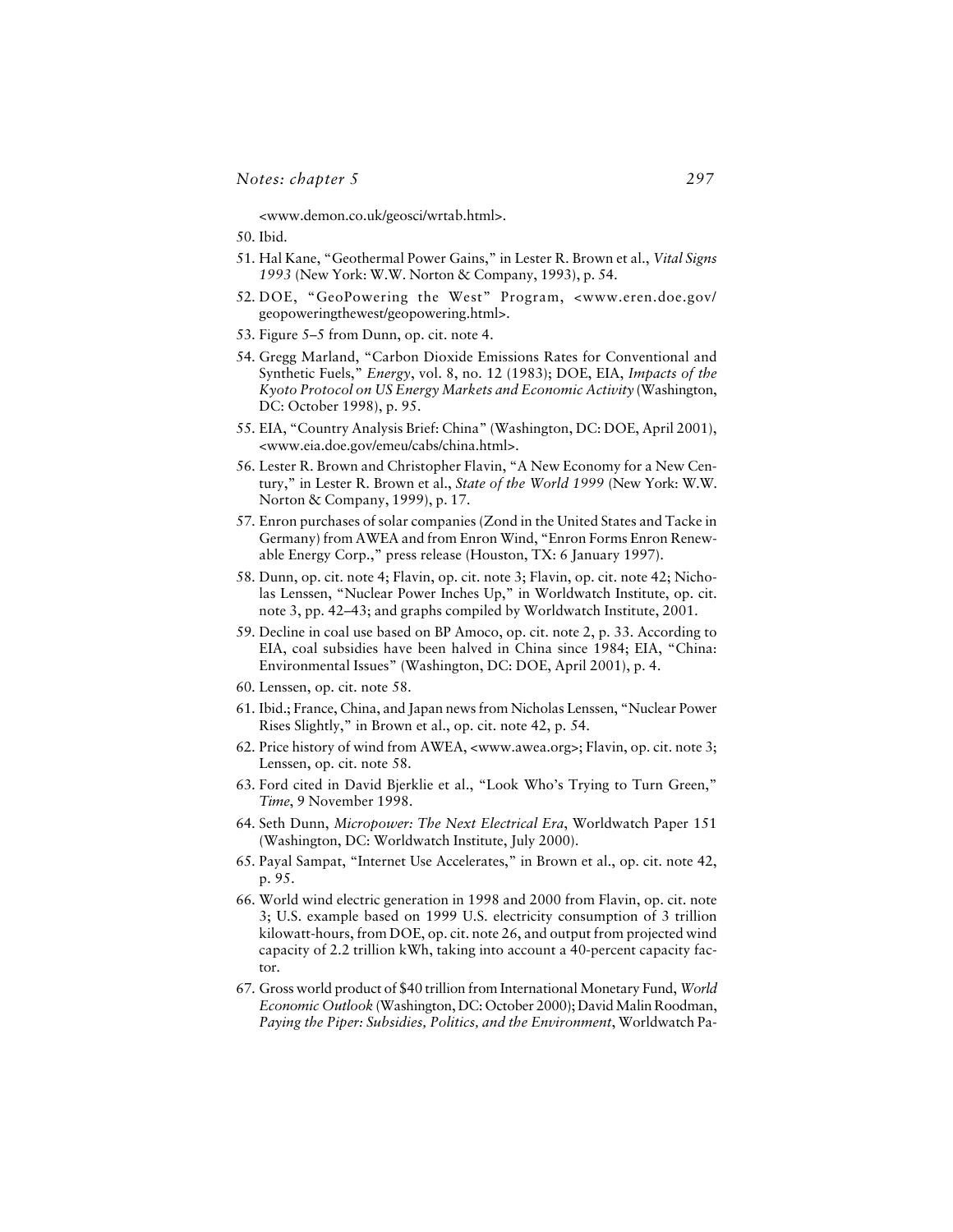<www.demon.co.uk/geosci/wrtab.html>.

50. Ibid.

51. Hal Kane, "Geothermal Power Gains," in Lester R. Brown et al., *Vital Signs 1993* (New York: W.W. Norton & Company, 1993), p. 54.

52. DOE, "GeoPowering the West" Program, <www.eren.doe.gov/geopoweringthewest/geopowering.html>.

53. Figure 5–5 from Dunn, op. cit. note 4.

54. Gregg Marland, "Carbon Dioxide Emissions Rates for Conventional and Synthetic Fuels," *Energy*, vol. 8, no. 12 (1983); DOE, EIA, *Impacts of the Kyoto Protocol on US Energy Markets and Economic Activity* (Washington, DC: October 1998), p. 95.

55. EIA, "Country Analysis Brief: China" (Washington, DC: DOE, April 2001), <www.eia.doe.gov/emeu/cabs/china.html>.

56. Lester R. Brown and Christopher Flavin, "A New Economy for a New Century," in Lester R. Brown et al., *State of the World 1999* (New York: W.W. Norton & Company, 1999), p. 17.

57. Enron purchases of solar companies (Zond in the United States and Tacke in Germany) from AWEA and from Enron Wind, "Enron Forms Enron Renewable Energy Corp.," press release (Houston, TX: 6 January 1997).

58. Dunn, op. cit. note 4; Flavin, op. cit. note 3; Flavin, op. cit. note 42; Nicholas Lenssen, "Nuclear Power Inches Up," in Worldwatch Institute, op. cit. note 3, pp. 42–43; and graphs compiled by Worldwatch Institute, 2001.

59. Decline in coal use based on BP Amoco, op. cit. note 2, p. 33. According to EIA, coal subsidies have been halved in China since 1984; EIA, "China: Environmental Issues" (Washington, DC: DOE, April 2001), p. 4.

60. Lenssen, op. cit. note 58.

61. Ibid.; France, China, and Japan news from Nicholas Lenssen, "Nuclear Power Rises Slightly," in Brown et al., op. cit. note 42, p. 54.

62. Price history of wind from AWEA, <www.awea.org>; Flavin, op. cit. note 3; Lenssen, op. cit. note 58.

63. Ford cited in David Bjerklie et al., "Look Who's Trying to Turn Green," *Time*, 9 November 1998.

64. Seth Dunn, *Micropower: The Next Electrical Era*, Worldwatch Paper 151 (Washington, DC: Worldwatch Institute, July 2000).

65. Payal Sampat, "Internet Use Accelerates," in Brown et al., op. cit. note 42, p. 95.

66. World wind electric generation in 1998 and 2000 from Flavin, op. cit. note 3; U.S. example based on 1999 U.S. electricity consumption of 3 trillion kilowatt-hours, from DOE, op. cit. note 26, and output from projected wind capacity of 2.2 trillion kWh, taking into account a 40-percent capacity factor.

67. Gross world product of $40 trillion from International Monetary Fund, *World Economic Outlook* (Washington, DC: October 2000); David Malin Roodman, *Paying the Piper: Subsidies, Politics, and the Environment*, Worldwatch Pa-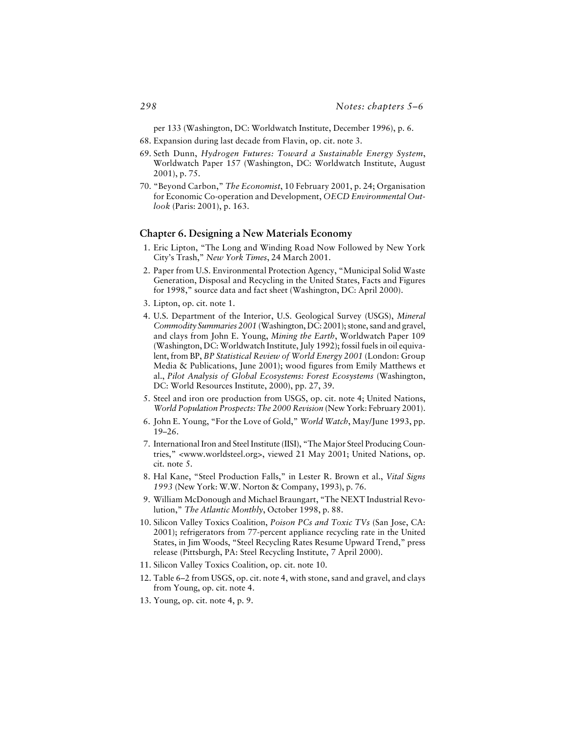per 133 (Washington, DC: Worldwatch Institute, December 1996), p. 6.

68. Expansion during last decade from Flavin, op. cit. note 3.
69. Seth Dunn, *Hydrogen Futures: Toward a Sustainable Energy System*, Worldwatch Paper 157 (Washington, DC: Worldwatch Institute, August 2001), p. 75.
70. "Beyond Carbon," *The Economist*, 10 February 2001, p. 24; Organisation for Economic Co-operation and Development, *OECD Environmental Outlook* (Paris: 2001), p. 163.

## Chapter 6. Designing a New Materials Economy

1. Eric Lipton, "The Long and Winding Road Now Followed by New York City's Trash," *New York Times*, 24 March 2001.
2. Paper from U.S. Environmental Protection Agency, "Municipal Solid Waste Generation, Disposal and Recycling in the United States, Facts and Figures for 1998," source data and fact sheet (Washington, DC: April 2000).
3. Lipton, op. cit. note 1.
4. U.S. Department of the Interior, U.S. Geological Survey (USGS), *Mineral Commodity Summaries 2001* (Washington, DC: 2001); stone, sand and gravel, and clays from John E. Young, *Mining the Earth*, Worldwatch Paper 109 (Washington, DC: Worldwatch Institute, July 1992); fossil fuels in oil equivalent, from BP, *BP Statistical Review of World Energy 2001* (London: Group Media & Publications, June 2001); wood figures from Emily Matthews et al., *Pilot Analysis of Global Ecosystems: Forest Ecosystems* (Washington, DC: World Resources Institute, 2000), pp. 27, 39.
5. Steel and iron ore production from USGS, op. cit. note 4; United Nations, *World Population Prospects: The 2000 Revision* (New York: February 2001).
6. John E. Young, "For the Love of Gold," *World Watch*, May/June 1993, pp. 19–26.
7. International Iron and Steel Institute (IISI), "The Major Steel Producing Countries," <www.worldsteel.org>, viewed 21 May 2001; United Nations, op. cit. note 5.
8. Hal Kane, "Steel Production Falls," in Lester R. Brown et al., *Vital Signs 1993* (New York: W.W. Norton & Company, 1993), p. 76.
9. William McDonough and Michael Braungart, "The NEXT Industrial Revolution," *The Atlantic Monthly*, October 1998, p. 88.
10. Silicon Valley Toxics Coalition, *Poison PCs and Toxic TVs* (San Jose, CA: 2001); refrigerators from 77-percent appliance recycling rate in the United States, in Jim Woods, "Steel Recycling Rates Resume Upward Trend," press release (Pittsburgh, PA: Steel Recycling Institute, 7 April 2000).
11. Silicon Valley Toxics Coalition, op. cit. note 10.
12. Table 6–2 from USGS, op. cit. note 4, with stone, sand and gravel, and clays from Young, op. cit. note 4.
13. Young, op. cit. note 4, p. 9.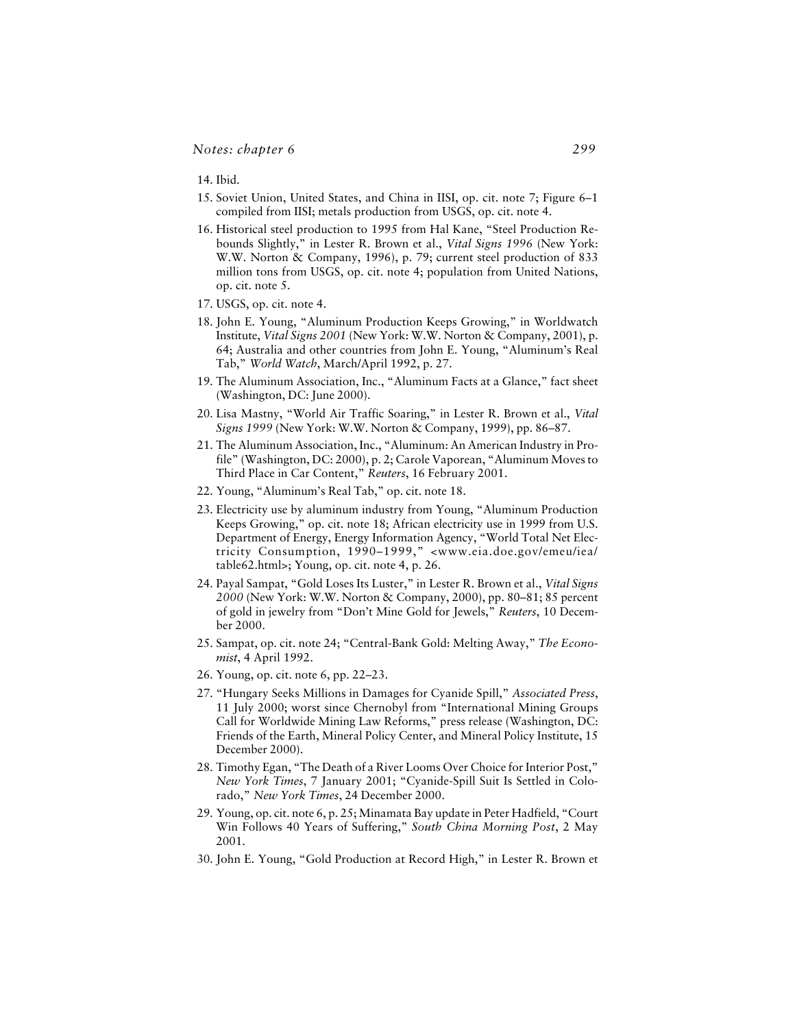14. Ibid.

15. Soviet Union, United States, and China in IISI, op. cit. note 7; Figure 6–1 compiled from IISI; metals production from USGS, op. cit. note 4.

16. Historical steel production to 1995 from Hal Kane, "Steel Production Rebounds Slightly," in Lester R. Brown et al., *Vital Signs 1996* (New York: W.W. Norton & Company, 1996), p. 79; current steel production of 833 million tons from USGS, op. cit. note 4; population from United Nations, op. cit. note 5.

17. USGS, op. cit. note 4.

18. John E. Young, "Aluminum Production Keeps Growing," in Worldwatch Institute, *Vital Signs 2001* (New York: W.W. Norton & Company, 2001), p. 64; Australia and other countries from John E. Young, "Aluminum's Real Tab," *World Watch*, March/April 1992, p. 27.

19. The Aluminum Association, Inc., "Aluminum Facts at a Glance," fact sheet (Washington, DC: June 2000).

20. Lisa Mastny, "World Air Traffic Soaring," in Lester R. Brown et al., *Vital Signs 1999* (New York: W.W. Norton & Company, 1999), pp. 86–87.

21. The Aluminum Association, Inc., "Aluminum: An American Industry in Profile" (Washington, DC: 2000), p. 2; Carole Vaporean, "Aluminum Moves to Third Place in Car Content," *Reuters*, 16 February 2001.

22. Young, "Aluminum's Real Tab," op. cit. note 18.

23. Electricity use by aluminum industry from Young, "Aluminum Production Keeps Growing," op. cit. note 18; African electricity use in 1999 from U.S. Department of Energy, Energy Information Agency, "World Total Net Electricity Consumption, 1990–1999," <www.eia.doe.gov/emeu/iea/table62.html>; Young, op. cit. note 4, p. 26.

24. Payal Sampat, "Gold Loses Its Luster," in Lester R. Brown et al., *Vital Signs 2000* (New York: W.W. Norton & Company, 2000), pp. 80–81; 85 percent of gold in jewelry from "Don't Mine Gold for Jewels," *Reuters*, 10 December 2000.

25. Sampat, op. cit. note 24; "Central-Bank Gold: Melting Away," *The Economist*, 4 April 1992.

26. Young, op. cit. note 6, pp. 22–23.

27. "Hungary Seeks Millions in Damages for Cyanide Spill," *Associated Press*, 11 July 2000; worst since Chernobyl from "International Mining Groups Call for Worldwide Mining Law Reforms," press release (Washington, DC: Friends of the Earth, Mineral Policy Center, and Mineral Policy Institute, 15 December 2000).

28. Timothy Egan, "The Death of a River Looms Over Choice for Interior Post," *New York Times*, 7 January 2001; "Cyanide-Spill Suit Is Settled in Colorado," *New York Times*, 24 December 2000.

29. Young, op. cit. note 6, p. 25; Minamata Bay update in Peter Hadfield, "Court Win Follows 40 Years of Suffering," *South China Morning Post*, 2 May 2001.

30. John E. Young, "Gold Production at Record High," in Lester R. Brown et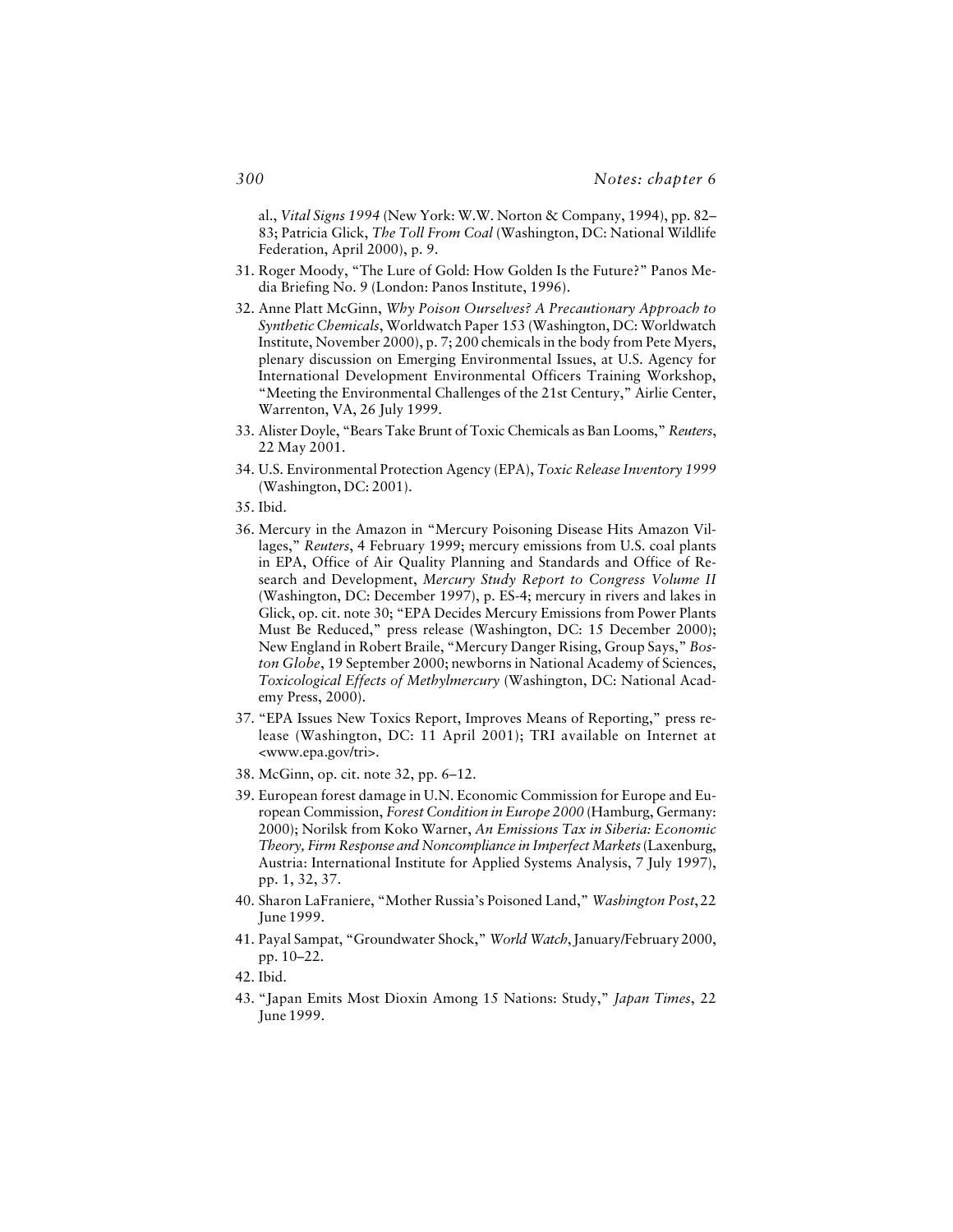al., *Vital Signs 1994* (New York: W.W. Norton & Company, 1994), pp. 82–83; Patricia Glick, *The Toll From Coal* (Washington, DC: National Wildlife Federation, April 2000), p. 9.

31. Roger Moody, "The Lure of Gold: How Golden Is the Future?" Panos Media Briefing No. 9 (London: Panos Institute, 1996).

32. Anne Platt McGinn, *Why Poison Ourselves? A Precautionary Approach to Synthetic Chemicals*, Worldwatch Paper 153 (Washington, DC: Worldwatch Institute, November 2000), p. 7; 200 chemicals in the body from Pete Myers, plenary discussion on Emerging Environmental Issues, at U.S. Agency for International Development Environmental Officers Training Workshop, "Meeting the Environmental Challenges of the 21st Century," Airlie Center, Warrenton, VA, 26 July 1999.

33. Alister Doyle, "Bears Take Brunt of Toxic Chemicals as Ban Looms," *Reuters*, 22 May 2001.

34. U.S. Environmental Protection Agency (EPA), *Toxic Release Inventory 1999* (Washington, DC: 2001).

35. Ibid.

36. Mercury in the Amazon in "Mercury Poisoning Disease Hits Amazon Villages," *Reuters*, 4 February 1999; mercury emissions from U.S. coal plants in EPA, Office of Air Quality Planning and Standards and Office of Research and Development, *Mercury Study Report to Congress Volume II* (Washington, DC: December 1997), p. ES-4; mercury in rivers and lakes in Glick, op. cit. note 30; "EPA Decides Mercury Emissions from Power Plants Must Be Reduced," press release (Washington, DC: 15 December 2000); New England in Robert Braile, "Mercury Danger Rising, Group Says," *Boston Globe*, 19 September 2000; newborns in National Academy of Sciences, *Toxicological Effects of Methylmercury* (Washington, DC: National Academy Press, 2000).

37. "EPA Issues New Toxics Report, Improves Means of Reporting," press release (Washington, DC: 11 April 2001); TRI available on Internet at <www.epa.gov/tri>.

38. McGinn, op. cit. note 32, pp. 6–12.

39. European forest damage in U.N. Economic Commission for Europe and European Commission, *Forest Condition in Europe 2000* (Hamburg, Germany: 2000); Norilsk from Koko Warner, *An Emissions Tax in Siberia: Economic Theory, Firm Response and Noncompliance in Imperfect Markets* (Laxenburg, Austria: International Institute for Applied Systems Analysis, 7 July 1997), pp. 1, 32, 37.

40. Sharon LaFraniere, "Mother Russia's Poisoned Land," *Washington Post*, 22 June 1999.

41. Payal Sampat, "Groundwater Shock," *World Watch*, January/February 2000, pp. 10–22.

42. Ibid.

43. "Japan Emits Most Dioxin Among 15 Nations: Study," *Japan Times*, 22 June 1999.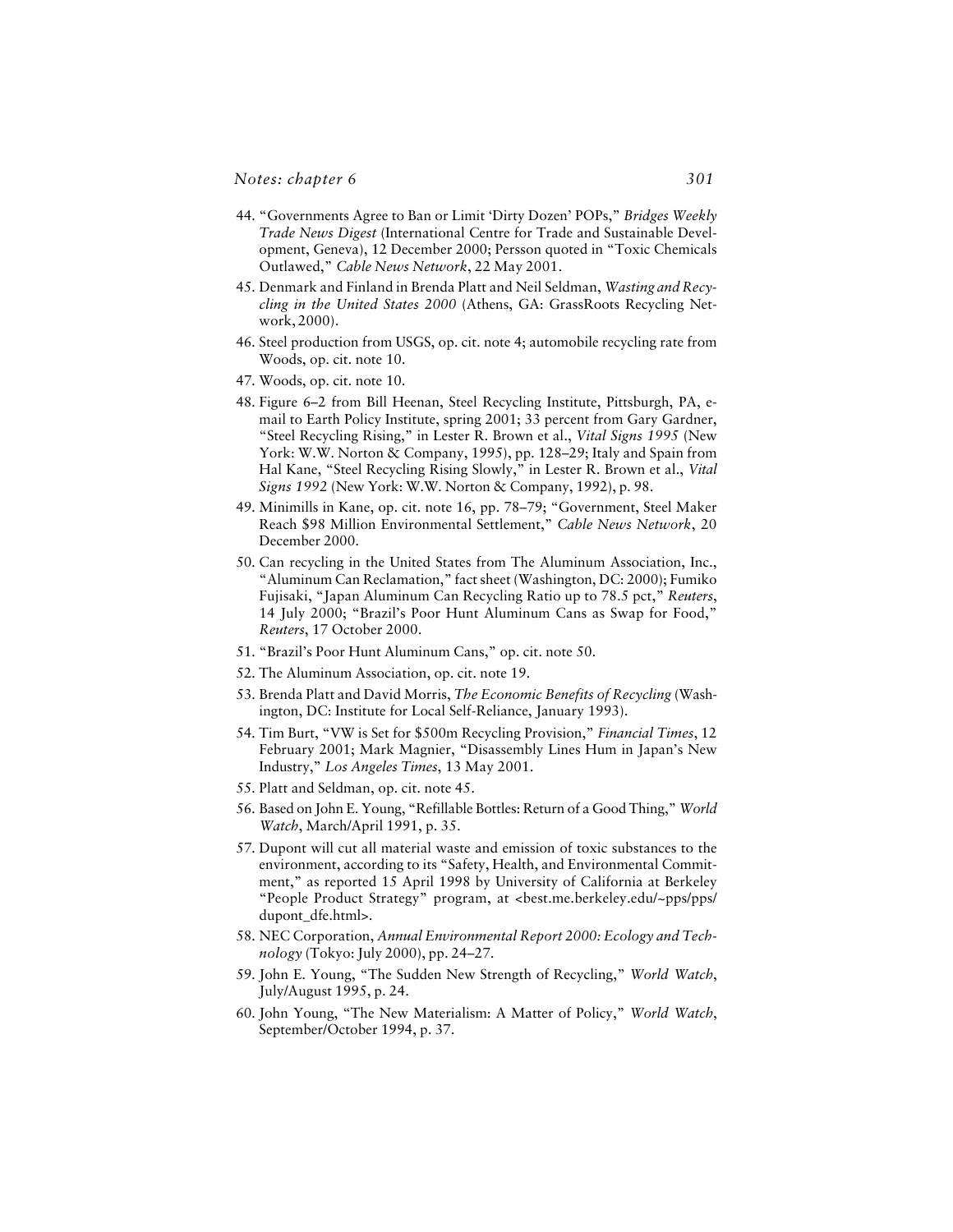44. "Governments Agree to Ban or Limit 'Dirty Dozen' POPs," *Bridges Weekly Trade News Digest* (International Centre for Trade and Sustainable Development, Geneva), 12 December 2000; Persson quoted in "Toxic Chemicals Outlawed," *Cable News Network*, 22 May 2001.
45. Denmark and Finland in Brenda Platt and Neil Seldman, *Wasting and Recycling in the United States 2000* (Athens, GA: GrassRoots Recycling Network, 2000).
46. Steel production from USGS, op. cit. note 4; automobile recycling rate from Woods, op. cit. note 10.
47. Woods, op. cit. note 10.
48. Figure 6–2 from Bill Heenan, Steel Recycling Institute, Pittsburgh, PA, e-mail to Earth Policy Institute, spring 2001; 33 percent from Gary Gardner, "Steel Recycling Rising," in Lester R. Brown et al., *Vital Signs 1995* (New York: W.W. Norton & Company, 1995), pp. 128–29; Italy and Spain from Hal Kane, "Steel Recycling Rising Slowly," in Lester R. Brown et al., *Vital Signs 1992* (New York: W.W. Norton & Company, 1992), p. 98.
49. Minimills in Kane, op. cit. note 16, pp. 78–79; "Government, Steel Maker Reach $98 Million Environmental Settlement," *Cable News Network*, 20 December 2000.
50. Can recycling in the United States from The Aluminum Association, Inc., "Aluminum Can Reclamation," fact sheet (Washington, DC: 2000); Fumiko Fujisaki, "Japan Aluminum Can Recycling Ratio up to 78.5 pct," *Reuters*, 14 July 2000; "Brazil's Poor Hunt Aluminum Cans as Swap for Food," *Reuters*, 17 October 2000.
51. "Brazil's Poor Hunt Aluminum Cans," op. cit. note 50.
52. The Aluminum Association, op. cit. note 19.
53. Brenda Platt and David Morris, *The Economic Benefits of Recycling* (Washington, DC: Institute for Local Self-Reliance, January 1993).
54. Tim Burt, "VW is Set for $500m Recycling Provision," *Financial Times*, 12 February 2001; Mark Magnier, "Disassembly Lines Hum in Japan's New Industry," *Los Angeles Times*, 13 May 2001.
55. Platt and Seldman, op. cit. note 45.
56. Based on John E. Young, "Refillable Bottles: Return of a Good Thing," *World Watch*, March/April 1991, p. 35.
57. Dupont will cut all material waste and emission of toxic substances to the environment, according to its "Safety, Health, and Environmental Commitment," as reported 15 April 1998 by University of California at Berkeley "People Product Strategy" program, at <best.me.berkeley.edu/~pps/pps/dupont_dfe.html>.
58. NEC Corporation, *Annual Environmental Report 2000: Ecology and Technology* (Tokyo: July 2000), pp. 24–27.
59. John E. Young, "The Sudden New Strength of Recycling," *World Watch*, July/August 1995, p. 24.
60. John Young, "The New Materialism: A Matter of Policy," *World Watch*, September/October 1994, p. 37.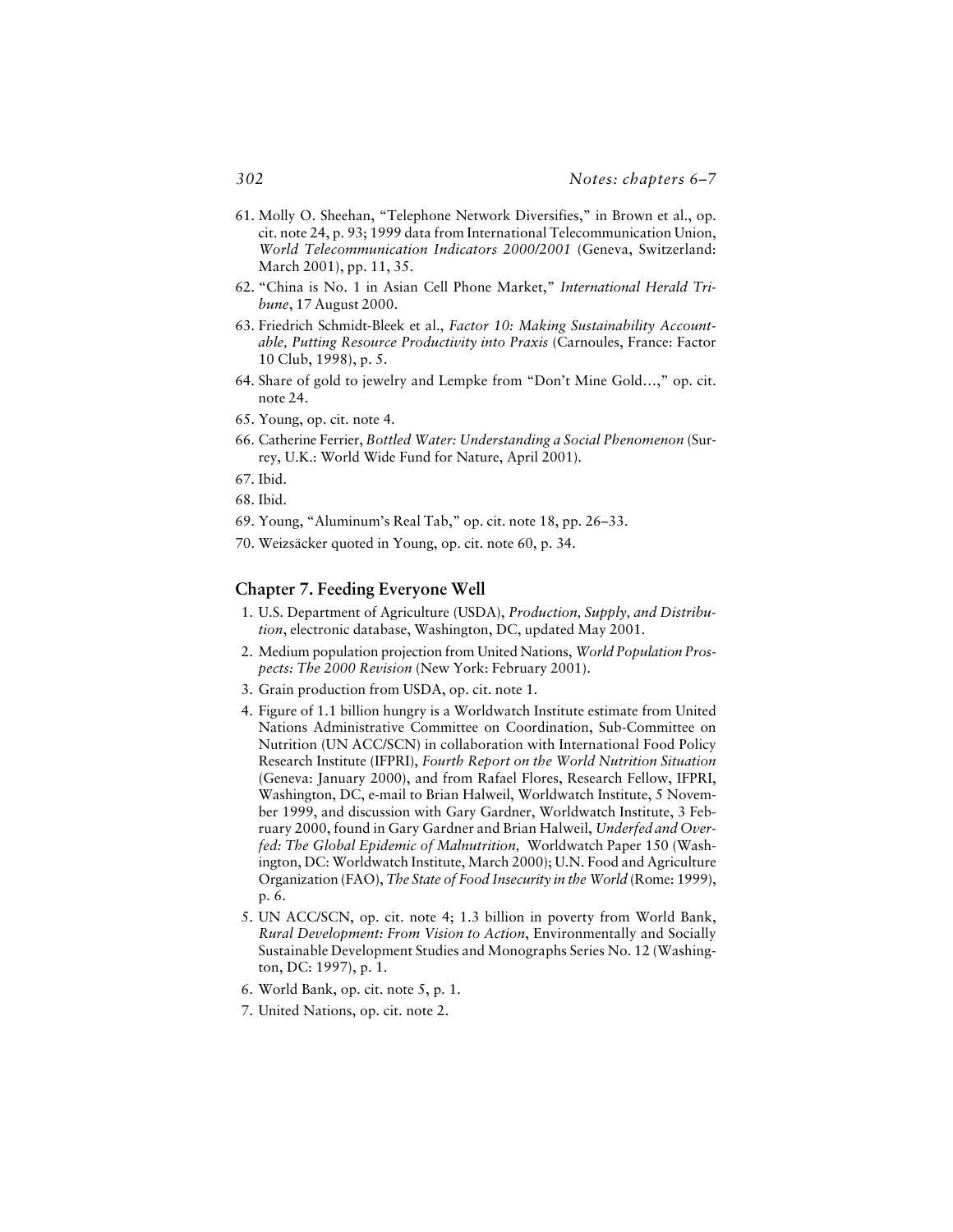61. Molly O. Sheehan, "Telephone Network Diversifies," in Brown et al., op. cit. note 24, p. 93; 1999 data from International Telecommunication Union, *World Telecommunication Indicators 2000/2001* (Geneva, Switzerland: March 2001), pp. 11, 35.
62. "China is No. 1 in Asian Cell Phone Market," *International Herald Tribune*, 17 August 2000.
63. Friedrich Schmidt-Bleek et al., *Factor 10: Making Sustainability Accountable, Putting Resource Productivity into Praxis* (Carnoules, France: Factor 10 Club, 1998), p. 5.
64. Share of gold to jewelry and Lempke from "Don't Mine Gold…," op. cit. note 24.
65. Young, op. cit. note 4.
66. Catherine Ferrier, *Bottled Water: Understanding a Social Phenomenon* (Surrey, U.K.: World Wide Fund for Nature, April 2001).
67. Ibid.
68. Ibid.
69. Young, "Aluminum's Real Tab," op. cit. note 18, pp. 26–33.
70. Weizsäcker quoted in Young, op. cit. note 60, p. 34.

## Chapter 7. Feeding Everyone Well

1. U.S. Department of Agriculture (USDA), *Production, Supply, and Distribution*, electronic database, Washington, DC, updated May 2001.
2. Medium population projection from United Nations, *World Population Prospects: The 2000 Revision* (New York: February 2001).
3. Grain production from USDA, op. cit. note 1.
4. Figure of 1.1 billion hungry is a Worldwatch Institute estimate from United Nations Administrative Committee on Coordination, Sub-Committee on Nutrition (UN ACC/SCN) in collaboration with International Food Policy Research Institute (IFPRI), *Fourth Report on the World Nutrition Situation* (Geneva: January 2000), and from Rafael Flores, Research Fellow, IFPRI, Washington, DC, e-mail to Brian Halweil, Worldwatch Institute, 5 November 1999, and discussion with Gary Gardner, Worldwatch Institute, 3 February 2000, found in Gary Gardner and Brian Halweil, *Underfed and Overfed: The Global Epidemic of Malnutrition,* Worldwatch Paper 150 (Washington, DC: Worldwatch Institute, March 2000); U.N. Food and Agriculture Organization (FAO), *The State of Food Insecurity in the World* (Rome: 1999), p. 6.
5. UN ACC/SCN, op. cit. note 4; 1.3 billion in poverty from World Bank, *Rural Development: From Vision to Action*, Environmentally and Socially Sustainable Development Studies and Monographs Series No. 12 (Washington, DC: 1997), p. 1.
6. World Bank, op. cit. note 5, p. 1.
7. United Nations, op. cit. note 2.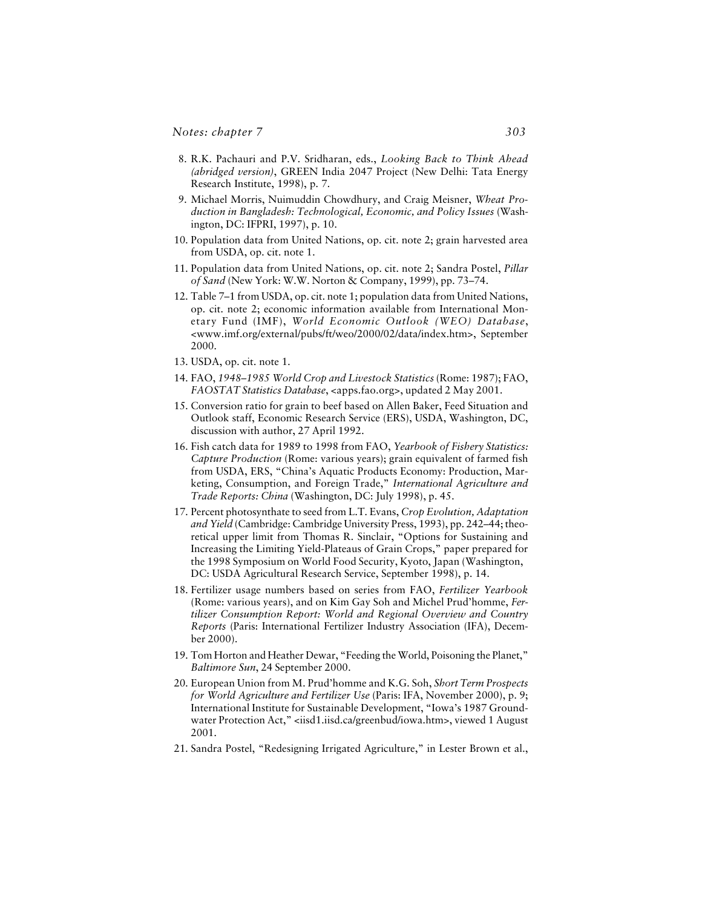8. R.K. Pachauri and P.V. Sridharan, eds., *Looking Back to Think Ahead (abridged version)*, GREEN India 2047 Project (New Delhi: Tata Energy Research Institute, 1998), p. 7.
9. Michael Morris, Nuimuddin Chowdhury, and Craig Meisner, *Wheat Production in Bangladesh: Technological, Economic, and Policy Issues* (Washington, DC: IFPRI, 1997), p. 10.
10. Population data from United Nations, op. cit. note 2; grain harvested area from USDA, op. cit. note 1.
11. Population data from United Nations, op. cit. note 2; Sandra Postel, *Pillar of Sand* (New York: W.W. Norton & Company, 1999), pp. 73–74.
12. Table 7–1 from USDA, op. cit. note 1; population data from United Nations, op. cit. note 2; economic information available from International Monetary Fund (IMF), *World Economic Outlook (WEO) Database*, <www.imf.org/external/pubs/ft/weo/2000/02/data/index.htm>, September 2000.
13. USDA, op. cit. note 1.
14. FAO, *1948–1985 World Crop and Livestock Statistics* (Rome: 1987); FAO, *FAOSTAT Statistics Database*, <apps.fao.org>, updated 2 May 2001.
15. Conversion ratio for grain to beef based on Allen Baker, Feed Situation and Outlook staff, Economic Research Service (ERS), USDA, Washington, DC, discussion with author, 27 April 1992.
16. Fish catch data for 1989 to 1998 from FAO, *Yearbook of Fishery Statistics: Capture Production* (Rome: various years); grain equivalent of farmed fish from USDA, ERS, "China's Aquatic Products Economy: Production, Marketing, Consumption, and Foreign Trade," *International Agriculture and Trade Reports: China* (Washington, DC: July 1998), p. 45.
17. Percent photosynthate to seed from L.T. Evans, *Crop Evolution, Adaptation and Yield* (Cambridge: Cambridge University Press, 1993), pp. 242–44; theoretical upper limit from Thomas R. Sinclair, "Options for Sustaining and Increasing the Limiting Yield-Plateaus of Grain Crops," paper prepared for the 1998 Symposium on World Food Security, Kyoto, Japan (Washington, DC: USDA Agricultural Research Service, September 1998), p. 14.
18. Fertilizer usage numbers based on series from FAO, *Fertilizer Yearbook* (Rome: various years), and on Kim Gay Soh and Michel Prud'homme, *Fertilizer Consumption Report: World and Regional Overview and Country Reports* (Paris: International Fertilizer Industry Association (IFA), December 2000).
19. Tom Horton and Heather Dewar, "Feeding the World, Poisoning the Planet," *Baltimore Sun*, 24 September 2000.
20. European Union from M. Prud'homme and K.G. Soh, *Short Term Prospects for World Agriculture and Fertilizer Use* (Paris: IFA, November 2000), p. 9; International Institute for Sustainable Development, "Iowa's 1987 Groundwater Protection Act," <iisd1.iisd.ca/greenbud/iowa.htm>, viewed 1 August 2001.
21. Sandra Postel, "Redesigning Irrigated Agriculture," in Lester Brown et al.,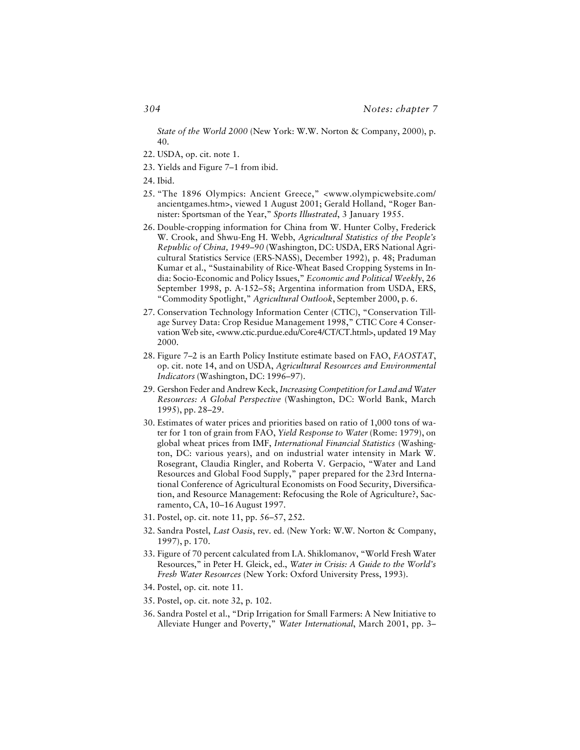*State of the World 2000* (New York: W.W. Norton & Company, 2000), p. 40.

22. USDA, op. cit. note 1.
23. Yields and Figure 7–1 from ibid.
24. Ibid.
25. "The 1896 Olympics: Ancient Greece," <www.olympicwebsite.com/ancientgames.htm>, viewed 1 August 2001; Gerald Holland, "Roger Bannister: Sportsman of the Year," *Sports Illustrated*, 3 January 1955.
26. Double-cropping information for China from W. Hunter Colby, Frederick W. Crook, and Shwu-Eng H. Webb, *Agricultural Statistics of the People's Republic of China, 1949–90* (Washington, DC: USDA, ERS National Agricultural Statistics Service (ERS-NASS), December 1992), p. 48; Praduman Kumar et al., "Sustainability of Rice-Wheat Based Cropping Systems in India: Socio-Economic and Policy Issues," *Economic and Political Weekly*, 26 September 1998, p. A-152–58; Argentina information from USDA, ERS, "Commodity Spotlight," *Agricultural Outlook*, September 2000, p. 6.
27. Conservation Technology Information Center (CTIC), "Conservation Tillage Survey Data: Crop Residue Management 1998," CTIC Core 4 Conservation Web site, <www.ctic.purdue.edu/Core4/CT/CT.html>, updated 19 May 2000.
28. Figure 7–2 is an Earth Policy Institute estimate based on FAO, *FAOSTAT*, op. cit. note 14, and on USDA, *Agricultural Resources and Environmental Indicators* (Washington, DC: 1996–97).
29. Gershon Feder and Andrew Keck, *Increasing Competition for Land and Water Resources: A Global Perspective* (Washington, DC: World Bank, March 1995), pp. 28–29.
30. Estimates of water prices and priorities based on ratio of 1,000 tons of water for 1 ton of grain from FAO, *Yield Response to Water* (Rome: 1979), on global wheat prices from IMF, *International Financial Statistics* (Washington, DC: various years), and on industrial water intensity in Mark W. Rosegrant, Claudia Ringler, and Roberta V. Gerpacio, "Water and Land Resources and Global Food Supply," paper prepared for the 23rd International Conference of Agricultural Economists on Food Security, Diversification, and Resource Management: Refocusing the Role of Agriculture?, Sacramento, CA, 10–16 August 1997.
31. Postel, op. cit. note 11, pp. 56–57, 252.
32. Sandra Postel, *Last Oasis*, rev. ed. (New York: W.W. Norton & Company, 1997), p. 170.
33. Figure of 70 percent calculated from I.A. Shiklomanov, "World Fresh Water Resources," in Peter H. Gleick, ed., *Water in Crisis: A Guide to the World's Fresh Water Resources* (New York: Oxford University Press, 1993).
34. Postel, op. cit. note 11.
35. Postel, op. cit. note 32, p. 102.
36. Sandra Postel et al., "Drip Irrigation for Small Farmers: A New Initiative to Alleviate Hunger and Poverty," *Water International*, March 2001, pp. 3–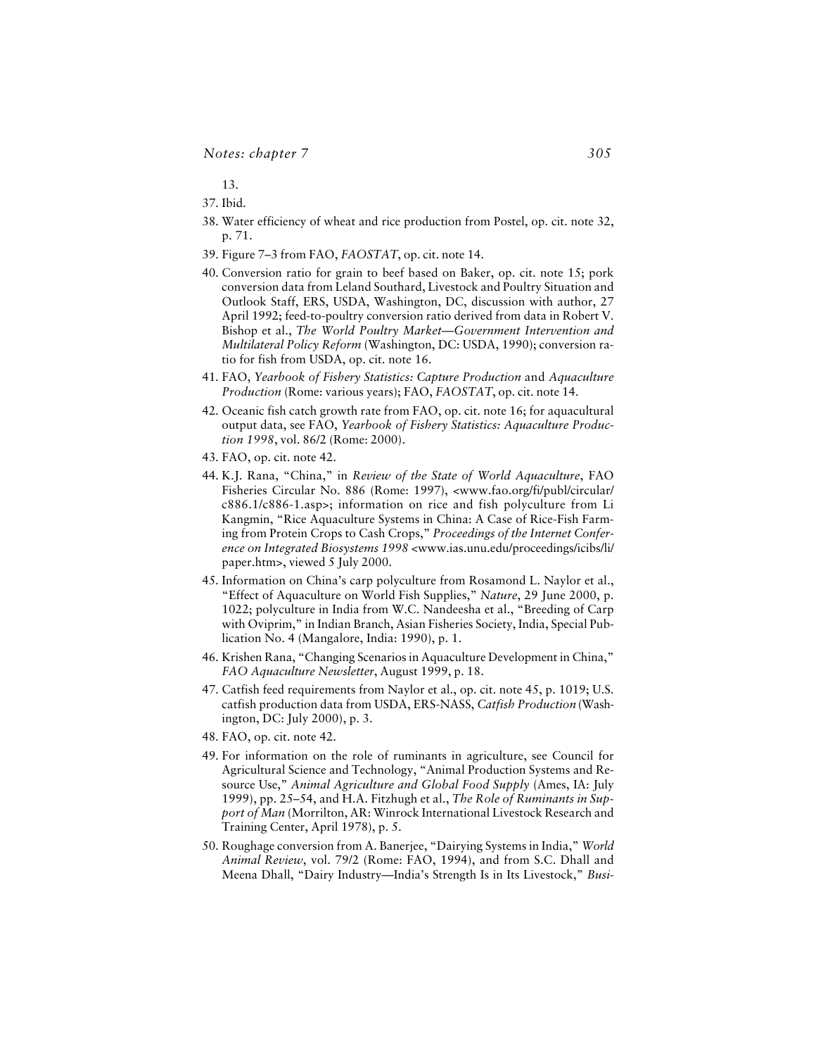13.

37. Ibid.

38. Water efficiency of wheat and rice production from Postel, op. cit. note 32, p. 71.

39. Figure 7–3 from FAO, *FAOSTAT*, op. cit. note 14.

40. Conversion ratio for grain to beef based on Baker, op. cit. note 15; pork conversion data from Leland Southard, Livestock and Poultry Situation and Outlook Staff, ERS, USDA, Washington, DC, discussion with author, 27 April 1992; feed-to-poultry conversion ratio derived from data in Robert V. Bishop et al., *The World Poultry Market—Government Intervention and Multilateral Policy Reform* (Washington, DC: USDA, 1990); conversion ratio for fish from USDA, op. cit. note 16.

41. FAO, *Yearbook of Fishery Statistics: Capture Production* and *Aquaculture Production* (Rome: various years); FAO, *FAOSTAT*, op. cit. note 14.

42. Oceanic fish catch growth rate from FAO, op. cit. note 16; for aquacultural output data, see FAO, *Yearbook of Fishery Statistics: Aquaculture Production 1998*, vol. 86/2 (Rome: 2000).

43. FAO, op. cit. note 42.

44. K.J. Rana, "China," in *Review of the State of World Aquaculture*, FAO Fisheries Circular No. 886 (Rome: 1997), <www.fao.org/fi/publ/circular/c886.1/c886-1.asp>; information on rice and fish polyculture from Li Kangmin, "Rice Aquaculture Systems in China: A Case of Rice-Fish Farming from Protein Crops to Cash Crops," *Proceedings of the Internet Conference on Integrated Biosystems 1998* <www.ias.unu.edu/proceedings/icibs/li/paper.htm>, viewed 5 July 2000.

45. Information on China's carp polyculture from Rosamond L. Naylor et al., "Effect of Aquaculture on World Fish Supplies," *Nature*, 29 June 2000, p. 1022; polyculture in India from W.C. Nandeesha et al., "Breeding of Carp with Oviprim," in Indian Branch, Asian Fisheries Society, India, Special Publication No. 4 (Mangalore, India: 1990), p. 1.

46. Krishen Rana, "Changing Scenarios in Aquaculture Development in China," *FAO Aquaculture Newsletter*, August 1999, p. 18.

47. Catfish feed requirements from Naylor et al., op. cit. note 45, p. 1019; U.S. catfish production data from USDA, ERS-NASS, *Catfish Production* (Washington, DC: July 2000), p. 3.

48. FAO, op. cit. note 42.

49. For information on the role of ruminants in agriculture, see Council for Agricultural Science and Technology, "Animal Production Systems and Resource Use," *Animal Agriculture and Global Food Supply* (Ames, IA: July 1999), pp. 25–54, and H.A. Fitzhugh et al., *The Role of Ruminants in Support of Man* (Morrilton, AR: Winrock International Livestock Research and Training Center, April 1978), p. 5.

50. Roughage conversion from A. Banerjee, "Dairying Systems in India," *World Animal Review*, vol. 79/2 (Rome: FAO, 1994), and from S.C. Dhall and Meena Dhall, "Dairy Industry—India's Strength Is in Its Livestock," *Busi-*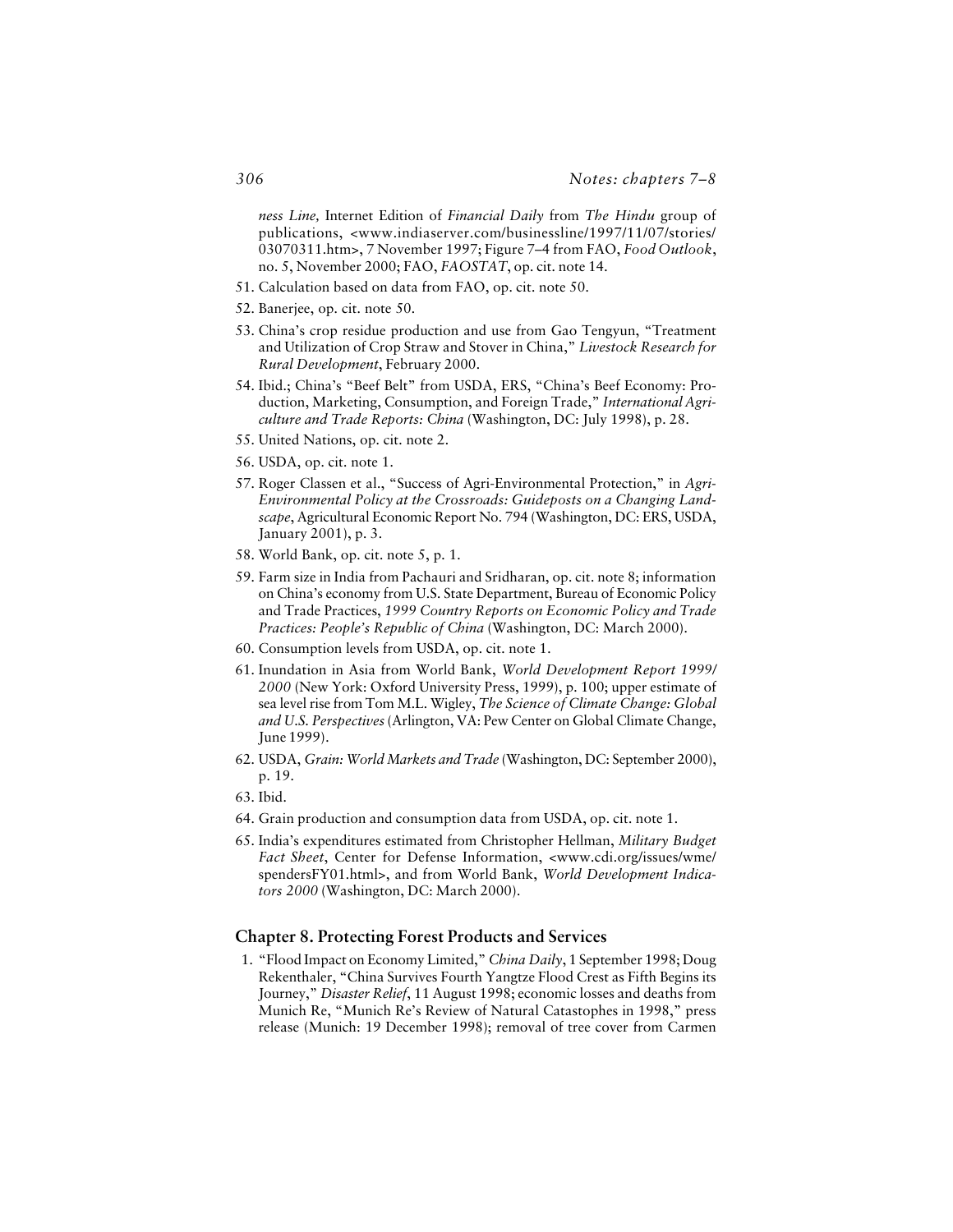*ness Line,* Internet Edition of *Financial Daily* from *The Hindu* group of publications, <www.indiaserver.com/businessline/1997/11/07/stories/03070311.htm>, 7 November 1997; Figure 7–4 from FAO, *Food Outlook*, no. 5, November 2000; FAO, *FAOSTAT*, op. cit. note 14.

51. Calculation based on data from FAO, op. cit. note 50.
52. Banerjee, op. cit. note 50.
53. China's crop residue production and use from Gao Tengyun, "Treatment and Utilization of Crop Straw and Stover in China," *Livestock Research for Rural Development*, February 2000.
54. Ibid.; China's "Beef Belt" from USDA, ERS, "China's Beef Economy: Production, Marketing, Consumption, and Foreign Trade," *International Agriculture and Trade Reports: China* (Washington, DC: July 1998), p. 28.
55. United Nations, op. cit. note 2.
56. USDA, op. cit. note 1.
57. Roger Classen et al., "Success of Agri-Environmental Protection," in *Agri-Environmental Policy at the Crossroads: Guideposts on a Changing Landscape*, Agricultural Economic Report No. 794 (Washington, DC: ERS, USDA, January 2001), p. 3.
58. World Bank, op. cit. note 5, p. 1.
59. Farm size in India from Pachauri and Sridharan, op. cit. note 8; information on China's economy from U.S. State Department, Bureau of Economic Policy and Trade Practices, *1999 Country Reports on Economic Policy and Trade Practices: People's Republic of China* (Washington, DC: March 2000).
60. Consumption levels from USDA, op. cit. note 1.
61. Inundation in Asia from World Bank, *World Development Report 1999/2000* (New York: Oxford University Press, 1999), p. 100; upper estimate of sea level rise from Tom M.L. Wigley, *The Science of Climate Change: Global and U.S. Perspectives* (Arlington, VA: Pew Center on Global Climate Change, June 1999).
62. USDA, *Grain: World Markets and Trade* (Washington, DC: September 2000), p. 19.
63. Ibid.
64. Grain production and consumption data from USDA, op. cit. note 1.
65. India's expenditures estimated from Christopher Hellman, *Military Budget Fact Sheet*, Center for Defense Information, <www.cdi.org/issues/wme/spendersFY01.html>, and from World Bank, *World Development Indicators 2000* (Washington, DC: March 2000).

## Chapter 8. Protecting Forest Products and Services

1. "Flood Impact on Economy Limited," *China Daily*, 1 September 1998; Doug Rekenthaler, "China Survives Fourth Yangtze Flood Crest as Fifth Begins its Journey," *Disaster Relief*, 11 August 1998; economic losses and deaths from Munich Re, "Munich Re's Review of Natural Catastophes in 1998," press release (Munich: 19 December 1998); removal of tree cover from Carmen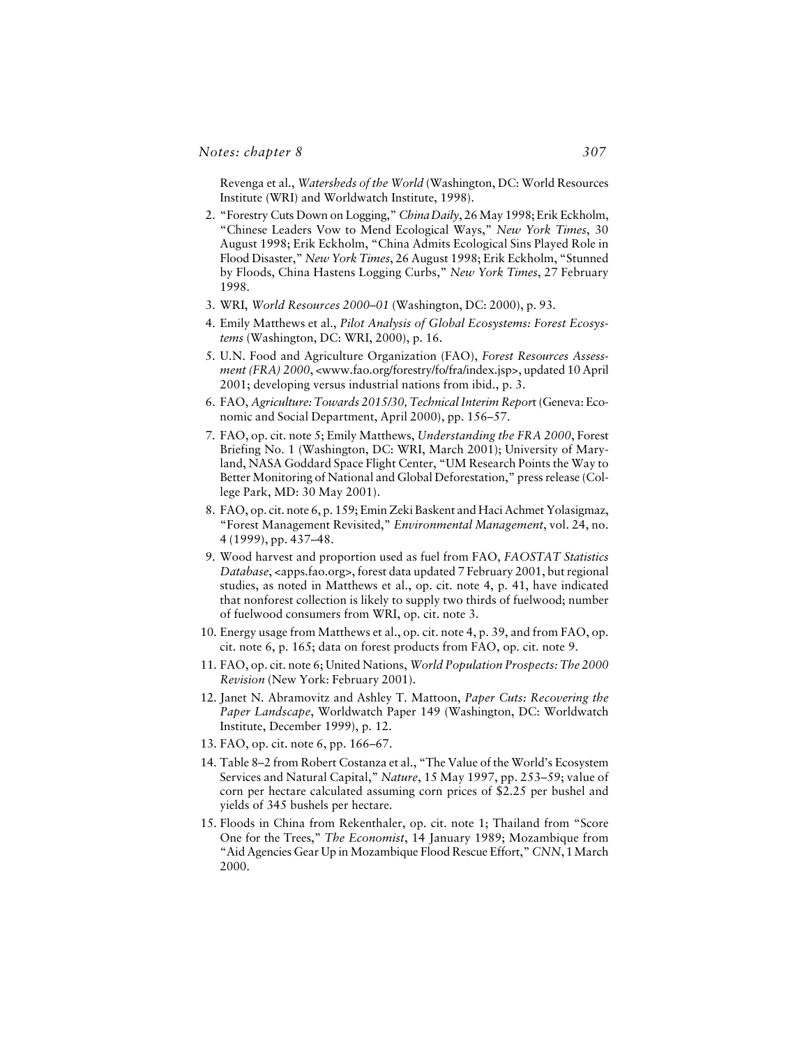Revenga et al., *Watersheds of the World* (Washington, DC: World Resources Institute (WRI) and Worldwatch Institute, 1998).

2. "Forestry Cuts Down on Logging," *China Daily*, 26 May 1998; Erik Eckholm, "Chinese Leaders Vow to Mend Ecological Ways," *New York Times*, 30 August 1998; Erik Eckholm, "China Admits Ecological Sins Played Role in Flood Disaster," *New York Times*, 26 August 1998; Erik Eckholm, "Stunned by Floods, China Hastens Logging Curbs," *New York Times*, 27 February 1998.
3. WRI, *World Resources 2000–01* (Washington, DC: 2000), p. 93.
4. Emily Matthews et al., *Pilot Analysis of Global Ecosystems: Forest Ecosystems* (Washington, DC: WRI, 2000), p. 16.
5. U.N. Food and Agriculture Organization (FAO), *Forest Resources Assessment (FRA) 2000*, <www.fao.org/forestry/fo/fra/index.jsp>, updated 10 April 2001; developing versus industrial nations from ibid., p. 3.
6. FAO, *Agriculture: Towards 2015/30, Technical Interim Report* (Geneva: Economic and Social Department, April 2000), pp. 156–57.
7. FAO, op. cit. note 5; Emily Matthews, *Understanding the FRA 2000*, Forest Briefing No. 1 (Washington, DC: WRI, March 2001); University of Maryland, NASA Goddard Space Flight Center, "UM Research Points the Way to Better Monitoring of National and Global Deforestation," press release (College Park, MD: 30 May 2001).
8. FAO, op. cit. note 6, p. 159; Emin Zeki Baskent and Haci Achmet Yolasigmaz, "Forest Management Revisited," *Environmental Management*, vol. 24, no. 4 (1999), pp. 437–48.
9. Wood harvest and proportion used as fuel from FAO, *FAOSTAT Statistics Database*, <apps.fao.org>, forest data updated 7 February 2001, but regional studies, as noted in Matthews et al., op. cit. note 4, p. 41, have indicated that nonforest collection is likely to supply two thirds of fuelwood; number of fuelwood consumers from WRI, op. cit. note 3.
10. Energy usage from Matthews et al., op. cit. note 4, p. 39, and from FAO, op. cit. note 6, p. 165; data on forest products from FAO, op. cit. note 9.
11. FAO, op. cit. note 6; United Nations, *World Population Prospects: The 2000 Revision* (New York: February 2001).
12. Janet N. Abramovitz and Ashley T. Mattoon, *Paper Cuts: Recovering the Paper Landscape*, Worldwatch Paper 149 (Washington, DC: Worldwatch Institute, December 1999), p. 12.
13. FAO, op. cit. note 6, pp. 166–67.
14. Table 8–2 from Robert Costanza et al., "The Value of the World's Ecosystem Services and Natural Capital," *Nature*, 15 May 1997, pp. 253–59; value of corn per hectare calculated assuming corn prices of $2.25 per bushel and yields of 345 bushels per hectare.
15. Floods in China from Rekenthaler, op. cit. note 1; Thailand from "Score One for the Trees," *The Economist*, 14 January 1989; Mozambique from "Aid Agencies Gear Up in Mozambique Flood Rescue Effort," *CNN*, 1 March 2000.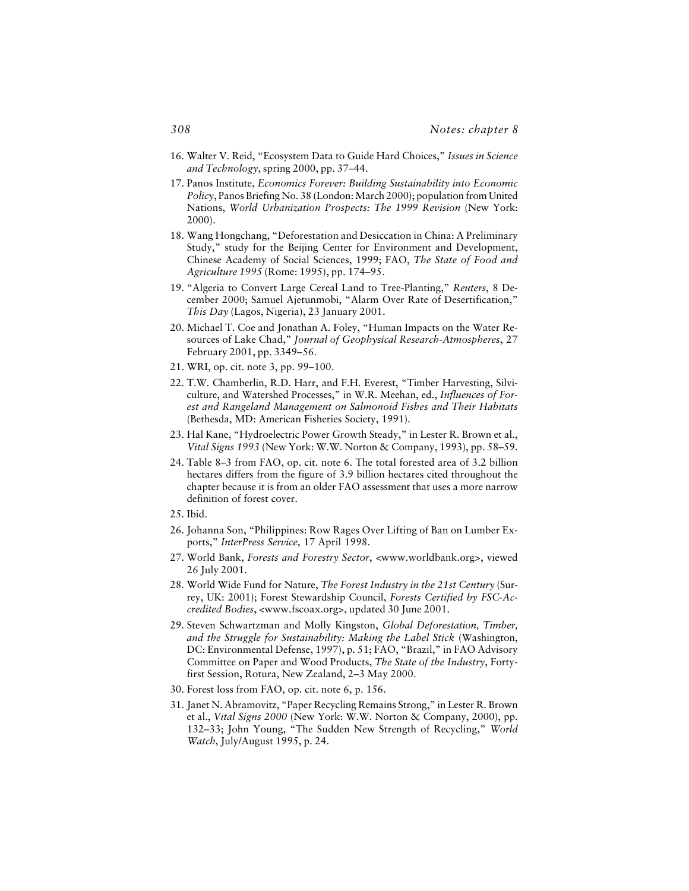16. Walter V. Reid, "Ecosystem Data to Guide Hard Choices," *Issues in Science and Technology*, spring 2000, pp. 37–44.
17. Panos Institute, *Economics Forever: Building Sustainability into Economic Policy*, Panos Briefing No. 38 (London: March 2000); population from United Nations, *World Urbanization Prospects: The 1999 Revision* (New York: 2000).
18. Wang Hongchang, "Deforestation and Desiccation in China: A Preliminary Study," study for the Beijing Center for Environment and Development, Chinese Academy of Social Sciences, 1999; FAO, *The State of Food and Agriculture 1995* (Rome: 1995), pp. 174–95.
19. "Algeria to Convert Large Cereal Land to Tree-Planting," *Reuters*, 8 December 2000; Samuel Ajetunmobi, "Alarm Over Rate of Desertification," *This Day* (Lagos, Nigeria), 23 January 2001.
20. Michael T. Coe and Jonathan A. Foley, "Human Impacts on the Water Resources of Lake Chad," *Journal of Geophysical Research-Atmospheres*, 27 February 2001, pp. 3349–56.
21. WRI, op. cit. note 3, pp. 99–100.
22. T.W. Chamberlin, R.D. Harr, and F.H. Everest, "Timber Harvesting, Silviculture, and Watershed Processes," in W.R. Meehan, ed., *Influences of Forest and Rangeland Management on Salmonoid Fishes and Their Habitats* (Bethesda, MD: American Fisheries Society, 1991).
23. Hal Kane, "Hydroelectric Power Growth Steady," in Lester R. Brown et al., *Vital Signs 1993* (New York: W.W. Norton & Company, 1993), pp. 58–59.
24. Table 8–3 from FAO, op. cit. note 6. The total forested area of 3.2 billion hectares differs from the figure of 3.9 billion hectares cited throughout the chapter because it is from an older FAO assessment that uses a more narrow definition of forest cover.
25. Ibid.
26. Johanna Son, "Philippines: Row Rages Over Lifting of Ban on Lumber Exports," *InterPress Service*, 17 April 1998.
27. World Bank, *Forests and Forestry Sector*, <www.worldbank.org>, viewed 26 July 2001.
28. World Wide Fund for Nature, *The Forest Industry in the 21st Century* (Surrey, UK: 2001); Forest Stewardship Council, *Forests Certified by FSC-Accredited Bodies*, <www.fscoax.org>, updated 30 June 2001.
29. Steven Schwartzman and Molly Kingston, *Global Deforestation, Timber, and the Struggle for Sustainability: Making the Label Stick* (Washington, DC: Environmental Defense, 1997), p. 51; FAO, "Brazil," in FAO Advisory Committee on Paper and Wood Products, *The State of the Industry*, Forty-first Session, Rotura, New Zealand, 2–3 May 2000.
30. Forest loss from FAO, op. cit. note 6, p. 156.
31. Janet N. Abramovitz, "Paper Recycling Remains Strong," in Lester R. Brown et al., *Vital Signs 2000* (New York: W.W. Norton & Company, 2000), pp. 132–33; John Young, "The Sudden New Strength of Recycling," *World Watch*, July/August 1995, p. 24.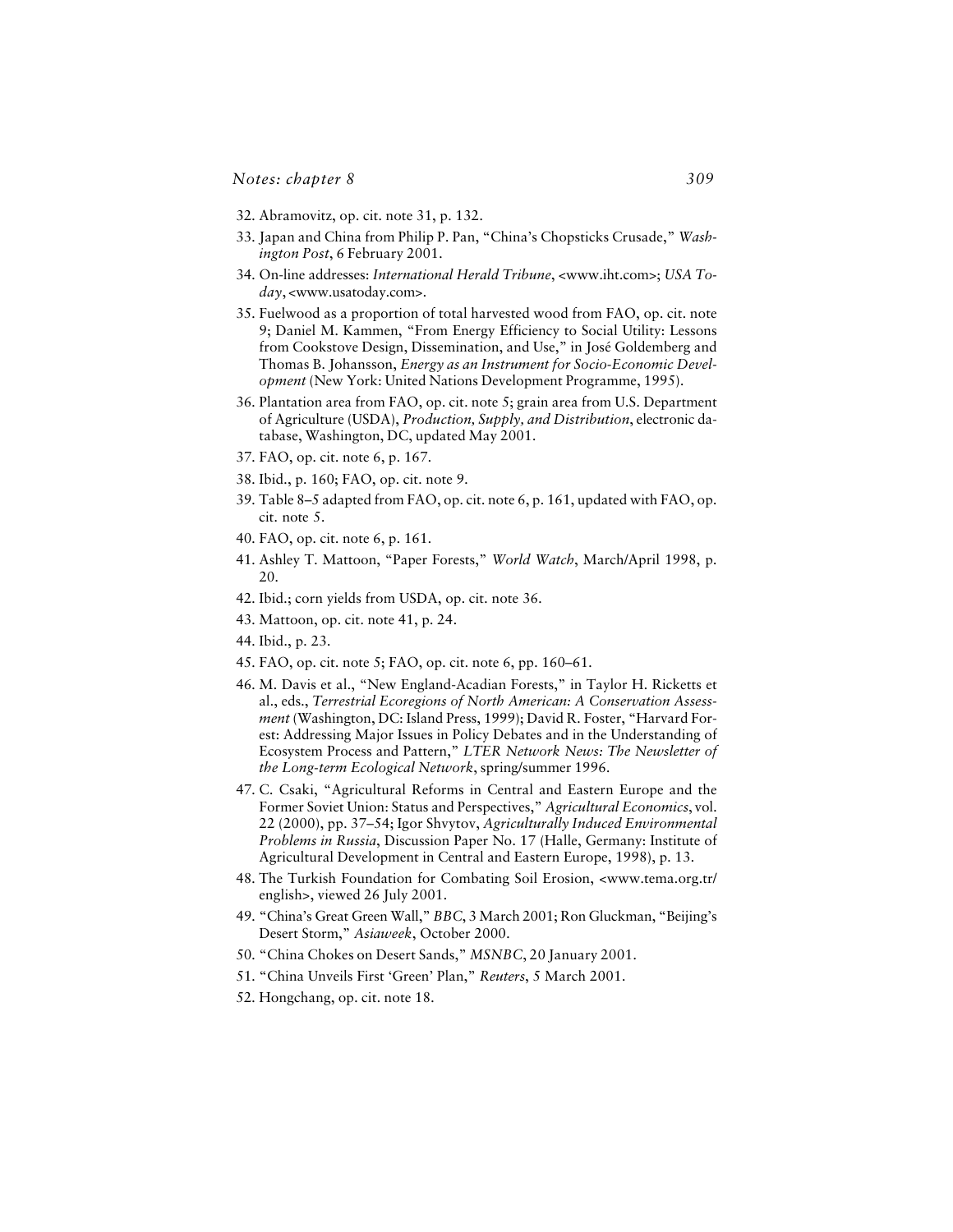32. Abramovitz, op. cit. note 31, p. 132.
33. Japan and China from Philip P. Pan, "China's Chopsticks Crusade," *Washington Post*, 6 February 2001.
34. On-line addresses: *International Herald Tribune*, <www.iht.com>; *USA Today*, <www.usatoday.com>.
35. Fuelwood as a proportion of total harvested wood from FAO, op. cit. note 9; Daniel M. Kammen, "From Energy Efficiency to Social Utility: Lessons from Cookstove Design, Dissemination, and Use," in José Goldemberg and Thomas B. Johansson, *Energy as an Instrument for Socio-Economic Development* (New York: United Nations Development Programme, 1995).
36. Plantation area from FAO, op. cit. note 5; grain area from U.S. Department of Agriculture (USDA), *Production, Supply, and Distribution*, electronic database, Washington, DC, updated May 2001.
37. FAO, op. cit. note 6, p. 167.
38. Ibid., p. 160; FAO, op. cit. note 9.
39. Table 8–5 adapted from FAO, op. cit. note 6, p. 161, updated with FAO, op. cit. note 5.
40. FAO, op. cit. note 6, p. 161.
41. Ashley T. Mattoon, "Paper Forests," *World Watch*, March/April 1998, p. 20.
42. Ibid.; corn yields from USDA, op. cit. note 36.
43. Mattoon, op. cit. note 41, p. 24.
44. Ibid., p. 23.
45. FAO, op. cit. note 5; FAO, op. cit. note 6, pp. 160–61.
46. M. Davis et al., "New England-Acadian Forests," in Taylor H. Ricketts et al., eds., *Terrestrial Ecoregions of North American: A Conservation Assessment* (Washington, DC: Island Press, 1999); David R. Foster, "Harvard Forest: Addressing Major Issues in Policy Debates and in the Understanding of Ecosystem Process and Pattern," *LTER Network News: The Newsletter of the Long-term Ecological Network*, spring/summer 1996.
47. C. Csaki, "Agricultural Reforms in Central and Eastern Europe and the Former Soviet Union: Status and Perspectives," *Agricultural Economics*, vol. 22 (2000), pp. 37–54; Igor Shvytov, *Agriculturally Induced Environmental Problems in Russia*, Discussion Paper No. 17 (Halle, Germany: Institute of Agricultural Development in Central and Eastern Europe, 1998), p. 13.
48. The Turkish Foundation for Combating Soil Erosion, <www.tema.org.tr/english>, viewed 26 July 2001.
49. "China's Great Green Wall," *BBC*, 3 March 2001; Ron Gluckman, "Beijing's Desert Storm," *Asiaweek*, October 2000.
50. "China Chokes on Desert Sands," *MSNBC*, 20 January 2001.
51. "China Unveils First 'Green' Plan," *Reuters*, 5 March 2001.
52. Hongchang, op. cit. note 18.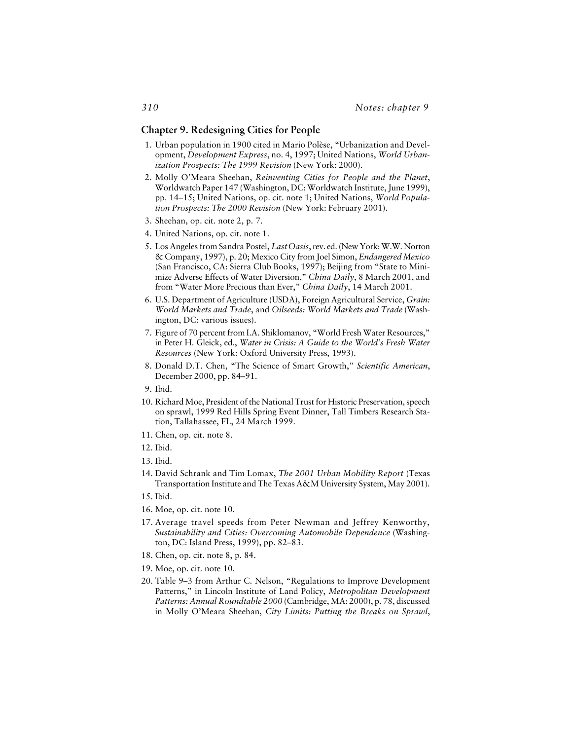## Chapter 9. Redesigning Cities for People

1. Urban population in 1900 cited in Mario Polèse, "Urbanization and Development, *Development Express*, no. 4, 1997; United Nations, *World Urbanization Prospects: The 1999 Revision* (New York: 2000).
2. Molly O'Meara Sheehan, *Reinventing Cities for People and the Planet*, Worldwatch Paper 147 (Washington, DC: Worldwatch Institute, June 1999), pp. 14–15; United Nations, op. cit. note 1; United Nations, *World Population Prospects: The 2000 Revision* (New York: February 2001).
3. Sheehan, op. cit. note 2, p. 7.
4. United Nations, op. cit. note 1.
5. Los Angeles from Sandra Postel, *Last Oasis*, rev. ed. (New York: W.W. Norton & Company, 1997), p. 20; Mexico City from Joel Simon, *Endangered Mexico* (San Francisco, CA: Sierra Club Books, 1997); Beijing from "State to Minimize Adverse Effects of Water Diversion," *China Daily*, 8 March 2001, and from "Water More Precious than Ever," *China Daily*, 14 March 2001.
6. U.S. Department of Agriculture (USDA), Foreign Agricultural Service, *Grain: World Markets and Trade*, and *Oilseeds: World Markets and Trade* (Washington, DC: various issues).
7. Figure of 70 percent from I.A. Shiklomanov, "World Fresh Water Resources," in Peter H. Gleick, ed., *Water in Crisis: A Guide to the World's Fresh Water Resources* (New York: Oxford University Press, 1993).
8. Donald D.T. Chen, "The Science of Smart Growth," *Scientific American*, December 2000, pp. 84–91.
9. Ibid.
10. Richard Moe, President of the National Trust for Historic Preservation, speech on sprawl, 1999 Red Hills Spring Event Dinner, Tall Timbers Research Station, Tallahassee, FL, 24 March 1999.
11. Chen, op. cit. note 8.
12. Ibid.
13. Ibid.
14. David Schrank and Tim Lomax, *The 2001 Urban Mobility Report* (Texas Transportation Institute and The Texas A&M University System, May 2001).
15. Ibid.
16. Moe, op. cit. note 10.
17. Average travel speeds from Peter Newman and Jeffrey Kenworthy, *Sustainability and Cities: Overcoming Automobile Dependence* (Washington, DC: Island Press, 1999), pp. 82–83.
18. Chen, op. cit. note 8, p. 84.
19. Moe, op. cit. note 10.
20. Table 9–3 from Arthur C. Nelson, "Regulations to Improve Development Patterns," in Lincoln Institute of Land Policy, *Metropolitan Development Patterns: Annual Roundtable 2000* (Cambridge, MA: 2000), p. 78, discussed in Molly O'Meara Sheehan, *City Limits: Putting the Breaks on Sprawl*,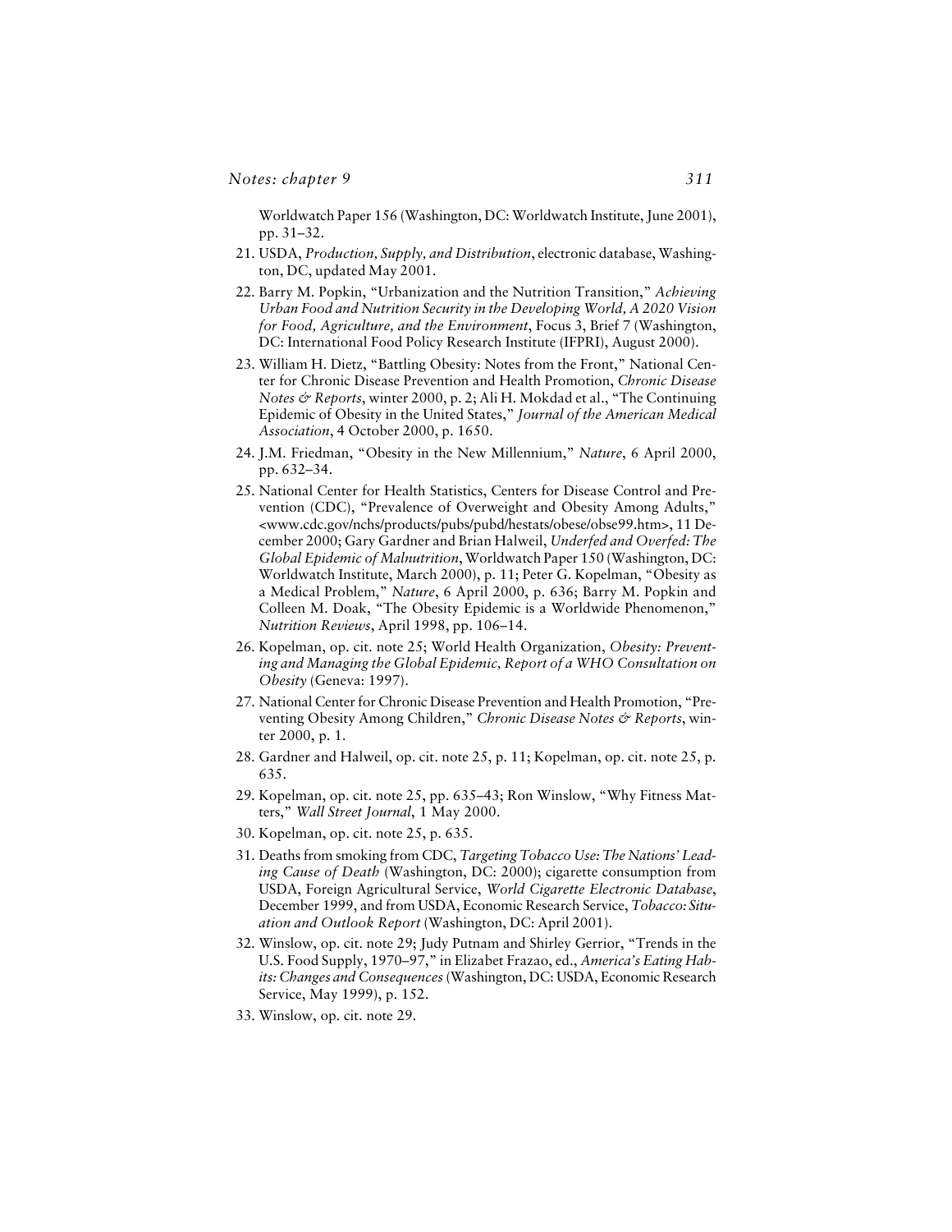Worldwatch Paper 156 (Washington, DC: Worldwatch Institute, June 2001), pp. 31–32.

21. USDA, *Production, Supply, and Distribution*, electronic database, Washington, DC, updated May 2001.
22. Barry M. Popkin, "Urbanization and the Nutrition Transition," *Achieving Urban Food and Nutrition Security in the Developing World, A 2020 Vision for Food, Agriculture, and the Environment*, Focus 3, Brief 7 (Washington, DC: International Food Policy Research Institute (IFPRI), August 2000).
23. William H. Dietz, "Battling Obesity: Notes from the Front," National Center for Chronic Disease Prevention and Health Promotion, *Chronic Disease Notes & Reports*, winter 2000, p. 2; Ali H. Mokdad et al., "The Continuing Epidemic of Obesity in the United States," *Journal of the American Medical Association*, 4 October 2000, p. 1650.
24. J.M. Friedman, "Obesity in the New Millennium," *Nature*, 6 April 2000, pp. 632–34.
25. National Center for Health Statistics, Centers for Disease Control and Prevention (CDC), "Prevalence of Overweight and Obesity Among Adults," <www.cdc.gov/nchs/products/pubs/pubd/hestats/obese/obse99.htm>, 11 December 2000; Gary Gardner and Brian Halweil, *Underfed and Overfed: The Global Epidemic of Malnutrition*, Worldwatch Paper 150 (Washington, DC: Worldwatch Institute, March 2000), p. 11; Peter G. Kopelman, "Obesity as a Medical Problem," *Nature*, 6 April 2000, p. 636; Barry M. Popkin and Colleen M. Doak, "The Obesity Epidemic is a Worldwide Phenomenon," *Nutrition Reviews*, April 1998, pp. 106–14.
26. Kopelman, op. cit. note 25; World Health Organization, *Obesity: Preventing and Managing the Global Epidemic, Report of a WHO Consultation on Obesity* (Geneva: 1997).
27. National Center for Chronic Disease Prevention and Health Promotion, "Preventing Obesity Among Children," *Chronic Disease Notes & Reports*, winter 2000, p. 1.
28. Gardner and Halweil, op. cit. note 25, p. 11; Kopelman, op. cit. note 25, p. 635.
29. Kopelman, op. cit. note 25, pp. 635–43; Ron Winslow, "Why Fitness Matters," *Wall Street Journal*, 1 May 2000.
30. Kopelman, op. cit. note 25, p. 635.
31. Deaths from smoking from CDC, *Targeting Tobacco Use: The Nations' Leading Cause of Death* (Washington, DC: 2000); cigarette consumption from USDA, Foreign Agricultural Service, *World Cigarette Electronic Database*, December 1999, and from USDA, Economic Research Service, *Tobacco: Situation and Outlook Report* (Washington, DC: April 2001).
32. Winslow, op. cit. note 29; Judy Putnam and Shirley Gerrior, "Trends in the U.S. Food Supply, 1970–97," in Elizabet Frazao, ed., *America's Eating Habits: Changes and Consequences* (Washington, DC: USDA, Economic Research Service, May 1999), p. 152.
33. Winslow, op. cit. note 29.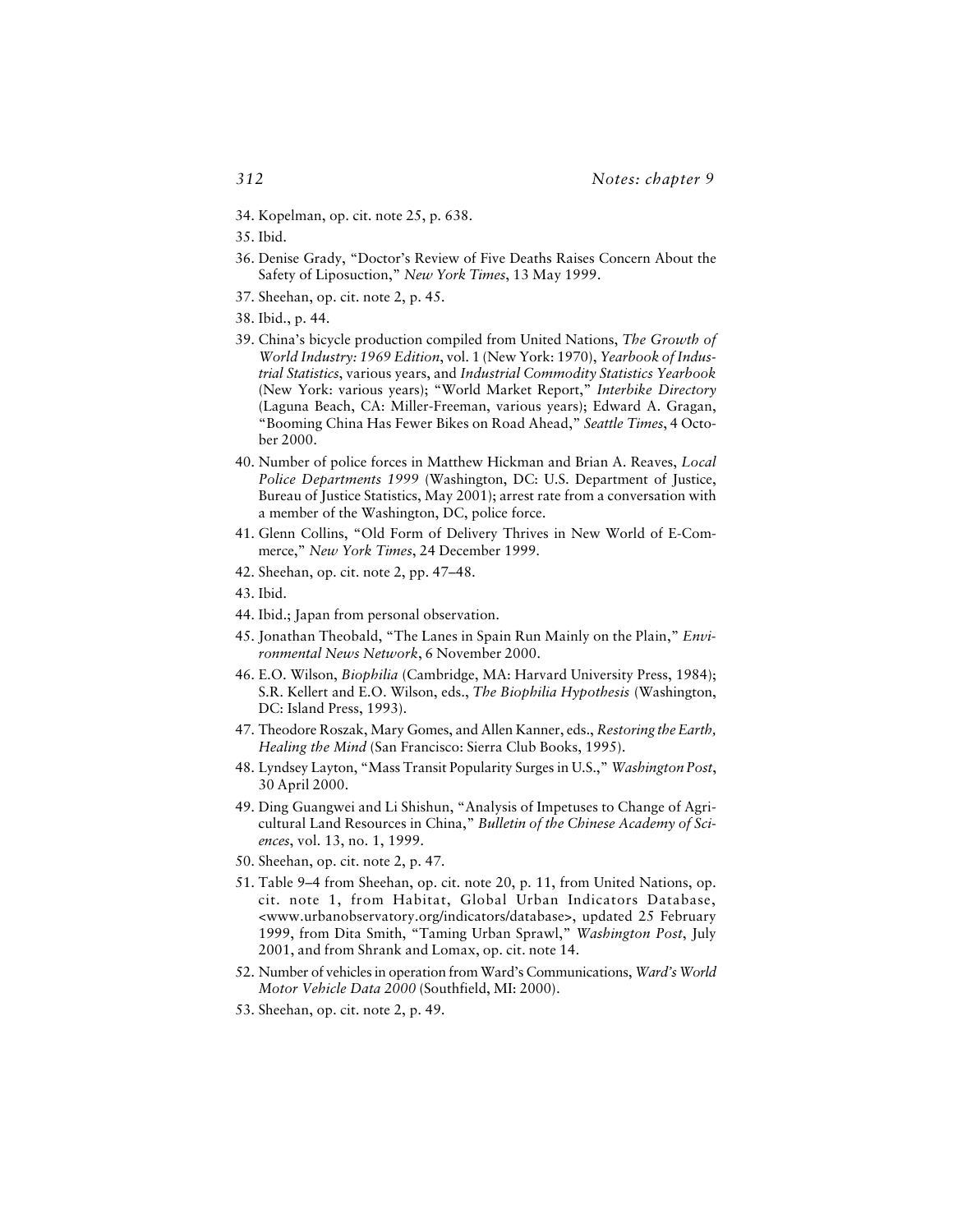34. Kopelman, op. cit. note 25, p. 638.
35. Ibid.
36. Denise Grady, "Doctor's Review of Five Deaths Raises Concern About the Safety of Liposuction," *New York Times*, 13 May 1999.
37. Sheehan, op. cit. note 2, p. 45.
38. Ibid., p. 44.
39. China's bicycle production compiled from United Nations, *The Growth of World Industry: 1969 Edition*, vol. 1 (New York: 1970), *Yearbook of Industrial Statistics*, various years, and *Industrial Commodity Statistics Yearbook* (New York: various years); "World Market Report," *Interbike Directory* (Laguna Beach, CA: Miller-Freeman, various years); Edward A. Gragan, "Booming China Has Fewer Bikes on Road Ahead," *Seattle Times*, 4 October 2000.
40. Number of police forces in Matthew Hickman and Brian A. Reaves, *Local Police Departments 1999* (Washington, DC: U.S. Department of Justice, Bureau of Justice Statistics, May 2001); arrest rate from a conversation with a member of the Washington, DC, police force.
41. Glenn Collins, "Old Form of Delivery Thrives in New World of E-Commerce," *New York Times*, 24 December 1999.
42. Sheehan, op. cit. note 2, pp. 47–48.
43. Ibid.
44. Ibid.; Japan from personal observation.
45. Jonathan Theobald, "The Lanes in Spain Run Mainly on the Plain," *Environmental News Network*, 6 November 2000.
46. E.O. Wilson, *Biophilia* (Cambridge, MA: Harvard University Press, 1984); S.R. Kellert and E.O. Wilson, eds., *The Biophilia Hypothesis* (Washington, DC: Island Press, 1993).
47. Theodore Roszak, Mary Gomes, and Allen Kanner, eds., *Restoring the Earth, Healing the Mind* (San Francisco: Sierra Club Books, 1995).
48. Lyndsey Layton, "Mass Transit Popularity Surges in U.S.," *Washington Post*, 30 April 2000.
49. Ding Guangwei and Li Shishun, "Analysis of Impetuses to Change of Agricultural Land Resources in China," *Bulletin of the Chinese Academy of Sciences*, vol. 13, no. 1, 1999.
50. Sheehan, op. cit. note 2, p. 47.
51. Table 9–4 from Sheehan, op. cit. note 20, p. 11, from United Nations, op. cit. note 1, from Habitat, Global Urban Indicators Database, <www.urbanobservatory.org/indicators/database>, updated 25 February 1999, from Dita Smith, "Taming Urban Sprawl," *Washington Post*, July 2001, and from Shrank and Lomax, op. cit. note 14.
52. Number of vehicles in operation from Ward's Communications, *Ward's World Motor Vehicle Data 2000* (Southfield, MI: 2000).
53. Sheehan, op. cit. note 2, p. 49.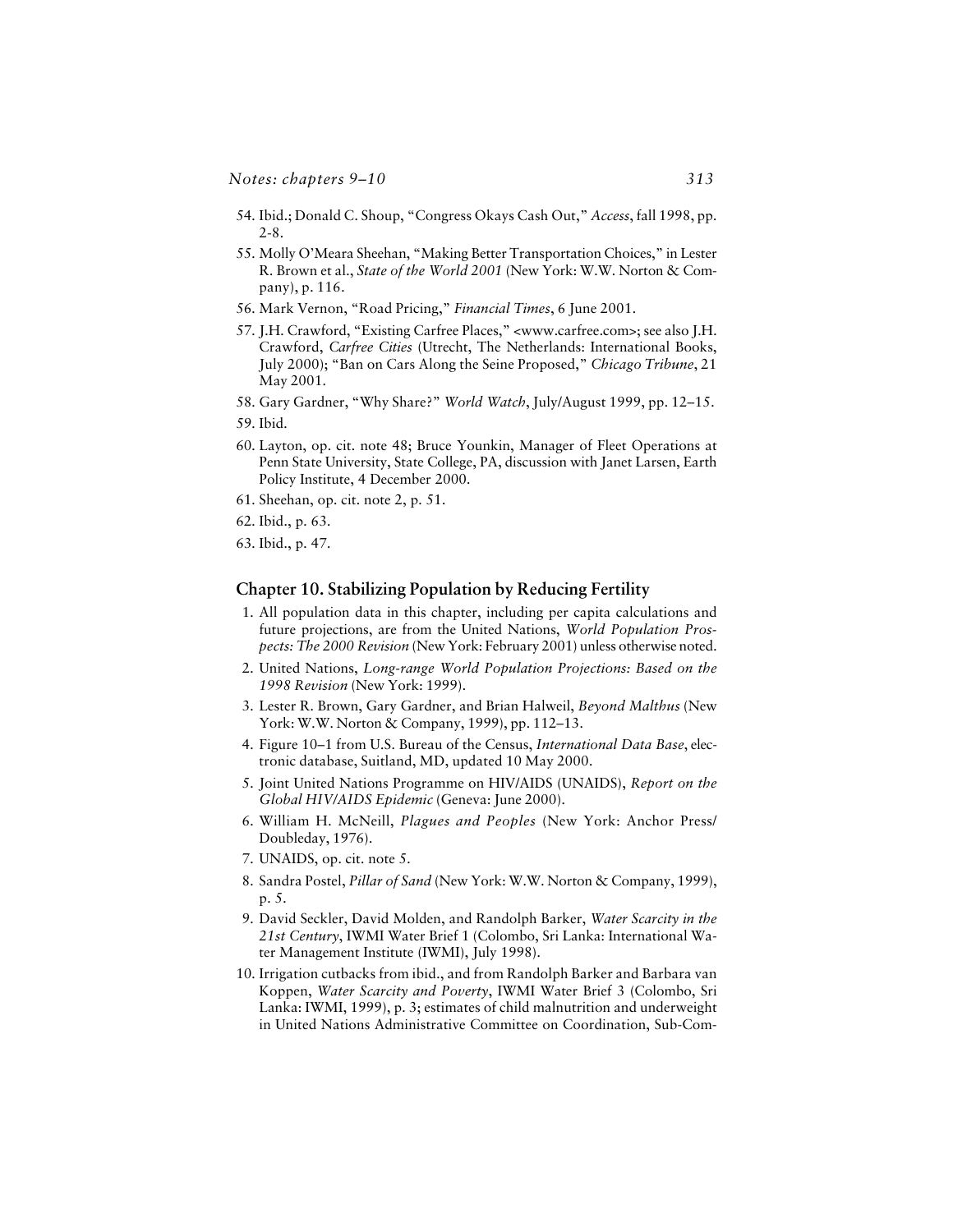54. Ibid.; Donald C. Shoup, "Congress Okays Cash Out," *Access*, fall 1998, pp. 2-8.
55. Molly O'Meara Sheehan, "Making Better Transportation Choices," in Lester R. Brown et al., *State of the World 2001* (New York: W.W. Norton & Company), p. 116.
56. Mark Vernon, "Road Pricing," *Financial Times*, 6 June 2001.
57. J.H. Crawford, "Existing Carfree Places," <www.carfree.com>; see also J.H. Crawford, *Carfree Cities* (Utrecht, The Netherlands: International Books, July 2000); "Ban on Cars Along the Seine Proposed," *Chicago Tribune*, 21 May 2001.
58. Gary Gardner, "Why Share?" *World Watch*, July/August 1999, pp. 12–15.
59. Ibid.
60. Layton, op. cit. note 48; Bruce Younkin, Manager of Fleet Operations at Penn State University, State College, PA, discussion with Janet Larsen, Earth Policy Institute, 4 December 2000.
61. Sheehan, op. cit. note 2, p. 51.
62. Ibid., p. 63.
63. Ibid., p. 47.

## Chapter 10. Stabilizing Population by Reducing Fertility

1. All population data in this chapter, including per capita calculations and future projections, are from the United Nations, *World Population Prospects: The 2000 Revision* (New York: February 2001) unless otherwise noted.
2. United Nations, *Long-range World Population Projections: Based on the 1998 Revision* (New York: 1999).
3. Lester R. Brown, Gary Gardner, and Brian Halweil, *Beyond Malthus* (New York: W.W. Norton & Company, 1999), pp. 112–13.
4. Figure 10–1 from U.S. Bureau of the Census, *International Data Base*, electronic database, Suitland, MD, updated 10 May 2000.
5. Joint United Nations Programme on HIV/AIDS (UNAIDS), *Report on the Global HIV/AIDS Epidemic* (Geneva: June 2000).
6. William H. McNeill, *Plagues and Peoples* (New York: Anchor Press/Doubleday, 1976).
7. UNAIDS, op. cit. note 5.
8. Sandra Postel, *Pillar of Sand* (New York: W.W. Norton & Company, 1999), p. 5.
9. David Seckler, David Molden, and Randolph Barker, *Water Scarcity in the 21st Century*, IWMI Water Brief 1 (Colombo, Sri Lanka: International Water Management Institute (IWMI), July 1998).
10. Irrigation cutbacks from ibid., and from Randolph Barker and Barbara van Koppen, *Water Scarcity and Poverty*, IWMI Water Brief 3 (Colombo, Sri Lanka: IWMI, 1999), p. 3; estimates of child malnutrition and underweight in United Nations Administrative Committee on Coordination, Sub-Com-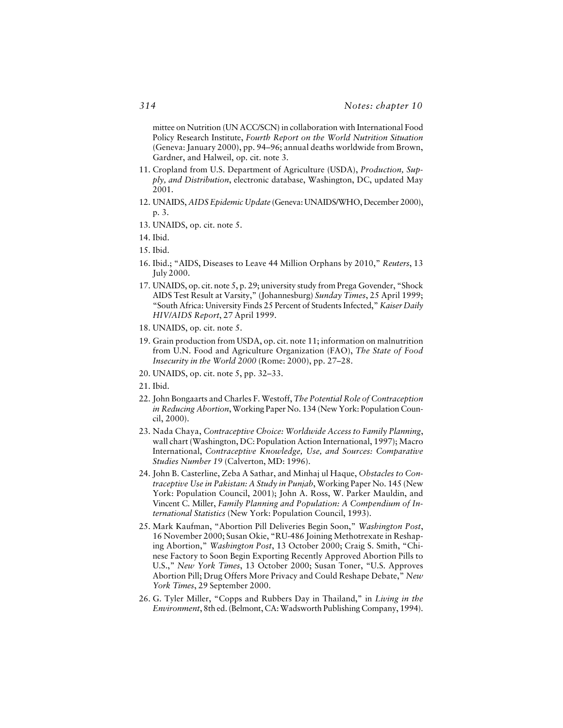mittee on Nutrition (UN ACC/SCN) in collaboration with International Food Policy Research Institute, *Fourth Report on the World Nutrition Situation* (Geneva: January 2000), pp. 94–96; annual deaths worldwide from Brown, Gardner, and Halweil, op. cit. note 3.

11. Cropland from U.S. Department of Agriculture (USDA), *Production, Supply, and Distribution*, electronic database, Washington, DC, updated May 2001.
12. UNAIDS, *AIDS Epidemic Update* (Geneva: UNAIDS/WHO, December 2000), p. 3.
13. UNAIDS, op. cit. note 5.
14. Ibid.
15. Ibid.
16. Ibid.; "AIDS, Diseases to Leave 44 Million Orphans by 2010," *Reuters*, 13 July 2000.
17. UNAIDS, op. cit. note 5, p. 29; university study from Prega Govender, "Shock AIDS Test Result at Varsity," (Johannesburg) *Sunday Times*, 25 April 1999; "South Africa: University Finds 25 Percent of Students Infected," *Kaiser Daily HIV/AIDS Report*, 27 April 1999.
18. UNAIDS, op. cit. note 5.
19. Grain production from USDA, op. cit. note 11; information on malnutrition from U.N. Food and Agriculture Organization (FAO), *The State of Food Insecurity in the World 2000* (Rome: 2000), pp. 27–28.
20. UNAIDS, op. cit. note 5, pp. 32–33.
21. Ibid.
22. John Bongaarts and Charles F. Westoff, *The Potential Role of Contraception in Reducing Abortion*, Working Paper No. 134 (New York: Population Council, 2000).
23. Nada Chaya, *Contraceptive Choice: Worldwide Access to Family Planning*, wall chart (Washington, DC: Population Action International, 1997); Macro International, *Contraceptive Knowledge, Use, and Sources: Comparative Studies Number 19* (Calverton, MD: 1996).
24. John B. Casterline, Zeba A Sathar, and Minhaj ul Haque, *Obstacles to Contraceptive Use in Pakistan: A Study in Punjab*, Working Paper No. 145 (New York: Population Council, 2001); John A. Ross, W. Parker Mauldin, and Vincent C. Miller, *Family Planning and Population: A Compendium of International Statistics* (New York: Population Council, 1993).
25. Mark Kaufman, "Abortion Pill Deliveries Begin Soon," *Washington Post*, 16 November 2000; Susan Okie, "RU-486 Joining Methotrexate in Reshaping Abortion," *Washington Post*, 13 October 2000; Craig S. Smith, "Chinese Factory to Soon Begin Exporting Recently Approved Abortion Pills to U.S.," *New York Times*, 13 October 2000; Susan Toner, "U.S. Approves Abortion Pill; Drug Offers More Privacy and Could Reshape Debate," *New York Times*, 29 September 2000.
26. G. Tyler Miller, "Copps and Rubbers Day in Thailand," in *Living in the Environment*, 8th ed. (Belmont, CA: Wadsworth Publishing Company, 1994).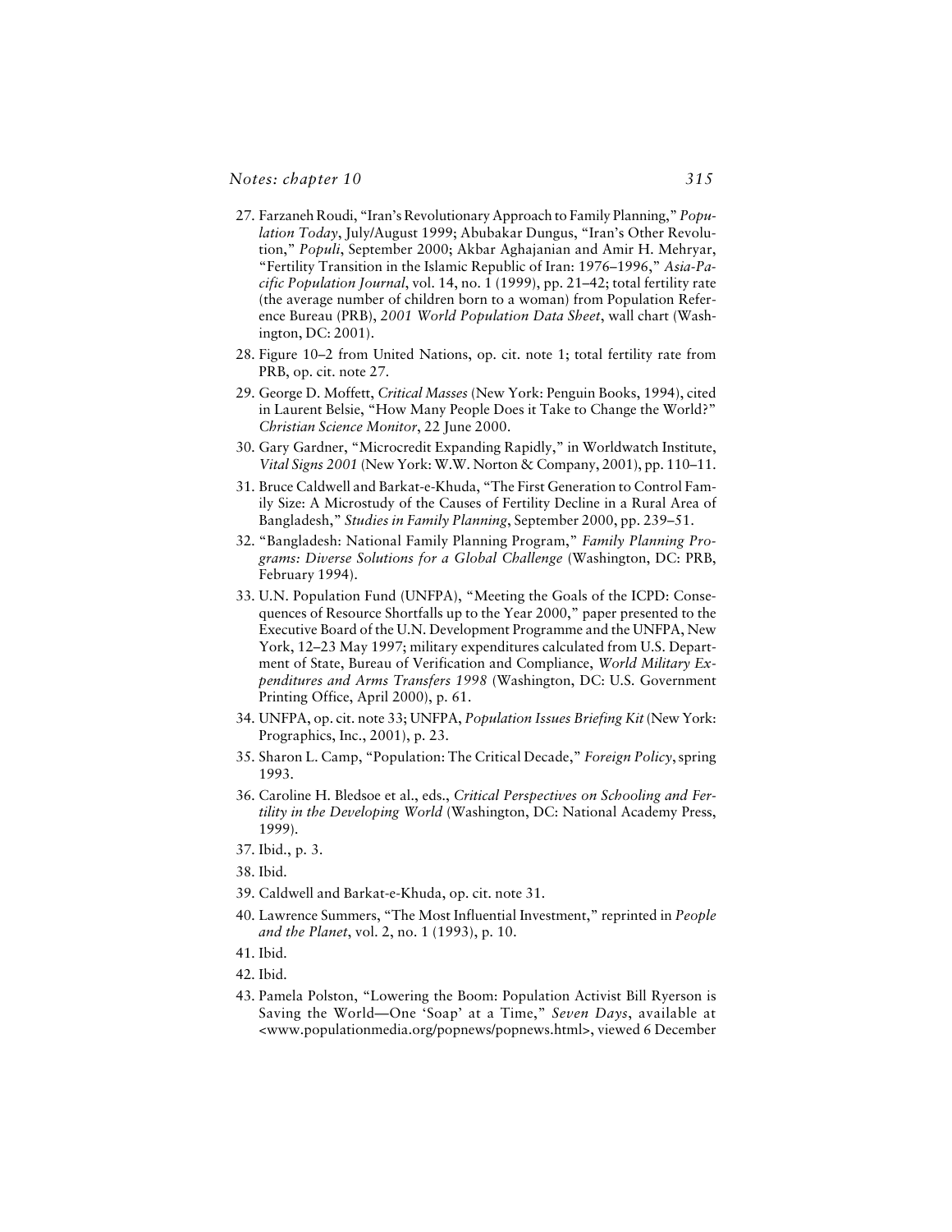27. Farzaneh Roudi, "Iran's Revolutionary Approach to Family Planning," *Population Today*, July/August 1999; Abubakar Dungus, "Iran's Other Revolution," *Populi*, September 2000; Akbar Aghajanian and Amir H. Mehryar, "Fertility Transition in the Islamic Republic of Iran: 1976–1996," *Asia-Pacific Population Journal*, vol. 14, no. 1 (1999), pp. 21–42; total fertility rate (the average number of children born to a woman) from Population Reference Bureau (PRB), *2001 World Population Data Sheet*, wall chart (Washington, DC: 2001).

28. Figure 10–2 from United Nations, op. cit. note 1; total fertility rate from PRB, op. cit. note 27.

29. George D. Moffett, *Critical Masses* (New York: Penguin Books, 1994), cited in Laurent Belsie, "How Many People Does it Take to Change the World?" *Christian Science Monitor*, 22 June 2000.

30. Gary Gardner, "Microcredit Expanding Rapidly," in Worldwatch Institute, *Vital Signs 2001* (New York: W.W. Norton & Company, 2001), pp. 110–11.

31. Bruce Caldwell and Barkat-e-Khuda, "The First Generation to Control Family Size: A Microstudy of the Causes of Fertility Decline in a Rural Area of Bangladesh," *Studies in Family Planning*, September 2000, pp. 239–51.

32. "Bangladesh: National Family Planning Program," *Family Planning Programs: Diverse Solutions for a Global Challenge* (Washington, DC: PRB, February 1994).

33. U.N. Population Fund (UNFPA), "Meeting the Goals of the ICPD: Consequences of Resource Shortfalls up to the Year 2000," paper presented to the Executive Board of the U.N. Development Programme and the UNFPA, New York, 12–23 May 1997; military expenditures calculated from U.S. Department of State, Bureau of Verification and Compliance, *World Military Expenditures and Arms Transfers 1998* (Washington, DC: U.S. Government Printing Office, April 2000), p. 61.

34. UNFPA, op. cit. note 33; UNFPA, *Population Issues Briefing Kit* (New York: Prographics, Inc., 2001), p. 23.

35. Sharon L. Camp, "Population: The Critical Decade," *Foreign Policy*, spring 1993.

36. Caroline H. Bledsoe et al., eds., *Critical Perspectives on Schooling and Fertility in the Developing World* (Washington, DC: National Academy Press, 1999).

37. Ibid., p. 3.

38. Ibid.

39. Caldwell and Barkat-e-Khuda, op. cit. note 31.

40. Lawrence Summers, "The Most Influential Investment," reprinted in *People and the Planet*, vol. 2, no. 1 (1993), p. 10.

41. Ibid.

42. Ibid.

43. Pamela Polston, "Lowering the Boom: Population Activist Bill Ryerson is Saving the World—One 'Soap' at a Time," *Seven Days*, available at <www.populationmedia.org/popnews/popnews.html>, viewed 6 December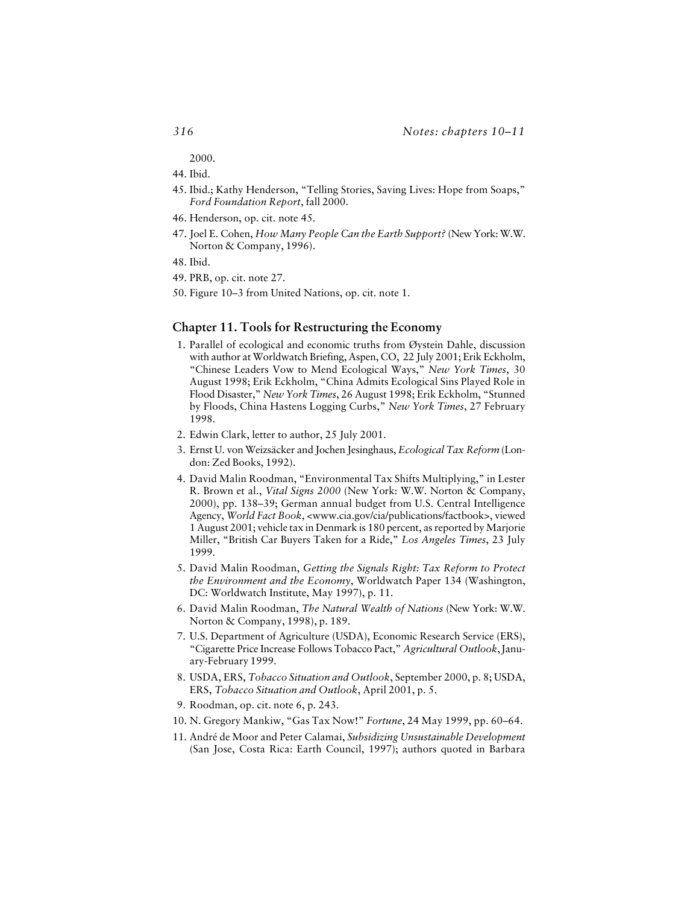2000.

44. Ibid.
45. Ibid.; Kathy Henderson, “Telling Stories, Saving Lives: Hope from Soaps,” *Ford Foundation Report*, fall 2000.
46. Henderson, op. cit. note 45.
47. Joel E. Cohen, *How Many People Can the Earth Support?* (New York: W.W. Norton & Company, 1996).
48. Ibid.
49. PRB, op. cit. note 27.
50. Figure 10–3 from United Nations, op. cit. note 1.

## Chapter 11. Tools for Restructuring the Economy

1. Parallel of ecological and economic truths from Øystein Dahle, discussion with author at Worldwatch Briefing, Aspen, CO, 22 July 2001; Erik Eckholm, “Chinese Leaders Vow to Mend Ecological Ways,” *New York Times*, 30 August 1998; Erik Eckholm, “China Admits Ecological Sins Played Role in Flood Disaster,” *New York Times*, 26 August 1998; Erik Eckholm, “Stunned by Floods, China Hastens Logging Curbs,” *New York Times*, 27 February 1998.
2. Edwin Clark, letter to author, 25 July 2001.
3. Ernst U. von Weizsäcker and Jochen Jesinghaus, *Ecological Tax Reform* (London: Zed Books, 1992).
4. David Malin Roodman, “Environmental Tax Shifts Multiplying,” in Lester R. Brown et al., *Vital Signs 2000* (New York: W.W. Norton & Company, 2000), pp. 138–39; German annual budget from U.S. Central Intelligence Agency, *World Fact Book*, <www.cia.gov/cia/publications/factbook>, viewed 1 August 2001; vehicle tax in Denmark is 180 percent, as reported by Marjorie Miller, “British Car Buyers Taken for a Ride,” *Los Angeles Times*, 23 July 1999.
5. David Malin Roodman, *Getting the Signals Right: Tax Reform to Protect the Environment and the Economy*, Worldwatch Paper 134 (Washington, DC: Worldwatch Institute, May 1997), p. 11.
6. David Malin Roodman, *The Natural Wealth of Nations* (New York: W.W. Norton & Company, 1998), p. 189.
7. U.S. Department of Agriculture (USDA), Economic Research Service (ERS), “Cigarette Price Increase Follows Tobacco Pact,” *Agricultural Outlook*, January-February 1999.
8. USDA, ERS, *Tobacco Situation and Outlook*, September 2000, p. 8; USDA, ERS, *Tobacco Situation and Outlook*, April 2001, p. 5.
9. Roodman, op. cit. note 6, p. 243.
10. N. Gregory Mankiw, “Gas Tax Now!” *Fortune*, 24 May 1999, pp. 60–64.
11. André de Moor and Peter Calamai, *Subsidizing Unsustainable Development* (San Jose, Costa Rica: Earth Council, 1997); authors quoted in Barbara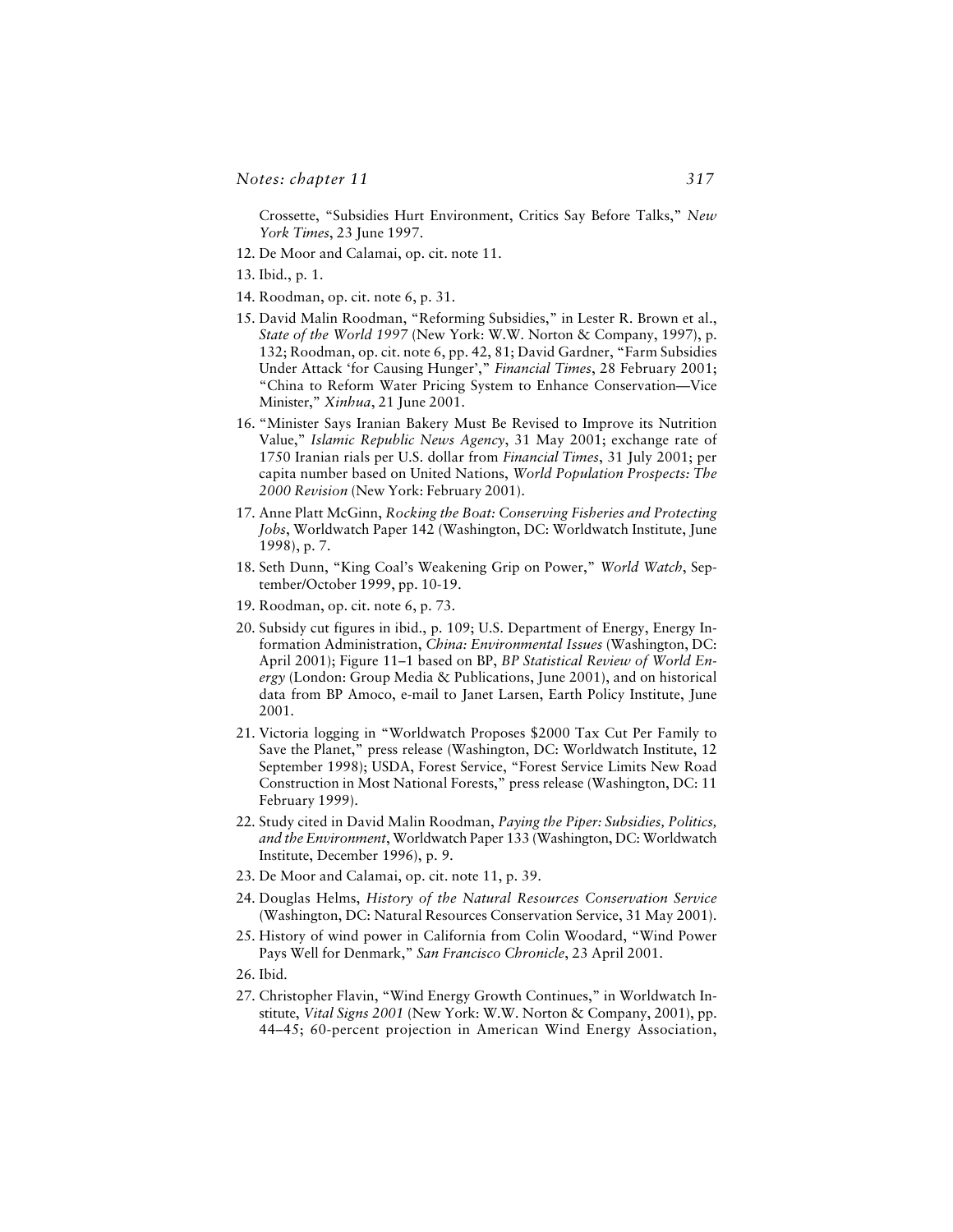Crossette, "Subsidies Hurt Environment, Critics Say Before Talks," *New York Times*, 23 June 1997.

12. De Moor and Calamai, op. cit. note 11.
13. Ibid., p. 1.
14. Roodman, op. cit. note 6, p. 31.
15. David Malin Roodman, "Reforming Subsidies," in Lester R. Brown et al., *State of the World 1997* (New York: W.W. Norton & Company, 1997), p. 132; Roodman, op. cit. note 6, pp. 42, 81; David Gardner, "Farm Subsidies Under Attack 'for Causing Hunger'," *Financial Times*, 28 February 2001; "China to Reform Water Pricing System to Enhance Conservation—Vice Minister," *Xinhua*, 21 June 2001.
16. "Minister Says Iranian Bakery Must Be Revised to Improve its Nutrition Value," *Islamic Republic News Agency*, 31 May 2001; exchange rate of 1750 Iranian rials per U.S. dollar from *Financial Times*, 31 July 2001; per capita number based on United Nations, *World Population Prospects: The 2000 Revision* (New York: February 2001).
17. Anne Platt McGinn, *Rocking the Boat: Conserving Fisheries and Protecting Jobs*, Worldwatch Paper 142 (Washington, DC: Worldwatch Institute, June 1998), p. 7.
18. Seth Dunn, "King Coal's Weakening Grip on Power," *World Watch*, September/October 1999, pp. 10-19.
19. Roodman, op. cit. note 6, p. 73.
20. Subsidy cut figures in ibid., p. 109; U.S. Department of Energy, Energy Information Administration, *China: Environmental Issues* (Washington, DC: April 2001); Figure 11–1 based on BP, *BP Statistical Review of World Energy* (London: Group Media & Publications, June 2001), and on historical data from BP Amoco, e-mail to Janet Larsen, Earth Policy Institute, June 2001.
21. Victoria logging in "Worldwatch Proposes $2000 Tax Cut Per Family to Save the Planet," press release (Washington, DC: Worldwatch Institute, 12 September 1998); USDA, Forest Service, "Forest Service Limits New Road Construction in Most National Forests," press release (Washington, DC: 11 February 1999).
22. Study cited in David Malin Roodman, *Paying the Piper: Subsidies, Politics, and the Environment*, Worldwatch Paper 133 (Washington, DC: Worldwatch Institute, December 1996), p. 9.
23. De Moor and Calamai, op. cit. note 11, p. 39.
24. Douglas Helms, *History of the Natural Resources Conservation Service* (Washington, DC: Natural Resources Conservation Service, 31 May 2001).
25. History of wind power in California from Colin Woodard, "Wind Power Pays Well for Denmark," *San Francisco Chronicle*, 23 April 2001.
26. Ibid.
27. Christopher Flavin, "Wind Energy Growth Continues," in Worldwatch Institute, *Vital Signs 2001* (New York: W.W. Norton & Company, 2001), pp. 44–45; 60-percent projection in American Wind Energy Association,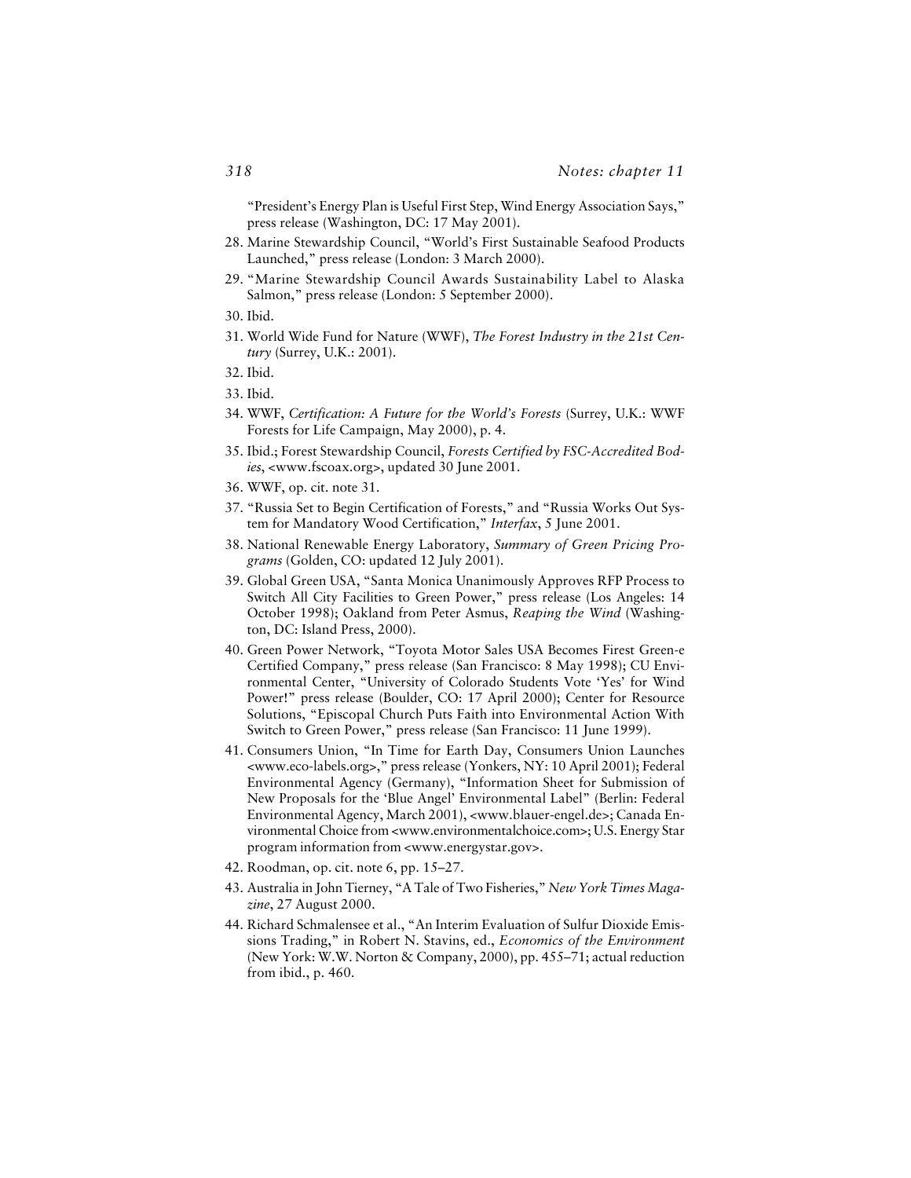"President's Energy Plan is Useful First Step, Wind Energy Association Says," press release (Washington, DC: 17 May 2001).

28. Marine Stewardship Council, "World's First Sustainable Seafood Products Launched," press release (London: 3 March 2000).
29. "Marine Stewardship Council Awards Sustainability Label to Alaska Salmon," press release (London: 5 September 2000).
30. Ibid.
31. World Wide Fund for Nature (WWF), *The Forest Industry in the 21st Century* (Surrey, U.K.: 2001).
32. Ibid.
33. Ibid.
34. WWF, *Certification: A Future for the World's Forests* (Surrey, U.K.: WWF Forests for Life Campaign, May 2000), p. 4.
35. Ibid.; Forest Stewardship Council, *Forests Certified by FSC-Accredited Bodies*, <www.fscoax.org>, updated 30 June 2001.
36. WWF, op. cit. note 31.
37. "Russia Set to Begin Certification of Forests," and "Russia Works Out System for Mandatory Wood Certification," *Interfax*, 5 June 2001.
38. National Renewable Energy Laboratory, *Summary of Green Pricing Programs* (Golden, CO: updated 12 July 2001).
39. Global Green USA, "Santa Monica Unanimously Approves RFP Process to Switch All City Facilities to Green Power," press release (Los Angeles: 14 October 1998); Oakland from Peter Asmus, *Reaping the Wind* (Washington, DC: Island Press, 2000).
40. Green Power Network, "Toyota Motor Sales USA Becomes Firest Green-e Certified Company," press release (San Francisco: 8 May 1998); CU Environmental Center, "University of Colorado Students Vote 'Yes' for Wind Power!" press release (Boulder, CO: 17 April 2000); Center for Resource Solutions, "Episcopal Church Puts Faith into Environmental Action With Switch to Green Power," press release (San Francisco: 11 June 1999).
41. Consumers Union, "In Time for Earth Day, Consumers Union Launches <www.eco-labels.org>," press release (Yonkers, NY: 10 April 2001); Federal Environmental Agency (Germany), "Information Sheet for Submission of New Proposals for the 'Blue Angel' Environmental Label" (Berlin: Federal Environmental Agency, March 2001), <www.blauer-engel.de>; Canada Environmental Choice from <www.environmentalchoice.com>; U.S. Energy Star program information from <www.energystar.gov>.
42. Roodman, op. cit. note 6, pp. 15–27.
43. Australia in John Tierney, "A Tale of Two Fisheries," *New York Times Magazine*, 27 August 2000.
44. Richard Schmalensee et al., "An Interim Evaluation of Sulfur Dioxide Emissions Trading," in Robert N. Stavins, ed., *Economics of the Environment* (New York: W.W. Norton & Company, 2000), pp. 455–71; actual reduction from ibid., p. 460.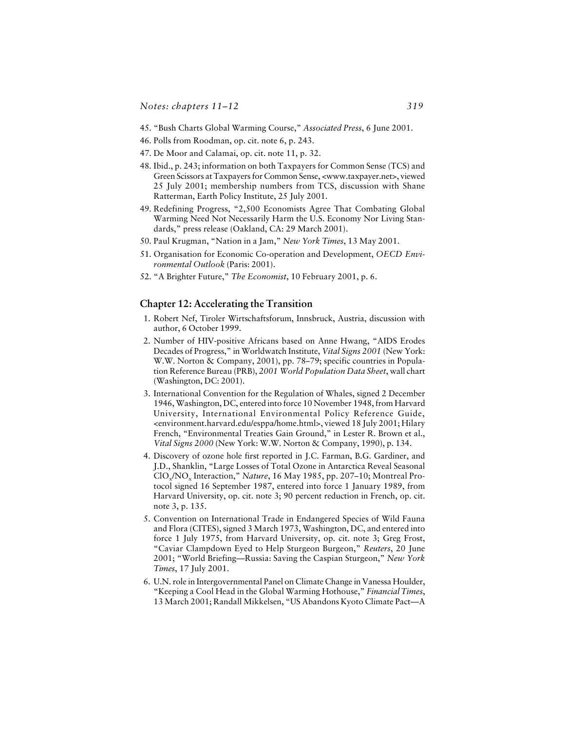45. "Bush Charts Global Warming Course," *Associated Press*, 6 June 2001.
46. Polls from Roodman, op. cit. note 6, p. 243.
47. De Moor and Calamai, op. cit. note 11, p. 32.
48. Ibid., p. 243; information on both Taxpayers for Common Sense (TCS) and Green Scissors at Taxpayers for Common Sense, <www.taxpayer.net>, viewed 25 July 2001; membership numbers from TCS, discussion with Shane Ratterman, Earth Policy Institute, 25 July 2001.
49. Redefining Progress, "2,500 Economists Agree That Combating Global Warming Need Not Necessarily Harm the U.S. Economy Nor Living Standards," press release (Oakland, CA: 29 March 2001).
50. Paul Krugman, "Nation in a Jam," *New York Times*, 13 May 2001.
51. Organisation for Economic Co-operation and Development, *OECD Environmental Outlook* (Paris: 2001).
52. "A Brighter Future," *The Economist*, 10 February 2001, p. 6.

## Chapter 12: Accelerating the Transition

1. Robert Nef, Tiroler Wirtschaftsforum, Innsbruck, Austria, discussion with author, 6 October 1999.
2. Number of HIV-positive Africans based on Anne Hwang, "AIDS Erodes Decades of Progress," in Worldwatch Institute, *Vital Signs 2001* (New York: W.W. Norton & Company, 2001), pp. 78–79; specific countries in Population Reference Bureau (PRB), *2001 World Population Data Sheet*, wall chart (Washington, DC: 2001).
3. International Convention for the Regulation of Whales, signed 2 December 1946, Washington, DC, entered into force 10 November 1948, from Harvard University, International Environmental Policy Reference Guide, <environment.harvard.edu/esppa/home.html>, viewed 18 July 2001; Hilary French, "Environmental Treaties Gain Ground," in Lester R. Brown et al., *Vital Signs 2000* (New York: W.W. Norton & Company, 1990), p. 134.
4. Discovery of ozone hole first reported in J.C. Farman, B.G. Gardiner, and J.D., Shanklin, "Large Losses of Total Ozone in Antarctica Reveal Seasonal $ClO_x/NO_x$ Interaction," *Nature*, 16 May 1985, pp. 207–10; Montreal Protocol signed 16 September 1987, entered into force 1 January 1989, from Harvard University, op. cit. note 3; 90 percent reduction in French, op. cit. note 3, p. 135.
5. Convention on International Trade in Endangered Species of Wild Fauna and Flora (CITES), signed 3 March 1973, Washington, DC, and entered into force 1 July 1975, from Harvard University, op. cit. note 3; Greg Frost, "Caviar Clampdown Eyed to Help Sturgeon Burgeon," *Reuters*, 20 June 2001; "World Briefing—Russia: Saving the Caspian Sturgeon," *New York Times*, 17 July 2001.
6. U.N. role in Intergovernmental Panel on Climate Change in Vanessa Houlder, "Keeping a Cool Head in the Global Warming Hothouse," *Financial Times*, 13 March 2001; Randall Mikkelsen, "US Abandons Kyoto Climate Pact—A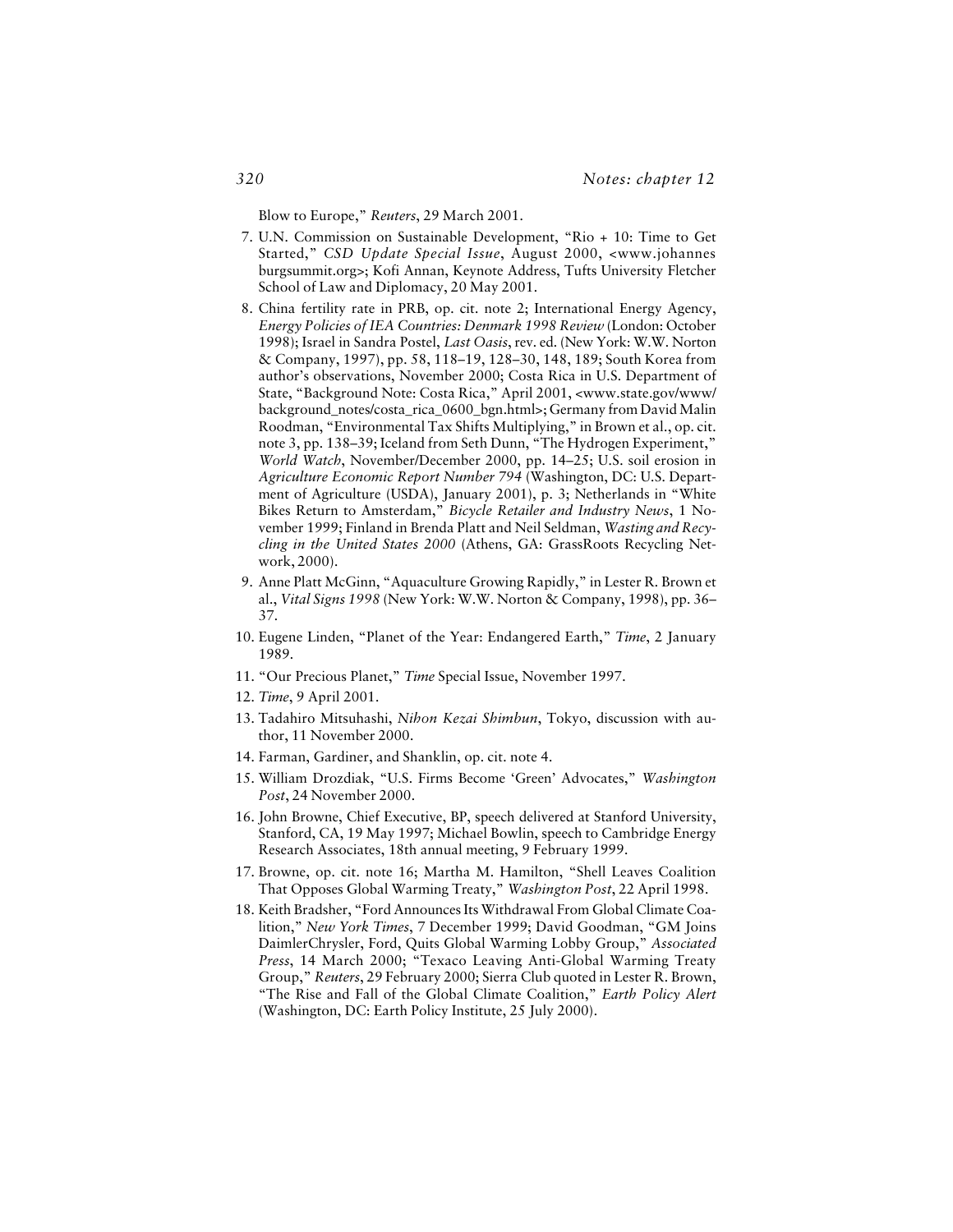Blow to Europe," *Reuters*, 29 March 2001.

7. U.N. Commission on Sustainable Development, "Rio + 10: Time to Get Started," *CSD Update Special Issue*, August 2000, <www.johannesburgsummit.org>; Kofi Annan, Keynote Address, Tufts University Fletcher School of Law and Diplomacy, 20 May 2001.
8. China fertility rate in PRB, op. cit. note 2; International Energy Agency, *Energy Policies of IEA Countries: Denmark 1998 Review* (London: October 1998); Israel in Sandra Postel, *Last Oasis*, rev. ed. (New York: W.W. Norton & Company, 1997), pp. 58, 118–19, 128–30, 148, 189; South Korea from author's observations, November 2000; Costa Rica in U.S. Department of State, "Background Note: Costa Rica," April 2001, <www.state.gov/www/background_notes/costa_rica_0600_bgn.html>; Germany from David Malin Roodman, "Environmental Tax Shifts Multiplying," in Brown et al., op. cit. note 3, pp. 138–39; Iceland from Seth Dunn, "The Hydrogen Experiment," *World Watch*, November/December 2000, pp. 14–25; U.S. soil erosion in *Agriculture Economic Report Number 794* (Washington, DC: U.S. Department of Agriculture (USDA), January 2001), p. 3; Netherlands in "White Bikes Return to Amsterdam," *Bicycle Retailer and Industry News*, 1 November 1999; Finland in Brenda Platt and Neil Seldman, *Wasting and Recycling in the United States 2000* (Athens, GA: GrassRoots Recycling Network, 2000).
9. Anne Platt McGinn, "Aquaculture Growing Rapidly," in Lester R. Brown et al., *Vital Signs 1998* (New York: W.W. Norton & Company, 1998), pp. 36–37.
10. Eugene Linden, "Planet of the Year: Endangered Earth," *Time*, 2 January 1989.
11. "Our Precious Planet," *Time* Special Issue, November 1997.
12. *Time*, 9 April 2001.
13. Tadahiro Mitsuhashi, *Nihon Kezai Shimbun*, Tokyo, discussion with author, 11 November 2000.
14. Farman, Gardiner, and Shanklin, op. cit. note 4.
15. William Drozdiak, "U.S. Firms Become 'Green' Advocates," *Washington Post*, 24 November 2000.
16. John Browne, Chief Executive, BP, speech delivered at Stanford University, Stanford, CA, 19 May 1997; Michael Bowlin, speech to Cambridge Energy Research Associates, 18th annual meeting, 9 February 1999.
17. Browne, op. cit. note 16; Martha M. Hamilton, "Shell Leaves Coalition That Opposes Global Warming Treaty," *Washington Post*, 22 April 1998.
18. Keith Bradsher, "Ford Announces Its Withdrawal From Global Climate Coalition," *New York Times*, 7 December 1999; David Goodman, "GM Joins DaimlerChrysler, Ford, Quits Global Warming Lobby Group," *Associated Press*, 14 March 2000; "Texaco Leaving Anti-Global Warming Treaty Group," *Reuters*, 29 February 2000; Sierra Club quoted in Lester R. Brown, "The Rise and Fall of the Global Climate Coalition," *Earth Policy Alert* (Washington, DC: Earth Policy Institute, 25 July 2000).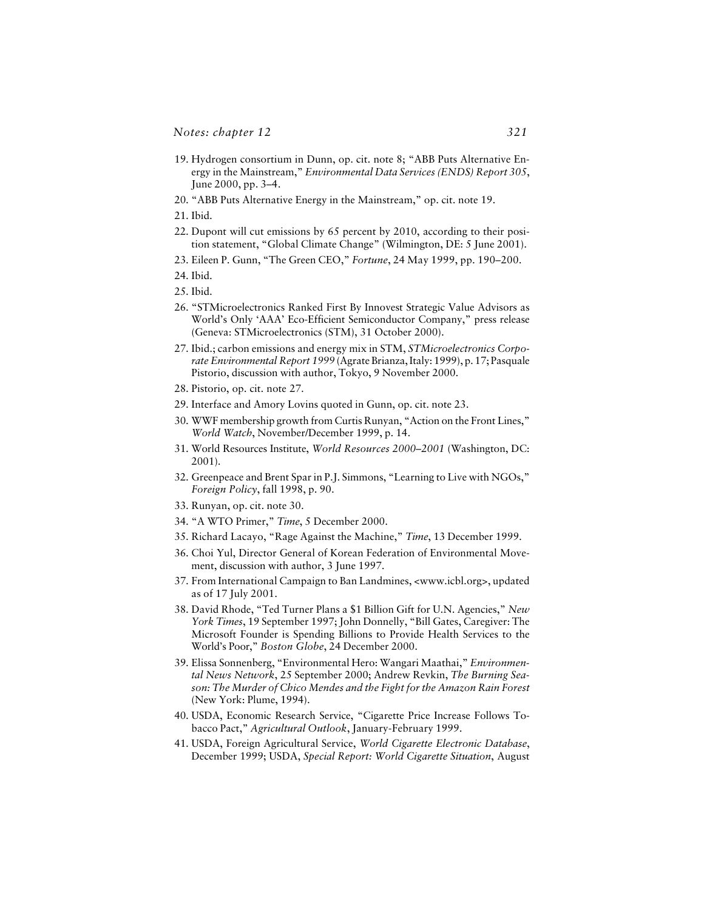19. Hydrogen consortium in Dunn, op. cit. note 8; "ABB Puts Alternative Energy in the Mainstream," *Environmental Data Services (ENDS) Report 305*, June 2000, pp. 3–4.
20. "ABB Puts Alternative Energy in the Mainstream," op. cit. note 19.
21. Ibid.
22. Dupont will cut emissions by 65 percent by 2010, according to their position statement, "Global Climate Change" (Wilmington, DE: 5 June 2001).
23. Eileen P. Gunn, "The Green CEO," *Fortune*, 24 May 1999, pp. 190–200.
24. Ibid.
25. Ibid.
26. "STMicroelectronics Ranked First By Innovest Strategic Value Advisors as World's Only 'AAA' Eco-Efficient Semiconductor Company," press release (Geneva: STMicroelectronics (STM), 31 October 2000).
27. Ibid.; carbon emissions and energy mix in STM, *STMicroelectronics Corporate Environmental Report 1999* (Agrate Brianza, Italy: 1999), p. 17; Pasquale Pistorio, discussion with author, Tokyo, 9 November 2000.
28. Pistorio, op. cit. note 27.
29. Interface and Amory Lovins quoted in Gunn, op. cit. note 23.
30. WWF membership growth from Curtis Runyan, "Action on the Front Lines," *World Watch*, November/December 1999, p. 14.
31. World Resources Institute, *World Resources 2000–2001* (Washington, DC: 2001).
32. Greenpeace and Brent Spar in P.J. Simmons, "Learning to Live with NGOs," *Foreign Policy*, fall 1998, p. 90.
33. Runyan, op. cit. note 30.
34. "A WTO Primer," *Time*, 5 December 2000.
35. Richard Lacayo, "Rage Against the Machine," *Time*, 13 December 1999.
36. Choi Yul, Director General of Korean Federation of Environmental Movement, discussion with author, 3 June 1997.
37. From International Campaign to Ban Landmines, <www.icbl.org>, updated as of 17 July 2001.
38. David Rhode, "Ted Turner Plans a $1 Billion Gift for U.N. Agencies," *New York Times*, 19 September 1997; John Donnelly, "Bill Gates, Caregiver: The Microsoft Founder is Spending Billions to Provide Health Services to the World's Poor," *Boston Globe*, 24 December 2000.
39. Elissa Sonnenberg, "Environmental Hero: Wangari Maathai," *Environmental News Network*, 25 September 2000; Andrew Revkin, *The Burning Season: The Murder of Chico Mendes and the Fight for the Amazon Rain Forest* (New York: Plume, 1994).
40. USDA, Economic Research Service, "Cigarette Price Increase Follows Tobacco Pact," *Agricultural Outlook*, January-February 1999.
41. USDA, Foreign Agricultural Service, *World Cigarette Electronic Database*, December 1999; USDA, *Special Report: World Cigarette Situation*, August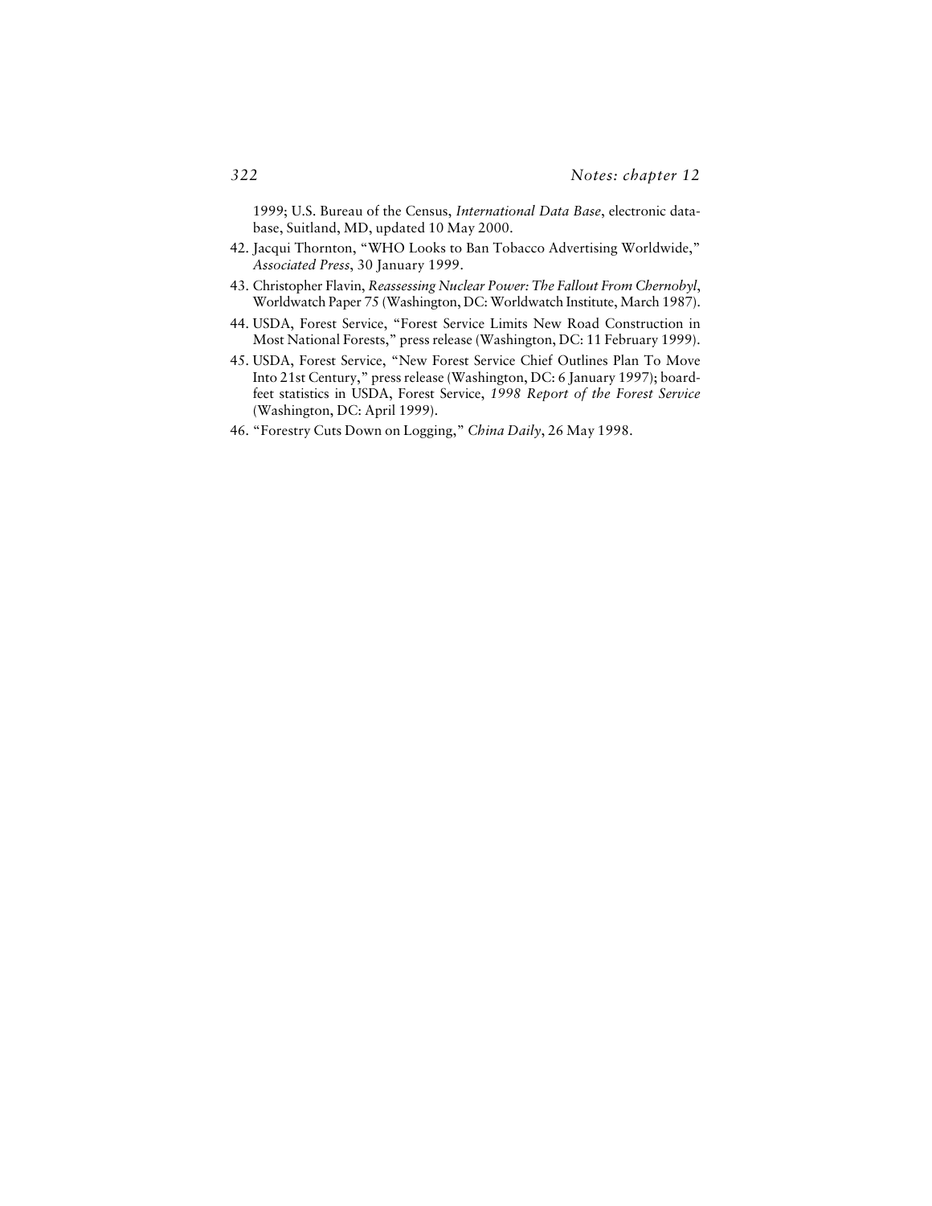1999; U.S. Bureau of the Census, *International Data Base*, electronic database, Suitland, MD, updated 10 May 2000.

42. Jacqui Thornton, "WHO Looks to Ban Tobacco Advertising Worldwide," *Associated Press*, 30 January 1999.
43. Christopher Flavin, *Reassessing Nuclear Power: The Fallout From Chernobyl*, Worldwatch Paper 75 (Washington, DC: Worldwatch Institute, March 1987).
44. USDA, Forest Service, "Forest Service Limits New Road Construction in Most National Forests," press release (Washington, DC: 11 February 1999).
45. USDA, Forest Service, "New Forest Service Chief Outlines Plan To Move Into 21st Century," press release (Washington, DC: 6 January 1997); board-feet statistics in USDA, Forest Service, *1998 Report of the Forest Service* (Washington, DC: April 1999).
46. "Forestry Cuts Down on Logging," *China Daily*, 26 May 1998.